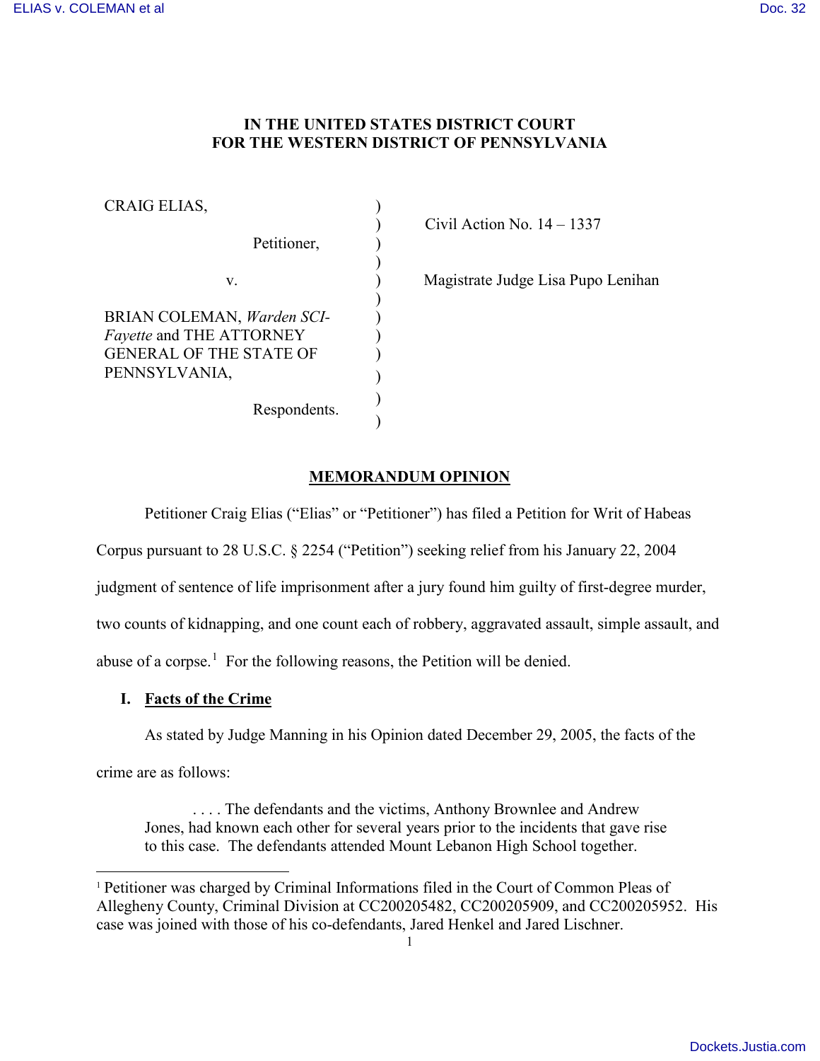**IN THE UNITED STATES DISTRICT COURT**
**FOR THE WESTERN DISTRICT OF PENNSYLVANIA**

| | | |
|---|---|---|
| CRAIG ELIAS, | ) | |
| | ) | Civil Action No. 14 – 1337 |
| Petitioner, | ) | |
| | ) | |
| v. | ) | Magistrate Judge Lisa Pupo Lenihan |
| | ) | |
| BRIAN COLEMAN, *Warden SCI-Fayette* and THE ATTORNEY GENERAL OF THE STATE OF PENNSYLVANIA, | ) | |
| | ) | |
| Respondents. | ) | |

## MEMORANDUM OPINION

Petitioner Craig Elias ("Elias" or "Petitioner") has filed a Petition for Writ of Habeas Corpus pursuant to 28 U.S.C. § 2254 ("Petition") seeking relief from his January 22, 2004 judgment of sentence of life imprisonment after a jury found him guilty of first-degree murder, two counts of kidnapping, and one count each of robbery, aggravated assault, simple assault, and abuse of a corpse.[1] For the following reasons, the Petition will be denied.

### I. Facts of the Crime

As stated by Judge Manning in his Opinion dated December 29, 2005, the facts of the crime are as follows:

> . . . . The defendants and the victims, Anthony Brownlee and Andrew Jones, had known each other for several years prior to the incidents that gave rise to this case. The defendants attended Mount Lebanon High School together.

[1] Petitioner was charged by Criminal Informations filed in the Court of Common Pleas of Allegheny County, Criminal Division at CC200205482, CC200205909, and CC200205952. His case was joined with those of his co-defendants, Jared Henkel and Jared Lischner.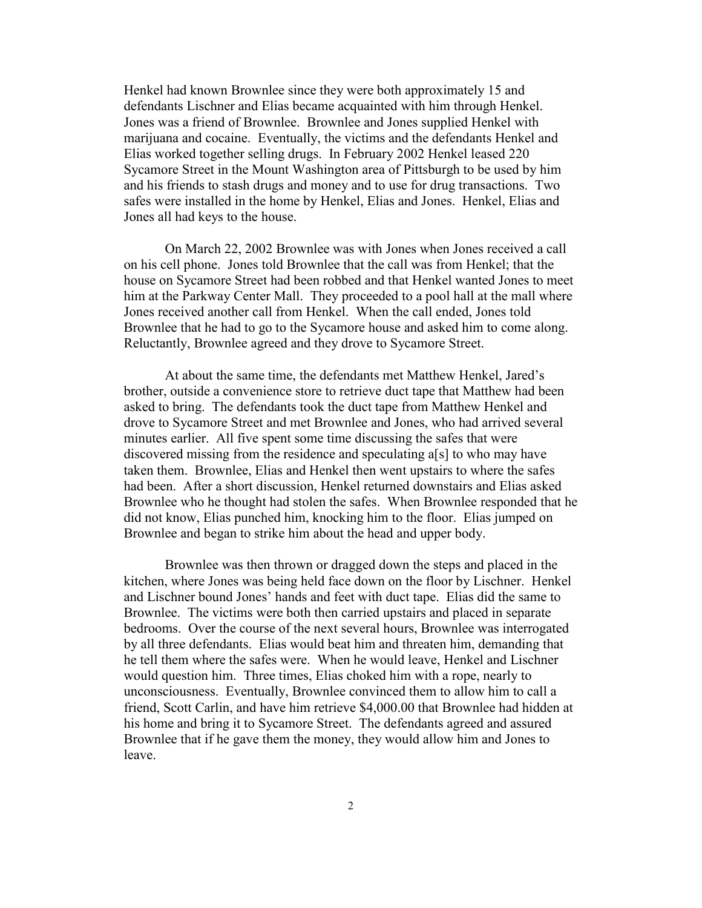Henkel had known Brownlee since they were both approximately 15 and defendants Lischner and Elias became acquainted with him through Henkel. Jones was a friend of Brownlee. Brownlee and Jones supplied Henkel with marijuana and cocaine. Eventually, the victims and the defendants Henkel and Elias worked together selling drugs. In February 2002 Henkel leased 220 Sycamore Street in the Mount Washington area of Pittsburgh to be used by him and his friends to stash drugs and money and to use for drug transactions. Two safes were installed in the home by Henkel, Elias and Jones. Henkel, Elias and Jones all had keys to the house.

On March 22, 2002 Brownlee was with Jones when Jones received a call on his cell phone. Jones told Brownlee that the call was from Henkel; that the house on Sycamore Street had been robbed and that Henkel wanted Jones to meet him at the Parkway Center Mall. They proceeded to a pool hall at the mall where Jones received another call from Henkel. When the call ended, Jones told Brownlee that he had to go to the Sycamore house and asked him to come along. Reluctantly, Brownlee agreed and they drove to Sycamore Street.

At about the same time, the defendants met Matthew Henkel, Jared's brother, outside a convenience store to retrieve duct tape that Matthew had been asked to bring. The defendants took the duct tape from Matthew Henkel and drove to Sycamore Street and met Brownlee and Jones, who had arrived several minutes earlier. All five spent some time discussing the safes that were discovered missing from the residence and speculating a[s] to who may have taken them. Brownlee, Elias and Henkel then went upstairs to where the safes had been. After a short discussion, Henkel returned downstairs and Elias asked Brownlee who he thought had stolen the safes. When Brownlee responded that he did not know, Elias punched him, knocking him to the floor. Elias jumped on Brownlee and began to strike him about the head and upper body.

Brownlee was then thrown or dragged down the steps and placed in the kitchen, where Jones was being held face down on the floor by Lischner. Henkel and Lischner bound Jones' hands and feet with duct tape. Elias did the same to Brownlee. The victims were both then carried upstairs and placed in separate bedrooms. Over the course of the next several hours, Brownlee was interrogated by all three defendants. Elias would beat him and threaten him, demanding that he tell them where the safes were. When he would leave, Henkel and Lischner would question him. Three times, Elias choked him with a rope, nearly to unconsciousness. Eventually, Brownlee convinced them to allow him to call a friend, Scott Carlin, and have him retrieve $4,000.00 that Brownlee had hidden at his home and bring it to Sycamore Street. The defendants agreed and assured Brownlee that if he gave them the money, they would allow him and Jones to leave.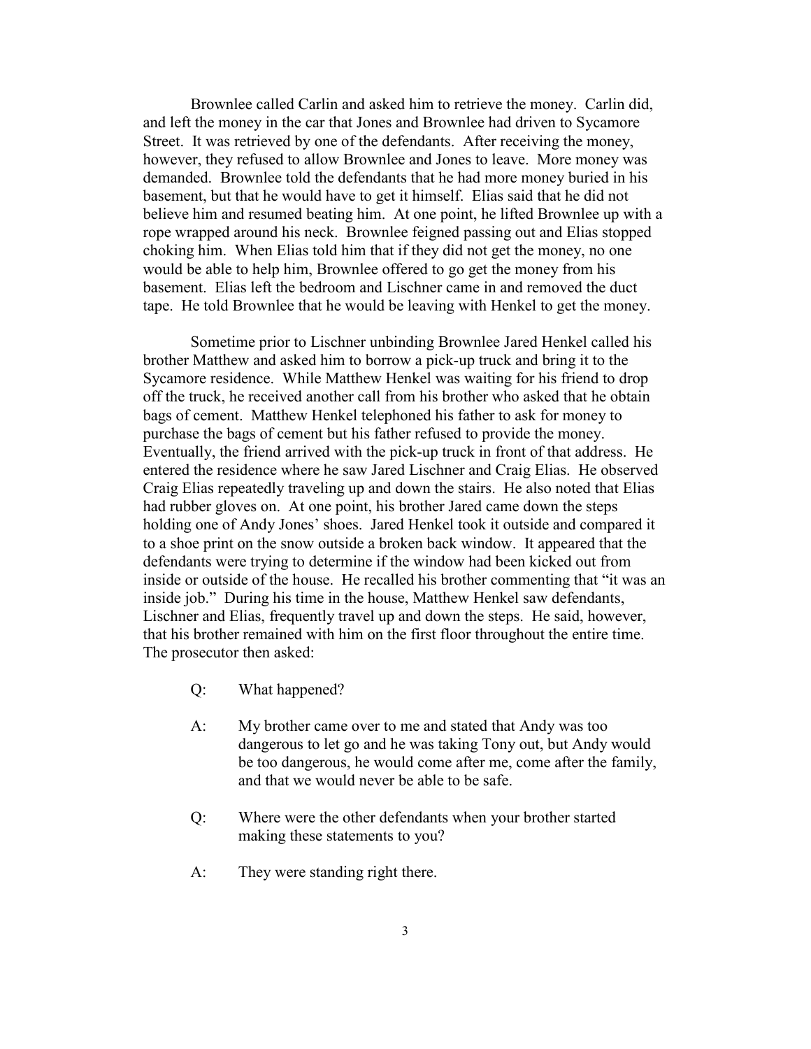Brownlee called Carlin and asked him to retrieve the money. Carlin did, and left the money in the car that Jones and Brownlee had driven to Sycamore Street. It was retrieved by one of the defendants. After receiving the money, however, they refused to allow Brownlee and Jones to leave. More money was demanded. Brownlee told the defendants that he had more money buried in his basement, but that he would have to get it himself. Elias said that he did not believe him and resumed beating him. At one point, he lifted Brownlee up with a rope wrapped around his neck. Brownlee feigned passing out and Elias stopped choking him. When Elias told him that if they did not get the money, no one would be able to help him, Brownlee offered to go get the money from his basement. Elias left the bedroom and Lischner came in and removed the duct tape. He told Brownlee that he would be leaving with Henkel to get the money.

Sometime prior to Lischner unbinding Brownlee Jared Henkel called his brother Matthew and asked him to borrow a pick-up truck and bring it to the Sycamore residence. While Matthew Henkel was waiting for his friend to drop off the truck, he received another call from his brother who asked that he obtain bags of cement. Matthew Henkel telephoned his father to ask for money to purchase the bags of cement but his father refused to provide the money. Eventually, the friend arrived with the pick-up truck in front of that address. He entered the residence where he saw Jared Lischner and Craig Elias. He observed Craig Elias repeatedly traveling up and down the stairs. He also noted that Elias had rubber gloves on. At one point, his brother Jared came down the steps holding one of Andy Jones' shoes. Jared Henkel took it outside and compared it to a shoe print on the snow outside a broken back window. It appeared that the defendants were trying to determine if the window had been kicked out from inside or outside of the house. He recalled his brother commenting that "it was an inside job." During his time in the house, Matthew Henkel saw defendants, Lischner and Elias, frequently travel up and down the steps. He said, however, that his brother remained with him on the first floor throughout the entire time. The prosecutor then asked:

> Q: What happened?
>
> A: My brother came over to me and stated that Andy was too dangerous to let go and he was taking Tony out, but Andy would be too dangerous, he would come after me, come after the family, and that we would never be able to be safe.
>
> Q: Where were the other defendants when your brother started making these statements to you?
>
> A: They were standing right there.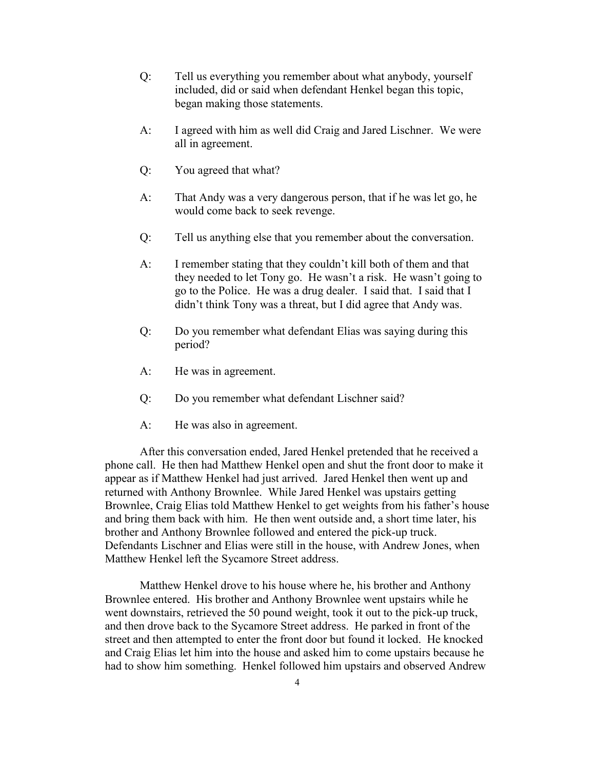Q: Tell us everything you remember about what anybody, yourself included, did or said when defendant Henkel began this topic, began making those statements.

A: I agreed with him as well did Craig and Jared Lischner. We were all in agreement.

Q: You agreed that what?

A: That Andy was a very dangerous person, that if he was let go, he would come back to seek revenge.

Q: Tell us anything else that you remember about the conversation.

A: I remember stating that they couldn't kill both of them and that they needed to let Tony go. He wasn't a risk. He wasn't going to go to the Police. He was a drug dealer. I said that. I said that I didn't think Tony was a threat, but I did agree that Andy was.

Q: Do you remember what defendant Elias was saying during this period?

A: He was in agreement.

Q: Do you remember what defendant Lischner said?

A: He was also in agreement.

After this conversation ended, Jared Henkel pretended that he received a phone call. He then had Matthew Henkel open and shut the front door to make it appear as if Matthew Henkel had just arrived. Jared Henkel then went up and returned with Anthony Brownlee. While Jared Henkel was upstairs getting Brownlee, Craig Elias told Matthew Henkel to get weights from his father's house and bring them back with him. He then went outside and, a short time later, his brother and Anthony Brownlee followed and entered the pick-up truck. Defendants Lischner and Elias were still in the house, with Andrew Jones, when Matthew Henkel left the Sycamore Street address.

Matthew Henkel drove to his house where he, his brother and Anthony Brownlee entered. His brother and Anthony Brownlee went upstairs while he went downstairs, retrieved the 50 pound weight, took it out to the pick-up truck, and then drove back to the Sycamore Street address. He parked in front of the street and then attempted to enter the front door but found it locked. He knocked and Craig Elias let him into the house and asked him to come upstairs because he had to show him something. Henkel followed him upstairs and observed Andrew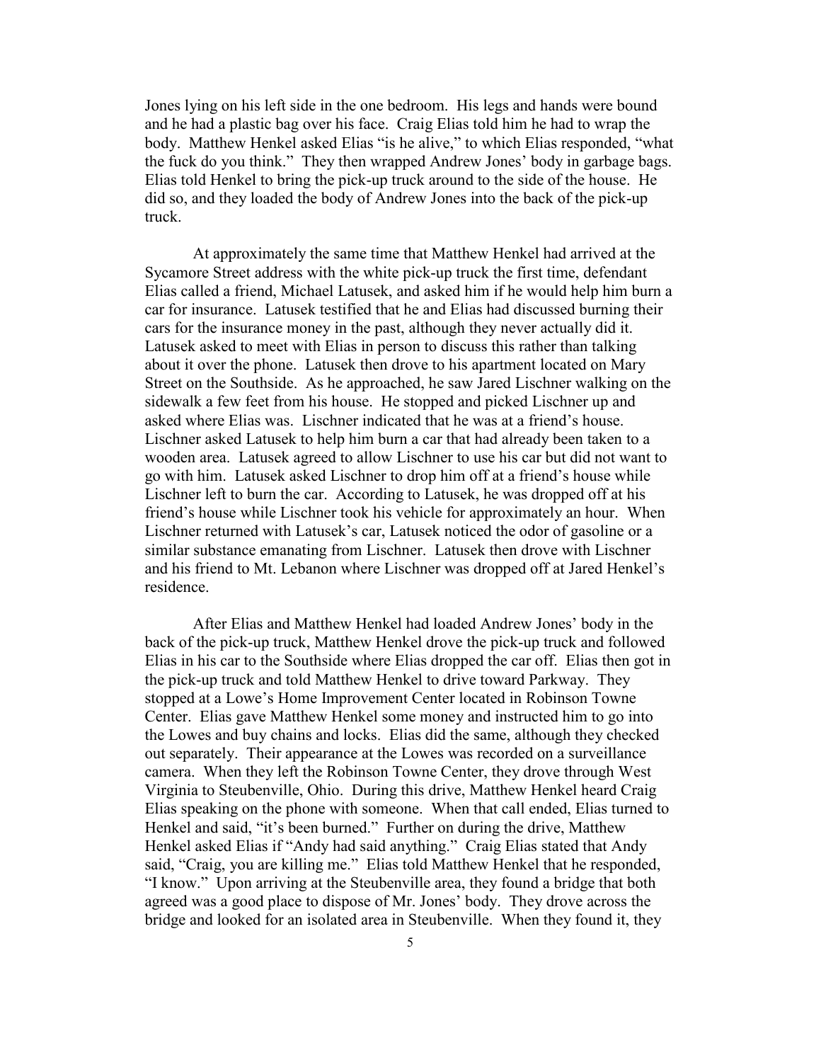Jones lying on his left side in the one bedroom. His legs and hands were bound and he had a plastic bag over his face. Craig Elias told him he had to wrap the body. Matthew Henkel asked Elias "is he alive," to which Elias responded, "what the fuck do you think." They then wrapped Andrew Jones' body in garbage bags. Elias told Henkel to bring the pick-up truck around to the side of the house. He did so, and they loaded the body of Andrew Jones into the back of the pick-up truck.

At approximately the same time that Matthew Henkel had arrived at the Sycamore Street address with the white pick-up truck the first time, defendant Elias called a friend, Michael Latusek, and asked him if he would help him burn a car for insurance. Latusek testified that he and Elias had discussed burning their cars for the insurance money in the past, although they never actually did it. Latusek asked to meet with Elias in person to discuss this rather than talking about it over the phone. Latusek then drove to his apartment located on Mary Street on the Southside. As he approached, he saw Jared Lischner walking on the sidewalk a few feet from his house. He stopped and picked Lischner up and asked where Elias was. Lischner indicated that he was at a friend's house. Lischner asked Latusek to help him burn a car that had already been taken to a wooden area. Latusek agreed to allow Lischner to use his car but did not want to go with him. Latusek asked Lischner to drop him off at a friend's house while Lischner left to burn the car. According to Latusek, he was dropped off at his friend's house while Lischner took his vehicle for approximately an hour. When Lischner returned with Latusek's car, Latusek noticed the odor of gasoline or a similar substance emanating from Lischner. Latusek then drove with Lischner and his friend to Mt. Lebanon where Lischner was dropped off at Jared Henkel's residence.

After Elias and Matthew Henkel had loaded Andrew Jones' body in the back of the pick-up truck, Matthew Henkel drove the pick-up truck and followed Elias in his car to the Southside where Elias dropped the car off. Elias then got in the pick-up truck and told Matthew Henkel to drive toward Parkway. They stopped at a Lowe's Home Improvement Center located in Robinson Towne Center. Elias gave Matthew Henkel some money and instructed him to go into the Lowes and buy chains and locks. Elias did the same, although they checked out separately. Their appearance at the Lowes was recorded on a surveillance camera. When they left the Robinson Towne Center, they drove through West Virginia to Steubenville, Ohio. During this drive, Matthew Henkel heard Craig Elias speaking on the phone with someone. When that call ended, Elias turned to Henkel and said, "it's been burned." Further on during the drive, Matthew Henkel asked Elias if "Andy had said anything." Craig Elias stated that Andy said, "Craig, you are killing me." Elias told Matthew Henkel that he responded, "I know." Upon arriving at the Steubenville area, they found a bridge that both agreed was a good place to dispose of Mr. Jones' body. They drove across the bridge and looked for an isolated area in Steubenville. When they found it, they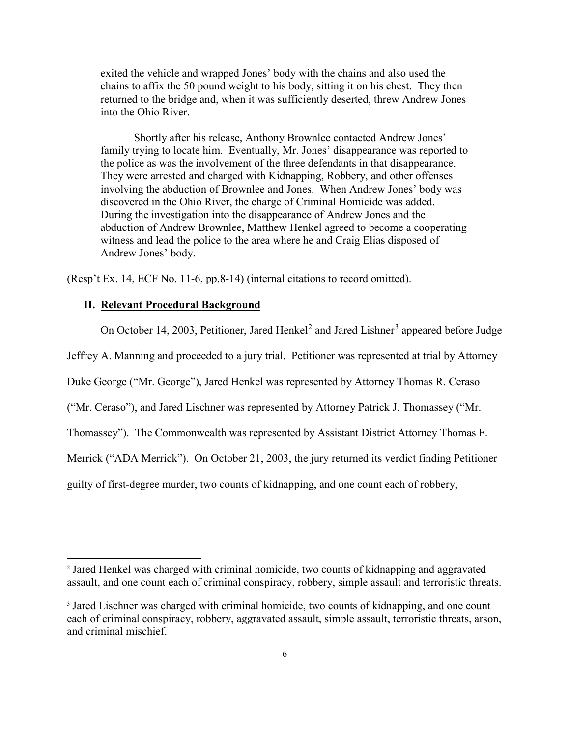exited the vehicle and wrapped Jones' body with the chains and also used the chains to affix the 50 pound weight to his body, sitting it on his chest. They then returned to the bridge and, when it was sufficiently deserted, threw Andrew Jones into the Ohio River.

> Shortly after his release, Anthony Brownlee contacted Andrew Jones' family trying to locate him. Eventually, Mr. Jones' disappearance was reported to the police as was the involvement of the three defendants in that disappearance. They were arrested and charged with Kidnapping, Robbery, and other offenses involving the abduction of Brownlee and Jones. When Andrew Jones' body was discovered in the Ohio River, the charge of Criminal Homicide was added. During the investigation into the disappearance of Andrew Jones and the abduction of Andrew Brownlee, Matthew Henkel agreed to become a cooperating witness and lead the police to the area where he and Craig Elias disposed of Andrew Jones' body.

(Resp't Ex. 14, ECF No. 11-6, pp.8-14) (internal citations to record omitted).

## II. Relevant Procedural Background

On October 14, 2003, Petitioner, Jared Henkel[2] and Jared Lishner[3] appeared before Judge Jeffrey A. Manning and proceeded to a jury trial. Petitioner was represented at trial by Attorney Duke George ("Mr. George"), Jared Henkel was represented by Attorney Thomas R. Ceraso ("Mr. Ceraso"), and Jared Lischner was represented by Attorney Patrick J. Thomassey ("Mr. Thomassey"). The Commonwealth was represented by Assistant District Attorney Thomas F. Merrick ("ADA Merrick"). On October 21, 2003, the jury returned its verdict finding Petitioner guilty of first-degree murder, two counts of kidnapping, and one count each of robbery,

---

[2] Jared Henkel was charged with criminal homicide, two counts of kidnapping and aggravated assault, and one count each of criminal conspiracy, robbery, simple assault and terroristic threats.

[3] Jared Lischner was charged with criminal homicide, two counts of kidnapping, and one count each of criminal conspiracy, robbery, aggravated assault, simple assault, terroristic threats, arson, and criminal mischief.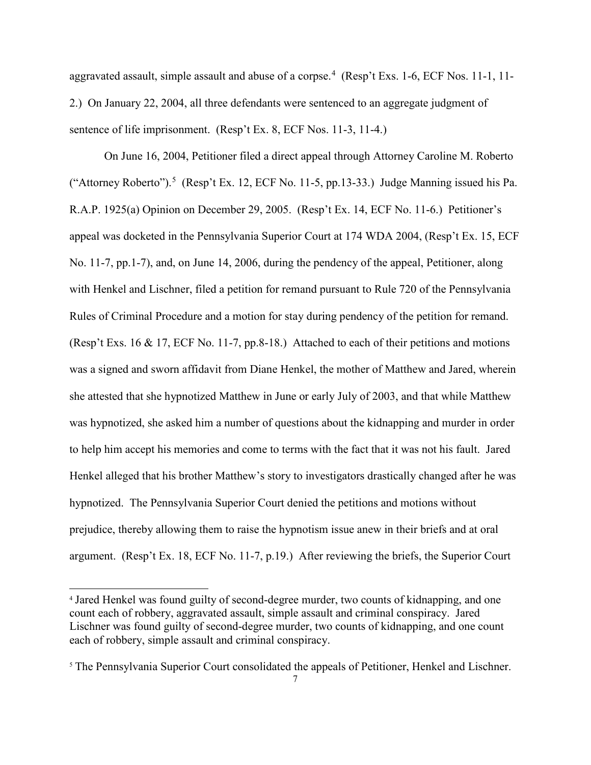aggravated assault, simple assault and abuse of a corpse.[4] (Resp't Exs. 1-6, ECF Nos. 11-1, 11-2.) On January 22, 2004, all three defendants were sentenced to an aggregate judgment of sentence of life imprisonment. (Resp't Ex. 8, ECF Nos. 11-3, 11-4.)

On June 16, 2004, Petitioner filed a direct appeal through Attorney Caroline M. Roberto ("Attorney Roberto").[5] (Resp't Ex. 12, ECF No. 11-5, pp.13-33.) Judge Manning issued his Pa. R.A.P. 1925(a) Opinion on December 29, 2005. (Resp't Ex. 14, ECF No. 11-6.) Petitioner's appeal was docketed in the Pennsylvania Superior Court at 174 WDA 2004, (Resp't Ex. 15, ECF No. 11-7, pp.1-7), and, on June 14, 2006, during the pendency of the appeal, Petitioner, along with Henkel and Lischner, filed a petition for remand pursuant to Rule 720 of the Pennsylvania Rules of Criminal Procedure and a motion for stay during pendency of the petition for remand. (Resp't Exs. 16 & 17, ECF No. 11-7, pp.8-18.) Attached to each of their petitions and motions was a signed and sworn affidavit from Diane Henkel, the mother of Matthew and Jared, wherein she attested that she hypnotized Matthew in June or early July of 2003, and that while Matthew was hypnotized, she asked him a number of questions about the kidnapping and murder in order to help him accept his memories and come to terms with the fact that it was not his fault. Jared Henkel alleged that his brother Matthew's story to investigators drastically changed after he was hypnotized. The Pennsylvania Superior Court denied the petitions and motions without prejudice, thereby allowing them to raise the hypnotism issue anew in their briefs and at oral argument. (Resp't Ex. 18, ECF No. 11-7, p.19.) After reviewing the briefs, the Superior Court

[4] Jared Henkel was found guilty of second-degree murder, two counts of kidnapping, and one count each of robbery, aggravated assault, simple assault and criminal conspiracy. Jared Lischner was found guilty of second-degree murder, two counts of kidnapping, and one count each of robbery, simple assault and criminal conspiracy.

[5] The Pennsylvania Superior Court consolidated the appeals of Petitioner, Henkel and Lischner.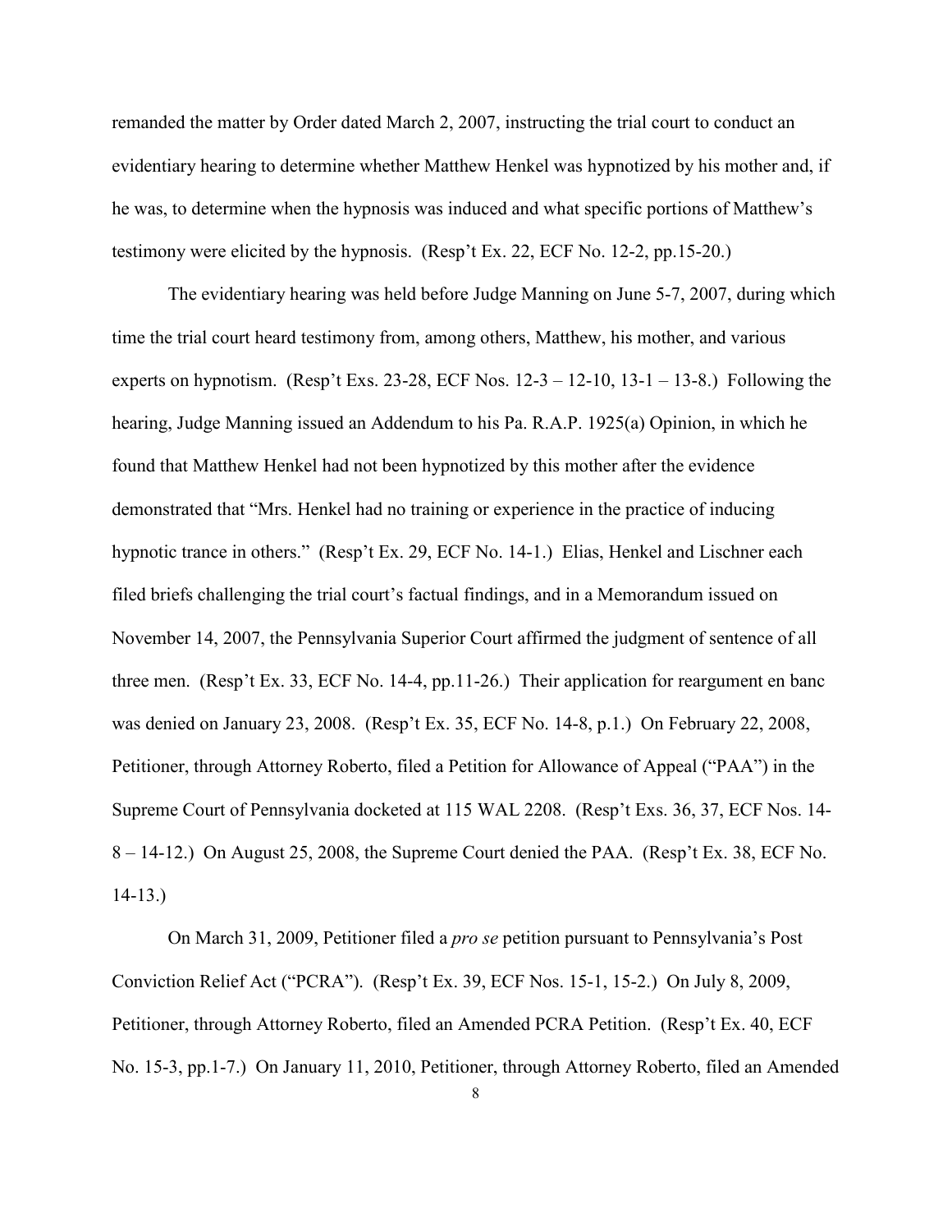remanded the matter by Order dated March 2, 2007, instructing the trial court to conduct an evidentiary hearing to determine whether Matthew Henkel was hypnotized by his mother and, if he was, to determine when the hypnosis was induced and what specific portions of Matthew's testimony were elicited by the hypnosis. (Resp't Ex. 22, ECF No. 12-2, pp.15-20.)

The evidentiary hearing was held before Judge Manning on June 5-7, 2007, during which time the trial court heard testimony from, among others, Matthew, his mother, and various experts on hypnotism. (Resp't Exs. 23-28, ECF Nos. 12-3 – 12-10, 13-1 – 13-8.) Following the hearing, Judge Manning issued an Addendum to his Pa. R.A.P. 1925(a) Opinion, in which he found that Matthew Henkel had not been hypnotized by this mother after the evidence demonstrated that "Mrs. Henkel had no training or experience in the practice of inducing hypnotic trance in others." (Resp't Ex. 29, ECF No. 14-1.) Elias, Henkel and Lischner each filed briefs challenging the trial court's factual findings, and in a Memorandum issued on November 14, 2007, the Pennsylvania Superior Court affirmed the judgment of sentence of all three men. (Resp't Ex. 33, ECF No. 14-4, pp.11-26.) Their application for reargument en banc was denied on January 23, 2008. (Resp't Ex. 35, ECF No. 14-8, p.1.) On February 22, 2008, Petitioner, through Attorney Roberto, filed a Petition for Allowance of Appeal ("PAA") in the Supreme Court of Pennsylvania docketed at 115 WAL 2208. (Resp't Exs. 36, 37, ECF Nos. 14-8 – 14-12.) On August 25, 2008, the Supreme Court denied the PAA. (Resp't Ex. 38, ECF No. 14-13.)

On March 31, 2009, Petitioner filed a *pro se* petition pursuant to Pennsylvania's Post Conviction Relief Act ("PCRA"). (Resp't Ex. 39, ECF Nos. 15-1, 15-2.) On July 8, 2009, Petitioner, through Attorney Roberto, filed an Amended PCRA Petition. (Resp't Ex. 40, ECF No. 15-3, pp.1-7.) On January 11, 2010, Petitioner, through Attorney Roberto, filed an Amended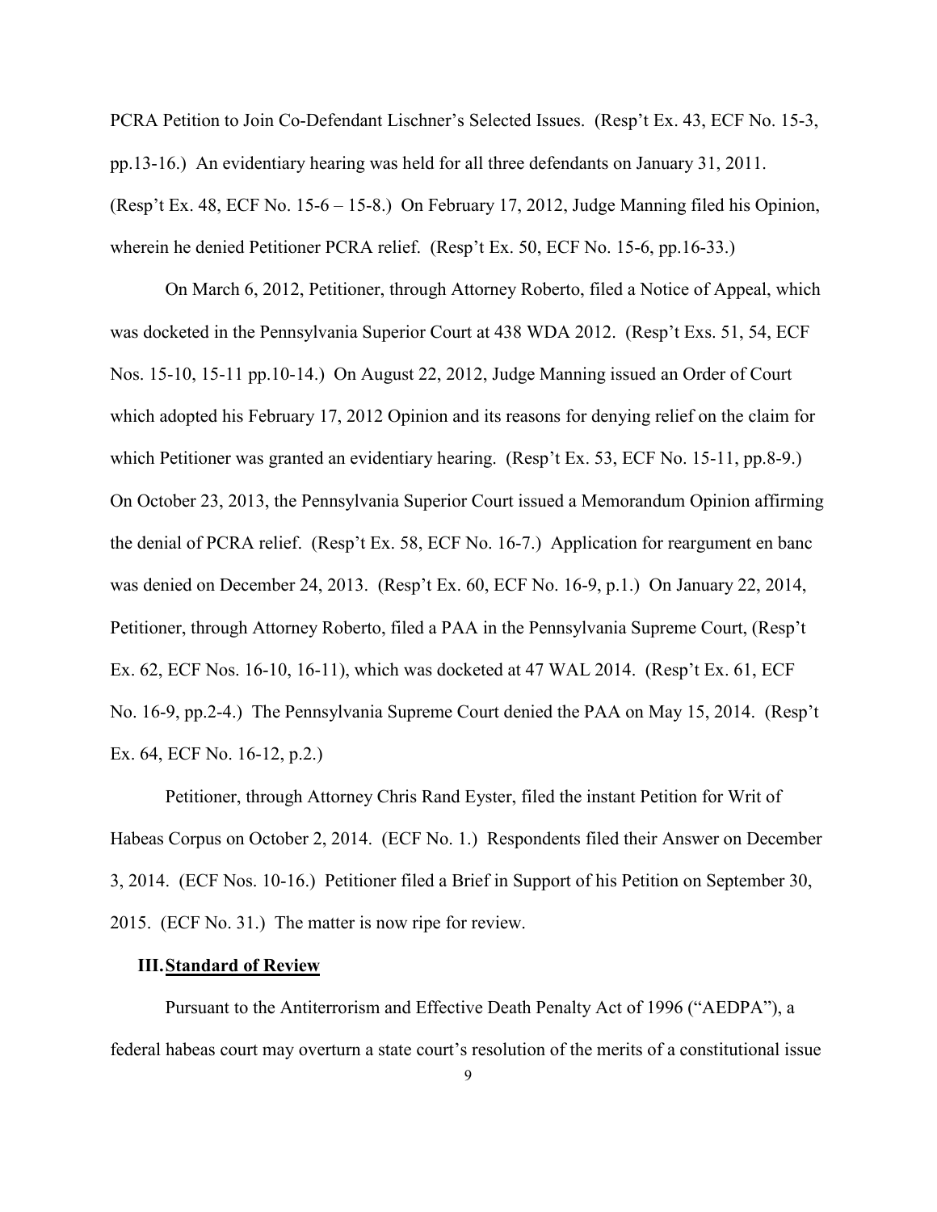PCRA Petition to Join Co-Defendant Lischner's Selected Issues. (Resp't Ex. 43, ECF No. 15-3, pp.13-16.) An evidentiary hearing was held for all three defendants on January 31, 2011. (Resp't Ex. 48, ECF No. 15-6 – 15-8.) On February 17, 2012, Judge Manning filed his Opinion, wherein he denied Petitioner PCRA relief. (Resp't Ex. 50, ECF No. 15-6, pp.16-33.)

On March 6, 2012, Petitioner, through Attorney Roberto, filed a Notice of Appeal, which was docketed in the Pennsylvania Superior Court at 438 WDA 2012. (Resp't Exs. 51, 54, ECF Nos. 15-10, 15-11 pp.10-14.) On August 22, 2012, Judge Manning issued an Order of Court which adopted his February 17, 2012 Opinion and its reasons for denying relief on the claim for which Petitioner was granted an evidentiary hearing. (Resp't Ex. 53, ECF No. 15-11, pp.8-9.) On October 23, 2013, the Pennsylvania Superior Court issued a Memorandum Opinion affirming the denial of PCRA relief. (Resp't Ex. 58, ECF No. 16-7.) Application for reargument en banc was denied on December 24, 2013. (Resp't Ex. 60, ECF No. 16-9, p.1.) On January 22, 2014, Petitioner, through Attorney Roberto, filed a PAA in the Pennsylvania Supreme Court, (Resp't Ex. 62, ECF Nos. 16-10, 16-11), which was docketed at 47 WAL 2014. (Resp't Ex. 61, ECF No. 16-9, pp.2-4.) The Pennsylvania Supreme Court denied the PAA on May 15, 2014. (Resp't Ex. 64, ECF No. 16-12, p.2.)

Petitioner, through Attorney Chris Rand Eyster, filed the instant Petition for Writ of Habeas Corpus on October 2, 2014. (ECF No. 1.) Respondents filed their Answer on December 3, 2014. (ECF Nos. 10-16.) Petitioner filed a Brief in Support of his Petition on September 30, 2015. (ECF No. 31.) The matter is now ripe for review.

## III. Standard of Review

Pursuant to the Antiterrorism and Effective Death Penalty Act of 1996 ("AEDPA"), a federal habeas court may overturn a state court's resolution of the merits of a constitutional issue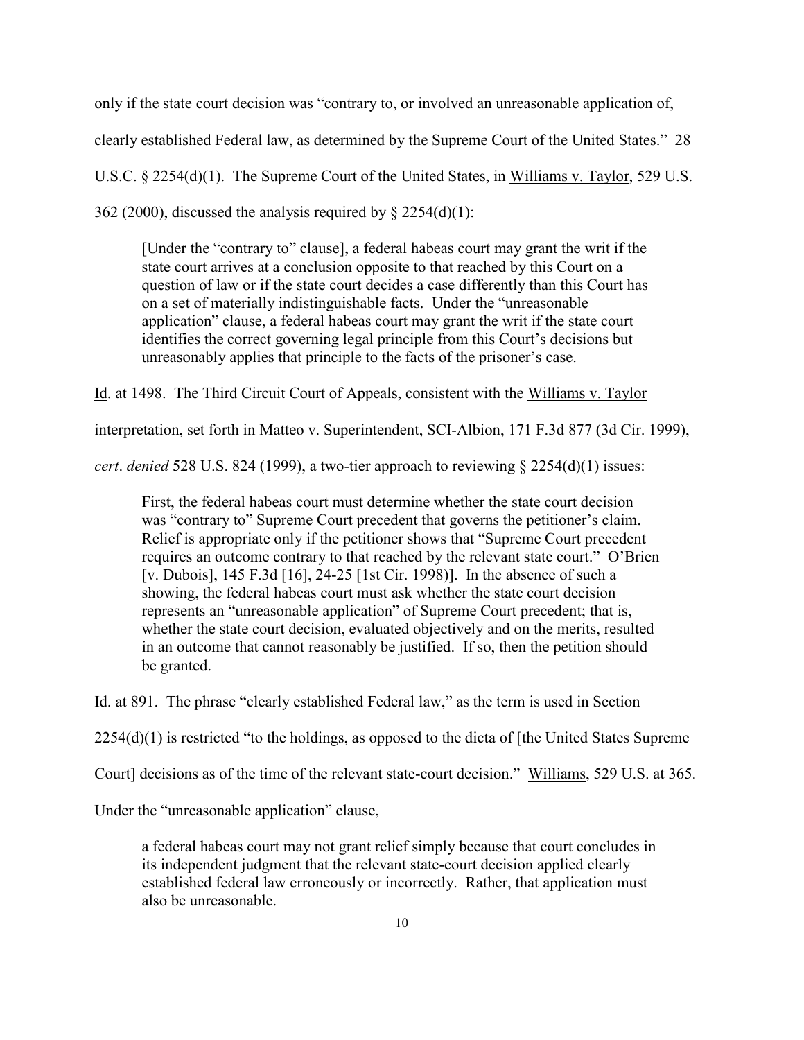only if the state court decision was "contrary to, or involved an unreasonable application of, clearly established Federal law, as determined by the Supreme Court of the United States." 28 U.S.C. § 2254(d)(1). The Supreme Court of the United States, in Williams v. Taylor, 529 U.S. 362 (2000), discussed the analysis required by § 2254(d)(1):

> [Under the "contrary to" clause], a federal habeas court may grant the writ if the state court arrives at a conclusion opposite to that reached by this Court on a question of law or if the state court decides a case differently than this Court has on a set of materially indistinguishable facts. Under the "unreasonable application" clause, a federal habeas court may grant the writ if the state court identifies the correct governing legal principle from this Court's decisions but unreasonably applies that principle to the facts of the prisoner's case.

Id. at 1498. The Third Circuit Court of Appeals, consistent with the Williams v. Taylor interpretation, set forth in Matteo v. Superintendent, SCI-Albion, 171 F.3d 877 (3d Cir. 1999), *cert*. *denied* 528 U.S. 824 (1999), a two-tier approach to reviewing § 2254(d)(1) issues:

> First, the federal habeas court must determine whether the state court decision was "contrary to" Supreme Court precedent that governs the petitioner's claim. Relief is appropriate only if the petitioner shows that "Supreme Court precedent requires an outcome contrary to that reached by the relevant state court." O'Brien [v. Dubois], 145 F.3d [16], 24-25 [1st Cir. 1998)]. In the absence of such a showing, the federal habeas court must ask whether the state court decision represents an "unreasonable application" of Supreme Court precedent; that is, whether the state court decision, evaluated objectively and on the merits, resulted in an outcome that cannot reasonably be justified. If so, then the petition should be granted.

Id. at 891. The phrase "clearly established Federal law," as the term is used in Section 2254(d)(1) is restricted "to the holdings, as opposed to the dicta of [the United States Supreme Court] decisions as of the time of the relevant state-court decision." Williams, 529 U.S. at 365.

Under the "unreasonable application" clause,

> a federal habeas court may not grant relief simply because that court concludes in its independent judgment that the relevant state-court decision applied clearly established federal law erroneously or incorrectly. Rather, that application must also be unreasonable.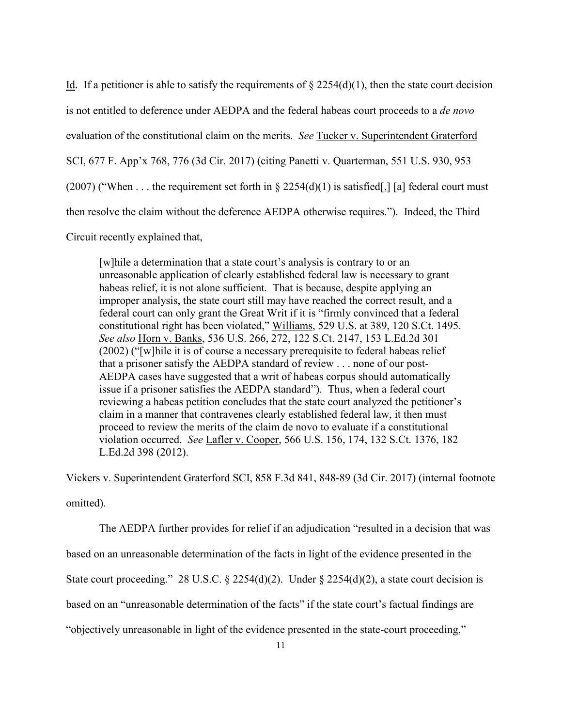Id. If a petitioner is able to satisfy the requirements of § 2254(d)(1), then the state court decision is not entitled to deference under AEDPA and the federal habeas court proceeds to a *de novo* evaluation of the constitutional claim on the merits. *See* Tucker v. Superintendent Graterford SCI, 677 F. App'x 768, 776 (3d Cir. 2017) (citing Panetti v. Quarterman, 551 U.S. 930, 953 (2007) ("When . . . the requirement set forth in § 2254(d)(1) is satisfied[,] [a] federal court must then resolve the claim without the deference AEDPA otherwise requires."). Indeed, the Third Circuit recently explained that,

> [w]hile a determination that a state court's analysis is contrary to or an unreasonable application of clearly established federal law is necessary to grant habeas relief, it is not alone sufficient. That is because, despite applying an improper analysis, the state court still may have reached the correct result, and a federal court can only grant the Great Writ if it is "firmly convinced that a federal constitutional right has been violated," Williams, 529 U.S. at 389, 120 S.Ct. 1495. *See also* Horn v. Banks, 536 U.S. 266, 272, 122 S.Ct. 2147, 153 L.Ed.2d 301 (2002) ("[w]hile it is of course a necessary prerequisite to federal habeas relief that a prisoner satisfy the AEDPA standard of review . . . none of our post-AEDPA cases have suggested that a writ of habeas corpus should automatically issue if a prisoner satisfies the AEDPA standard"). Thus, when a federal court reviewing a habeas petition concludes that the state court analyzed the petitioner's claim in a manner that contravenes clearly established federal law, it then must proceed to review the merits of the claim de novo to evaluate if a constitutional violation occurred. *See* Lafler v. Cooper, 566 U.S. 156, 174, 132 S.Ct. 1376, 182 L.Ed.2d 398 (2012).

Vickers v. Superintendent Graterford SCI, 858 F.3d 841, 848-89 (3d Cir. 2017) (internal footnote omitted).

The AEDPA further provides for relief if an adjudication "resulted in a decision that was based on an unreasonable determination of the facts in light of the evidence presented in the State court proceeding." 28 U.S.C. § 2254(d)(2). Under § 2254(d)(2), a state court decision is based on an "unreasonable determination of the facts" if the state court's factual findings are "objectively unreasonable in light of the evidence presented in the state-court proceeding,"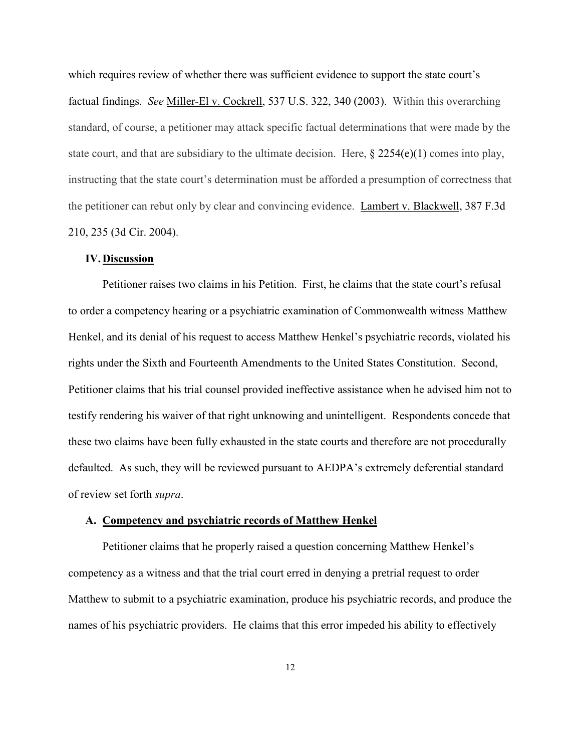which requires review of whether there was sufficient evidence to support the state court's factual findings. *See* Miller-El v. Cockrell, 537 U.S. 322, 340 (2003). Within this overarching standard, of course, a petitioner may attack specific factual determinations that were made by the state court, and that are subsidiary to the ultimate decision. Here, § 2254(e)(1) comes into play, instructing that the state court's determination must be afforded a presumption of correctness that the petitioner can rebut only by clear and convincing evidence. Lambert v. Blackwell, 387 F.3d 210, 235 (3d Cir. 2004).

## IV. Discussion

Petitioner raises two claims in his Petition. First, he claims that the state court's refusal to order a competency hearing or a psychiatric examination of Commonwealth witness Matthew Henkel, and its denial of his request to access Matthew Henkel's psychiatric records, violated his rights under the Sixth and Fourteenth Amendments to the United States Constitution. Second, Petitioner claims that his trial counsel provided ineffective assistance when he advised him not to testify rendering his waiver of that right unknowing and unintelligent. Respondents concede that these two claims have been fully exhausted in the state courts and therefore are not procedurally defaulted. As such, they will be reviewed pursuant to AEDPA's extremely deferential standard of review set forth *supra*.

### A. Competency and psychiatric records of Matthew Henkel

Petitioner claims that he properly raised a question concerning Matthew Henkel's competency as a witness and that the trial court erred in denying a pretrial request to order Matthew to submit to a psychiatric examination, produce his psychiatric records, and produce the names of his psychiatric providers. He claims that this error impeded his ability to effectively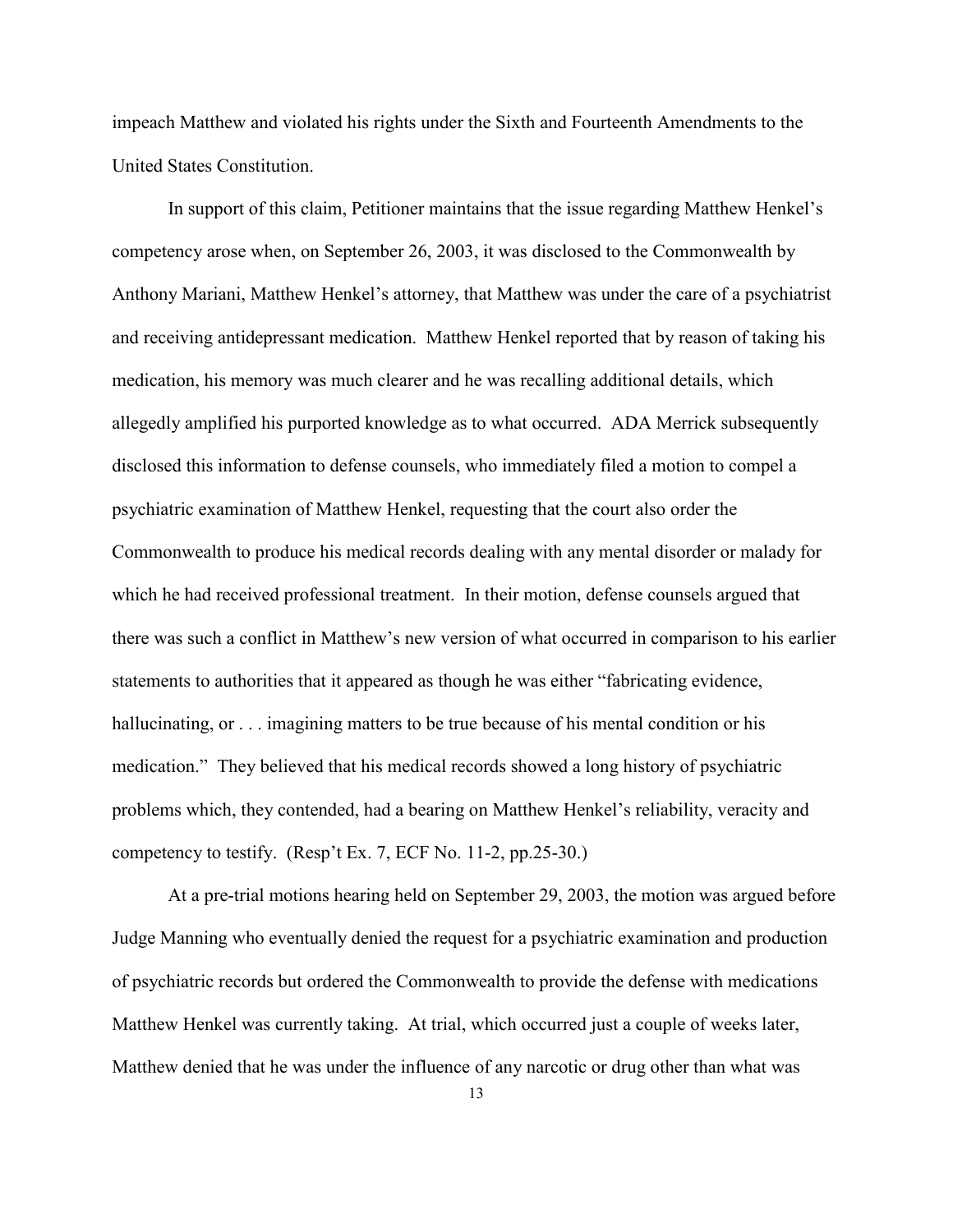impeach Matthew and violated his rights under the Sixth and Fourteenth Amendments to the United States Constitution.

In support of this claim, Petitioner maintains that the issue regarding Matthew Henkel's competency arose when, on September 26, 2003, it was disclosed to the Commonwealth by Anthony Mariani, Matthew Henkel's attorney, that Matthew was under the care of a psychiatrist and receiving antidepressant medication. Matthew Henkel reported that by reason of taking his medication, his memory was much clearer and he was recalling additional details, which allegedly amplified his purported knowledge as to what occurred. ADA Merrick subsequently disclosed this information to defense counsels, who immediately filed a motion to compel a psychiatric examination of Matthew Henkel, requesting that the court also order the Commonwealth to produce his medical records dealing with any mental disorder or malady for which he had received professional treatment. In their motion, defense counsels argued that there was such a conflict in Matthew's new version of what occurred in comparison to his earlier statements to authorities that it appeared as though he was either "fabricating evidence, hallucinating, or . . . imagining matters to be true because of his mental condition or his medication." They believed that his medical records showed a long history of psychiatric problems which, they contended, had a bearing on Matthew Henkel's reliability, veracity and competency to testify. (Resp't Ex. 7, ECF No. 11-2, pp.25-30.)

At a pre-trial motions hearing held on September 29, 2003, the motion was argued before Judge Manning who eventually denied the request for a psychiatric examination and production of psychiatric records but ordered the Commonwealth to provide the defense with medications Matthew Henkel was currently taking. At trial, which occurred just a couple of weeks later, Matthew denied that he was under the influence of any narcotic or drug other than what was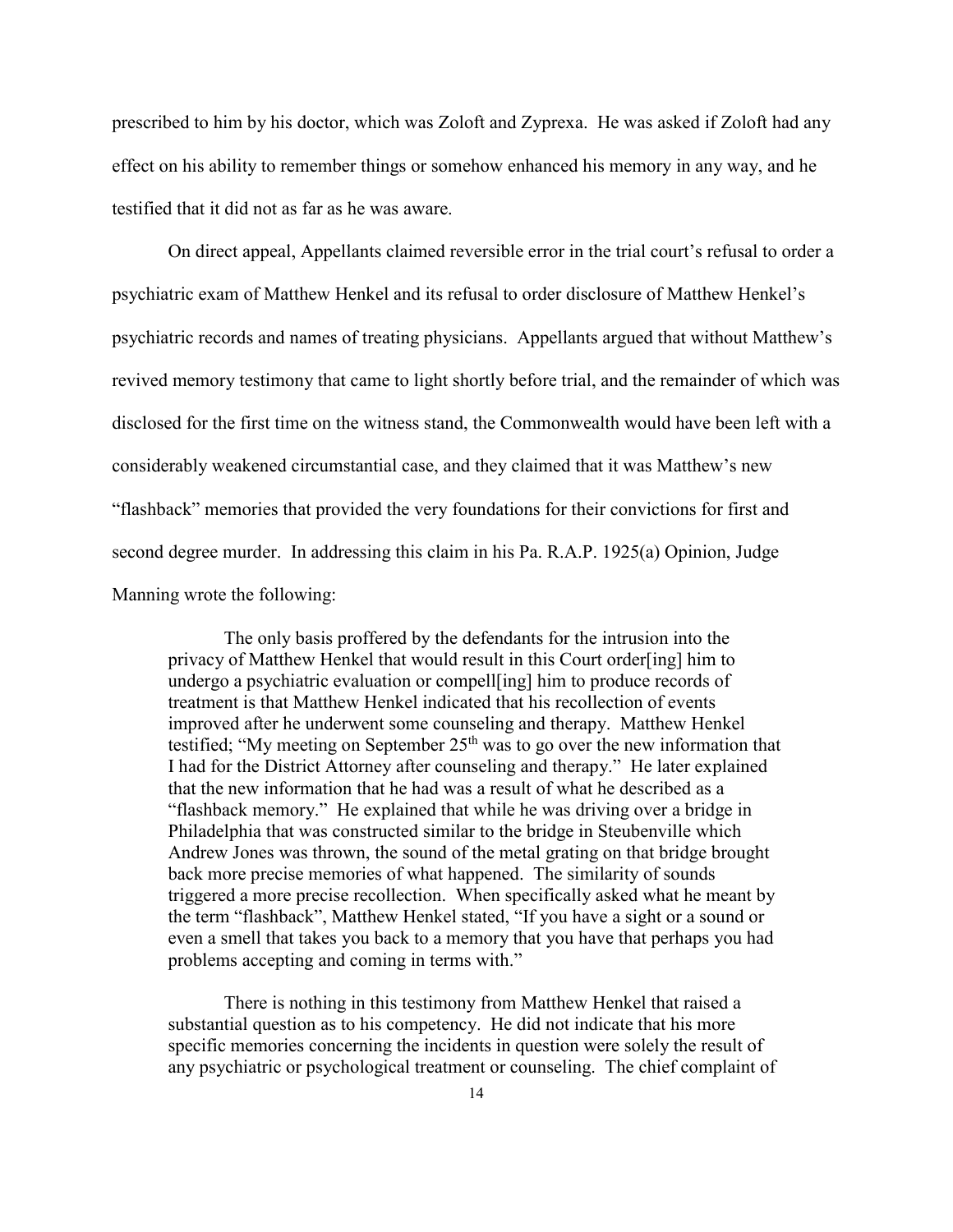prescribed to him by his doctor, which was Zoloft and Zyprexa. He was asked if Zoloft had any effect on his ability to remember things or somehow enhanced his memory in any way, and he testified that it did not as far as he was aware.

On direct appeal, Appellants claimed reversible error in the trial court's refusal to order a psychiatric exam of Matthew Henkel and its refusal to order disclosure of Matthew Henkel's psychiatric records and names of treating physicians. Appellants argued that without Matthew's revived memory testimony that came to light shortly before trial, and the remainder of which was disclosed for the first time on the witness stand, the Commonwealth would have been left with a considerably weakened circumstantial case, and they claimed that it was Matthew's new "flashback" memories that provided the very foundations for their convictions for first and second degree murder. In addressing this claim in his Pa. R.A.P. 1925(a) Opinion, Judge Manning wrote the following:

> The only basis proffered by the defendants for the intrusion into the privacy of Matthew Henkel that would result in this Court order[ing] him to undergo a psychiatric evaluation or compell[ing] him to produce records of treatment is that Matthew Henkel indicated that his recollection of events improved after he underwent some counseling and therapy. Matthew Henkel testified; "My meeting on September 25th was to go over the new information that I had for the District Attorney after counseling and therapy." He later explained that the new information that he had was a result of what he described as a "flashback memory." He explained that while he was driving over a bridge in Philadelphia that was constructed similar to the bridge in Steubenville which Andrew Jones was thrown, the sound of the metal grating on that bridge brought back more precise memories of what happened. The similarity of sounds triggered a more precise recollection. When specifically asked what he meant by the term "flashback", Matthew Henkel stated, "If you have a sight or a sound or even a smell that takes you back to a memory that you have that perhaps you had problems accepting and coming in terms with."
>
> There is nothing in this testimony from Matthew Henkel that raised a substantial question as to his competency. He did not indicate that his more specific memories concerning the incidents in question were solely the result of any psychiatric or psychological treatment or counseling. The chief complaint of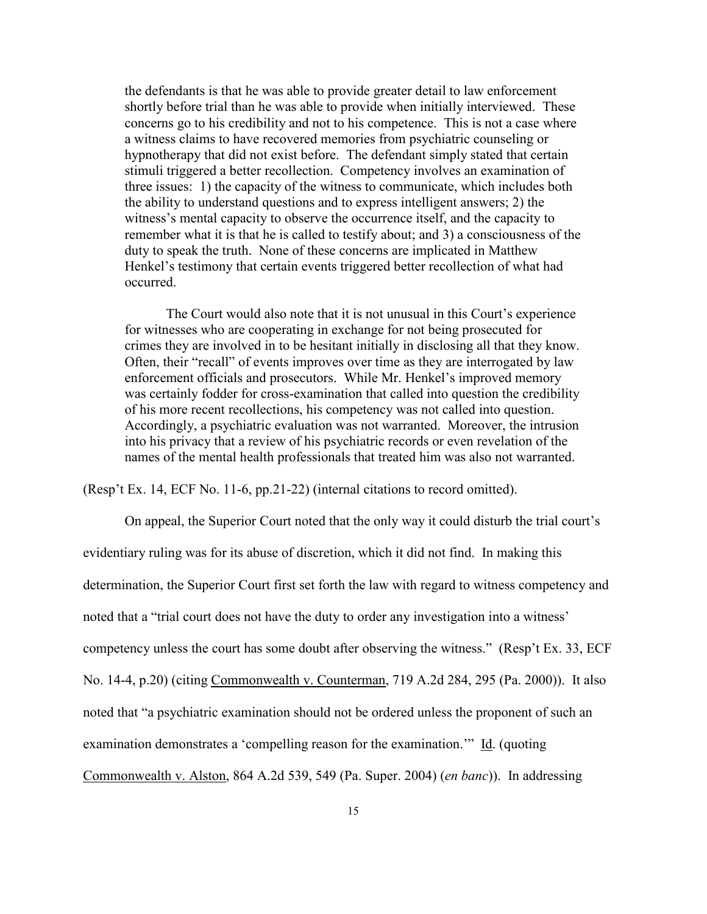> the defendants is that he was able to provide greater detail to law enforcement shortly before trial than he was able to provide when initially interviewed. These concerns go to his credibility and not to his competence. This is not a case where a witness claims to have recovered memories from psychiatric counseling or hypnotherapy that did not exist before. The defendant simply stated that certain stimuli triggered a better recollection. Competency involves an examination of three issues: 1) the capacity of the witness to communicate, which includes both the ability to understand questions and to express intelligent answers; 2) the witness's mental capacity to observe the occurrence itself, and the capacity to remember what it is that he is called to testify about; and 3) a consciousness of the duty to speak the truth. None of these concerns are implicated in Matthew Henkel's testimony that certain events triggered better recollection of what had occurred.
>
> The Court would also note that it is not unusual in this Court's experience for witnesses who are cooperating in exchange for not being prosecuted for crimes they are involved in to be hesitant initially in disclosing all that they know. Often, their "recall" of events improves over time as they are interrogated by law enforcement officials and prosecutors. While Mr. Henkel's improved memory was certainly fodder for cross-examination that called into question the credibility of his more recent recollections, his competency was not called into question. Accordingly, a psychiatric evaluation was not warranted. Moreover, the intrusion into his privacy that a review of his psychiatric records or even revelation of the names of the mental health professionals that treated him was also not warranted.

(Resp't Ex. 14, ECF No. 11-6, pp.21-22) (internal citations to record omitted).

On appeal, the Superior Court noted that the only way it could disturb the trial court's evidentiary ruling was for its abuse of discretion, which it did not find. In making this determination, the Superior Court first set forth the law with regard to witness competency and noted that a "trial court does not have the duty to order any investigation into a witness' competency unless the court has some doubt after observing the witness." (Resp't Ex. 33, ECF No. 14-4, p.20) (citing Commonwealth v. Counterman, 719 A.2d 284, 295 (Pa. 2000)). It also noted that "a psychiatric examination should not be ordered unless the proponent of such an examination demonstrates a 'compelling reason for the examination.'" Id. (quoting Commonwealth v. Alston, 864 A.2d 539, 549 (Pa. Super. 2004) (*en banc*)). In addressing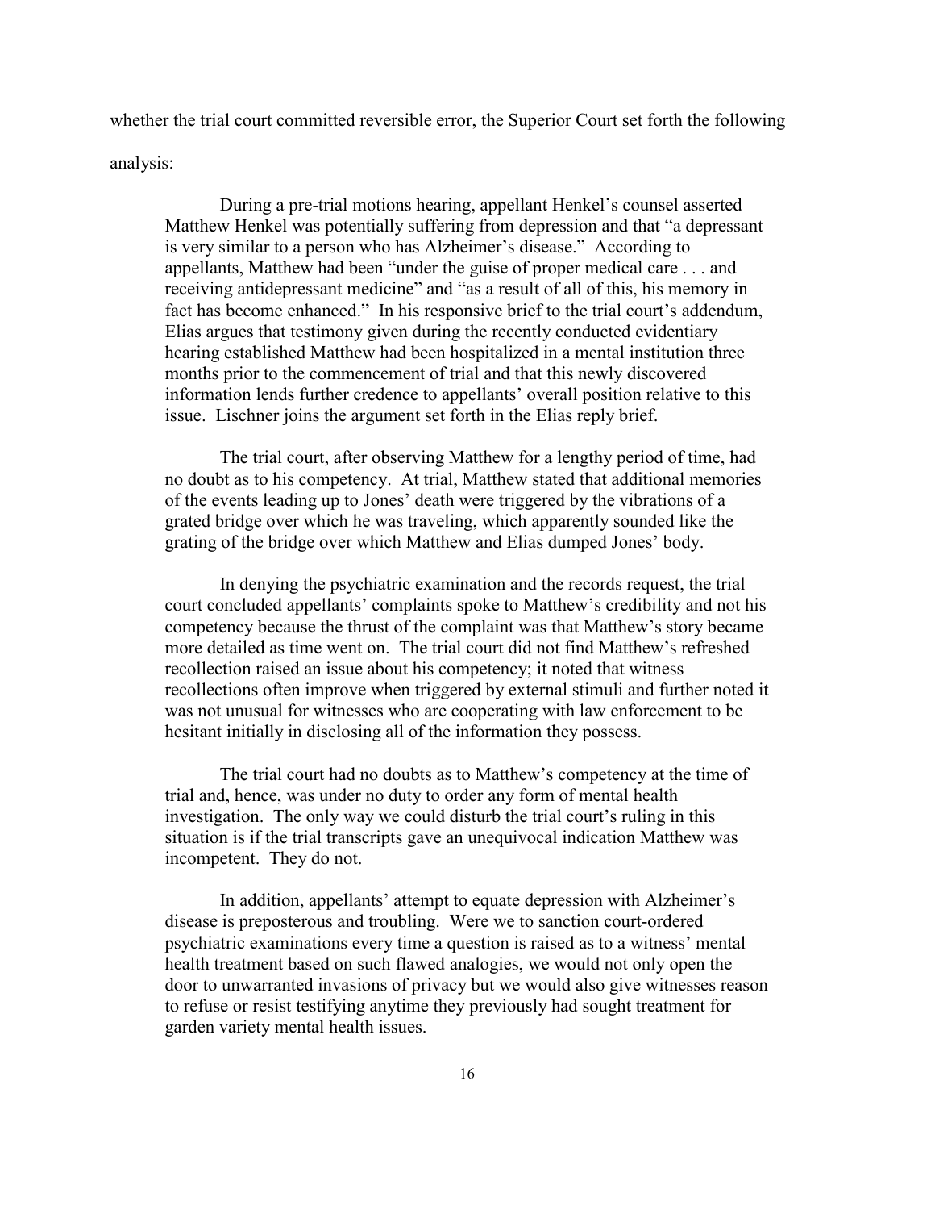whether the trial court committed reversible error, the Superior Court set forth the following analysis:

> During a pre-trial motions hearing, appellant Henkel's counsel asserted Matthew Henkel was potentially suffering from depression and that "a depressant is very similar to a person who has Alzheimer's disease." According to appellants, Matthew had been "under the guise of proper medical care . . . and receiving antidepressant medicine" and "as a result of all of this, his memory in fact has become enhanced." In his responsive brief to the trial court's addendum, Elias argues that testimony given during the recently conducted evidentiary hearing established Matthew had been hospitalized in a mental institution three months prior to the commencement of trial and that this newly discovered information lends further credence to appellants' overall position relative to this issue. Lischner joins the argument set forth in the Elias reply brief.
>
> The trial court, after observing Matthew for a lengthy period of time, had no doubt as to his competency. At trial, Matthew stated that additional memories of the events leading up to Jones' death were triggered by the vibrations of a grated bridge over which he was traveling, which apparently sounded like the grating of the bridge over which Matthew and Elias dumped Jones' body.
>
> In denying the psychiatric examination and the records request, the trial court concluded appellants' complaints spoke to Matthew's credibility and not his competency because the thrust of the complaint was that Matthew's story became more detailed as time went on. The trial court did not find Matthew's refreshed recollection raised an issue about his competency; it noted that witness recollections often improve when triggered by external stimuli and further noted it was not unusual for witnesses who are cooperating with law enforcement to be hesitant initially in disclosing all of the information they possess.
>
> The trial court had no doubts as to Matthew's competency at the time of trial and, hence, was under no duty to order any form of mental health investigation. The only way we could disturb the trial court's ruling in this situation is if the trial transcripts gave an unequivocal indication Matthew was incompetent. They do not.
>
> In addition, appellants' attempt to equate depression with Alzheimer's disease is preposterous and troubling. Were we to sanction court-ordered psychiatric examinations every time a question is raised as to a witness' mental health treatment based on such flawed analogies, we would not only open the door to unwarranted invasions of privacy but we would also give witnesses reason to refuse or resist testifying anytime they previously had sought treatment for garden variety mental health issues.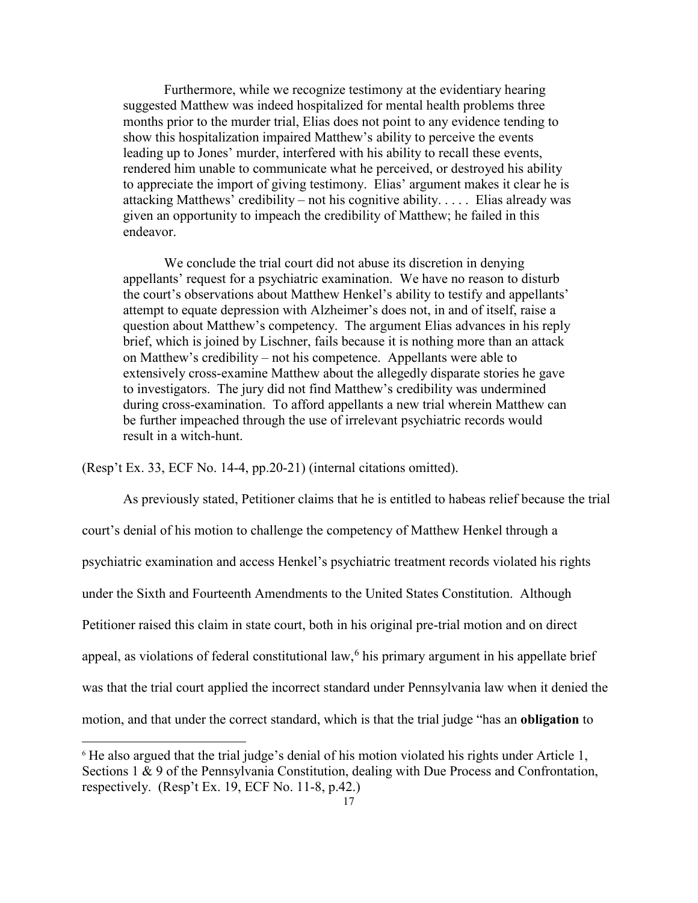> Furthermore, while we recognize testimony at the evidentiary hearing suggested Matthew was indeed hospitalized for mental health problems three months prior to the murder trial, Elias does not point to any evidence tending to show this hospitalization impaired Matthew's ability to perceive the events leading up to Jones' murder, interfered with his ability to recall these events, rendered him unable to communicate what he perceived, or destroyed his ability to appreciate the import of giving testimony. Elias' argument makes it clear he is attacking Matthews' credibility – not his cognitive ability. . . . . Elias already was given an opportunity to impeach the credibility of Matthew; he failed in this endeavor.
>
> We conclude the trial court did not abuse its discretion in denying appellants' request for a psychiatric examination. We have no reason to disturb the court's observations about Matthew Henkel's ability to testify and appellants' attempt to equate depression with Alzheimer's does not, in and of itself, raise a question about Matthew's competency. The argument Elias advances in his reply brief, which is joined by Lischner, fails because it is nothing more than an attack on Matthew's credibility – not his competence. Appellants were able to extensively cross-examine Matthew about the allegedly disparate stories he gave to investigators. The jury did not find Matthew's credibility was undermined during cross-examination. To afford appellants a new trial wherein Matthew can be further impeached through the use of irrelevant psychiatric records would result in a witch-hunt.

(Resp't Ex. 33, ECF No. 14-4, pp.20-21) (internal citations omitted).

As previously stated, Petitioner claims that he is entitled to habeas relief because the trial court's denial of his motion to challenge the competency of Matthew Henkel through a psychiatric examination and access Henkel's psychiatric treatment records violated his rights under the Sixth and Fourteenth Amendments to the United States Constitution. Although Petitioner raised this claim in state court, both in his original pre-trial motion and on direct appeal, as violations of federal constitutional law,[6] his primary argument in his appellate brief was that the trial court applied the incorrect standard under Pennsylvania law when it denied the motion, and that under the correct standard, which is that the trial judge "has an **obligation** to

[6] He also argued that the trial judge's denial of his motion violated his rights under Article 1, Sections 1 & 9 of the Pennsylvania Constitution, dealing with Due Process and Confrontation, respectively. (Resp't Ex. 19, ECF No. 11-8, p.42.)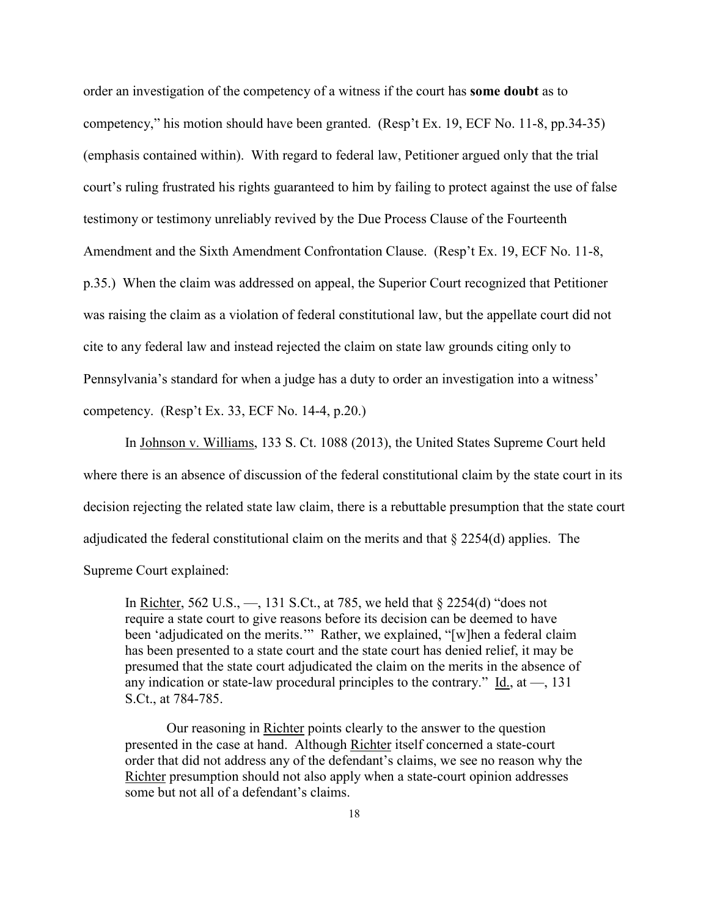order an investigation of the competency of a witness if the court has **some doubt** as to competency," his motion should have been granted. (Resp't Ex. 19, ECF No. 11-8, pp.34-35) (emphasis contained within). With regard to federal law, Petitioner argued only that the trial court's ruling frustrated his rights guaranteed to him by failing to protect against the use of false testimony or testimony unreliably revived by the Due Process Clause of the Fourteenth Amendment and the Sixth Amendment Confrontation Clause. (Resp't Ex. 19, ECF No. 11-8, p.35.) When the claim was addressed on appeal, the Superior Court recognized that Petitioner was raising the claim as a violation of federal constitutional law, but the appellate court did not cite to any federal law and instead rejected the claim on state law grounds citing only to Pennsylvania's standard for when a judge has a duty to order an investigation into a witness' competency. (Resp't Ex. 33, ECF No. 14-4, p.20.)

In Johnson v. Williams, 133 S. Ct. 1088 (2013), the United States Supreme Court held where there is an absence of discussion of the federal constitutional claim by the state court in its decision rejecting the related state law claim, there is a rebuttable presumption that the state court adjudicated the federal constitutional claim on the merits and that § 2254(d) applies. The Supreme Court explained:

> In Richter, 562 U.S., —, 131 S.Ct., at 785, we held that § 2254(d) "does not require a state court to give reasons before its decision can be deemed to have been 'adjudicated on the merits.'" Rather, we explained, "[w]hen a federal claim has been presented to a state court and the state court has denied relief, it may be presumed that the state court adjudicated the claim on the merits in the absence of any indication or state-law procedural principles to the contrary." Id., at —, 131 S.Ct., at 784-785.
>
> Our reasoning in Richter points clearly to the answer to the question presented in the case at hand. Although Richter itself concerned a state-court order that did not address any of the defendant's claims, we see no reason why the Richter presumption should not also apply when a state-court opinion addresses some but not all of a defendant's claims.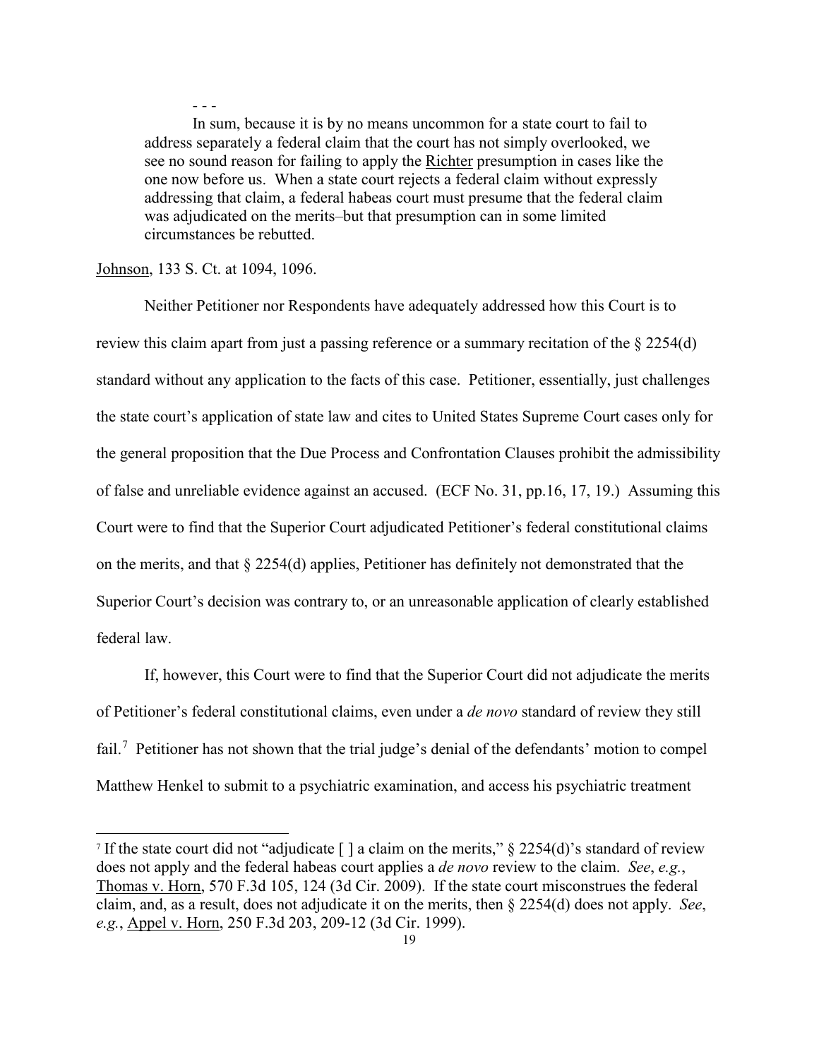- - -

> In sum, because it is by no means uncommon for a state court to fail to address separately a federal claim that the court has not simply overlooked, we see no sound reason for failing to apply the Richter presumption in cases like the one now before us. When a state court rejects a federal claim without expressly addressing that claim, a federal habeas court must presume that the federal claim was adjudicated on the merits–but that presumption can in some limited circumstances be rebutted.

Johnson, 133 S. Ct. at 1094, 1096.

Neither Petitioner nor Respondents have adequately addressed how this Court is to review this claim apart from just a passing reference or a summary recitation of the § 2254(d) standard without any application to the facts of this case. Petitioner, essentially, just challenges the state court's application of state law and cites to United States Supreme Court cases only for the general proposition that the Due Process and Confrontation Clauses prohibit the admissibility of false and unreliable evidence against an accused. (ECF No. 31, pp.16, 17, 19.) Assuming this Court were to find that the Superior Court adjudicated Petitioner's federal constitutional claims on the merits, and that § 2254(d) applies, Petitioner has definitely not demonstrated that the Superior Court's decision was contrary to, or an unreasonable application of clearly established federal law.

If, however, this Court were to find that the Superior Court did not adjudicate the merits of Petitioner's federal constitutional claims, even under a *de novo* standard of review they still fail.[7] Petitioner has not shown that the trial judge's denial of the defendants' motion to compel Matthew Henkel to submit to a psychiatric examination, and access his psychiatric treatment

[7] If the state court did not "adjudicate [ ] a claim on the merits," § 2254(d)'s standard of review does not apply and the federal habeas court applies a *de novo* review to the claim. *See*, *e.g.*, Thomas v. Horn, 570 F.3d 105, 124 (3d Cir. 2009). If the state court misconstrues the federal claim, and, as a result, does not adjudicate it on the merits, then § 2254(d) does not apply. *See*, *e.g.*, Appel v. Horn, 250 F.3d 203, 209-12 (3d Cir. 1999).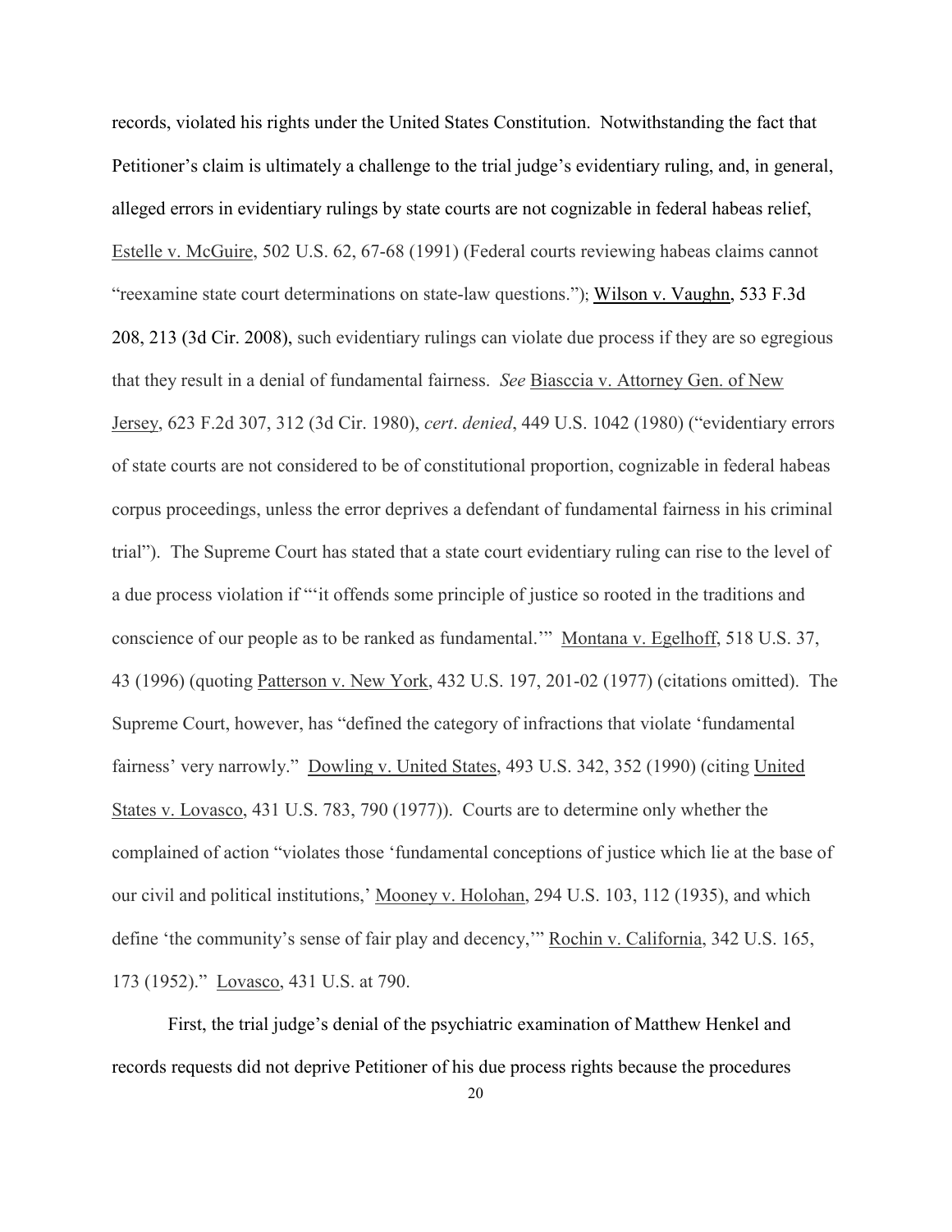records, violated his rights under the United States Constitution. Notwithstanding the fact that Petitioner's claim is ultimately a challenge to the trial judge's evidentiary ruling, and, in general, alleged errors in evidentiary rulings by state courts are not cognizable in federal habeas relief, Estelle v. McGuire, 502 U.S. 62, 67-68 (1991) (Federal courts reviewing habeas claims cannot "reexamine state court determinations on state-law questions."); Wilson v. Vaughn, 533 F.3d 208, 213 (3d Cir. 2008), such evidentiary rulings can violate due process if they are so egregious that they result in a denial of fundamental fairness. *See* Biasccia v. Attorney Gen. of New Jersey, 623 F.2d 307, 312 (3d Cir. 1980), *cert*. *denied*, 449 U.S. 1042 (1980) ("evidentiary errors of state courts are not considered to be of constitutional proportion, cognizable in federal habeas corpus proceedings, unless the error deprives a defendant of fundamental fairness in his criminal trial"). The Supreme Court has stated that a state court evidentiary ruling can rise to the level of a due process violation if "'it offends some principle of justice so rooted in the traditions and conscience of our people as to be ranked as fundamental.'" Montana v. Egelhoff, 518 U.S. 37, 43 (1996) (quoting Patterson v. New York, 432 U.S. 197, 201-02 (1977) (citations omitted). The Supreme Court, however, has "defined the category of infractions that violate 'fundamental fairness' very narrowly." Dowling v. United States, 493 U.S. 342, 352 (1990) (citing United States v. Lovasco, 431 U.S. 783, 790 (1977)). Courts are to determine only whether the complained of action "violates those 'fundamental conceptions of justice which lie at the base of our civil and political institutions,' Mooney v. Holohan, 294 U.S. 103, 112 (1935), and which define 'the community's sense of fair play and decency,'" Rochin v. California, 342 U.S. 165, 173 (1952)." Lovasco, 431 U.S. at 790.

First, the trial judge's denial of the psychiatric examination of Matthew Henkel and records requests did not deprive Petitioner of his due process rights because the procedures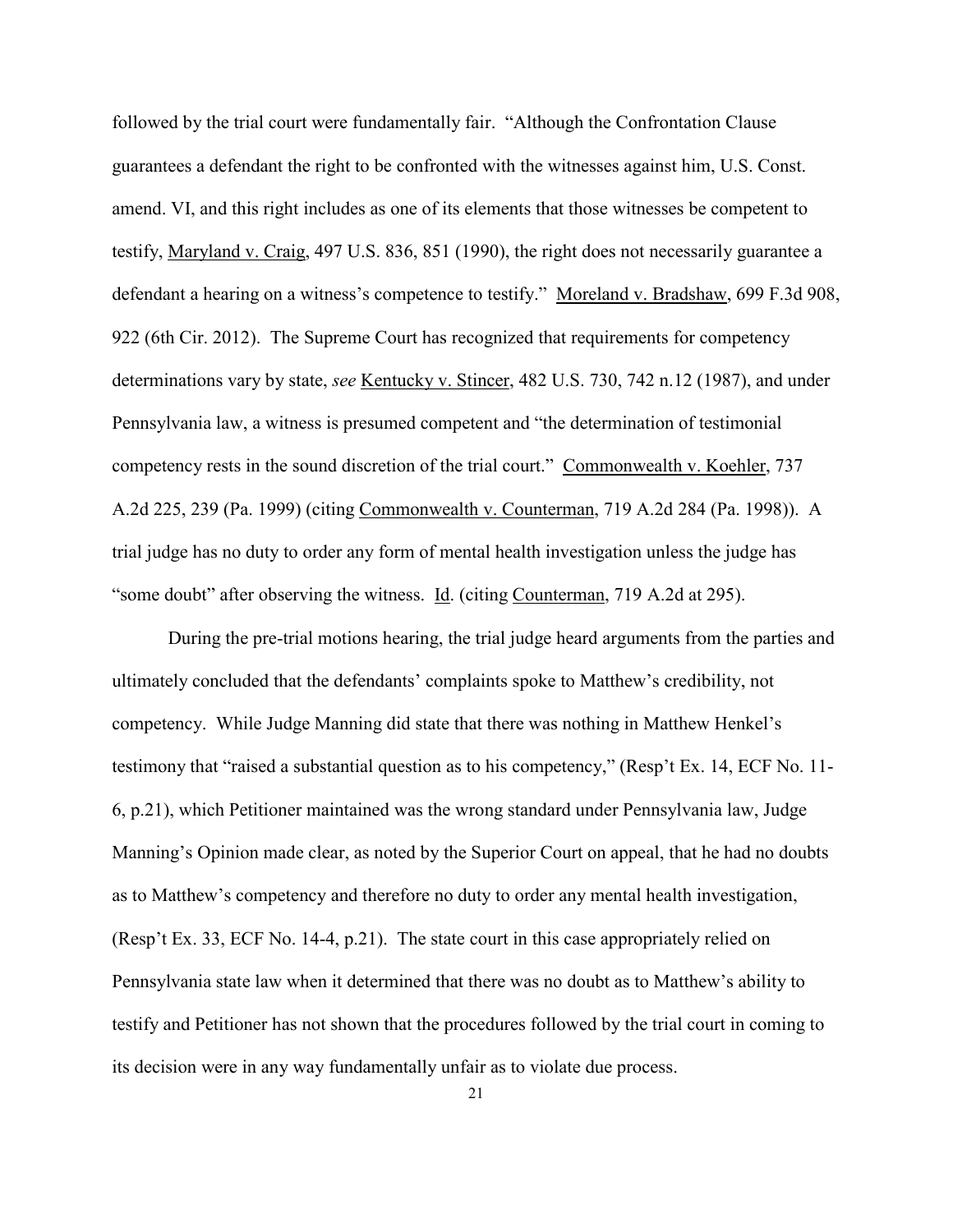followed by the trial court were fundamentally fair. "Although the Confrontation Clause guarantees a defendant the right to be confronted with the witnesses against him, U.S. Const. amend. VI, and this right includes as one of its elements that those witnesses be competent to testify, Maryland v. Craig, 497 U.S. 836, 851 (1990), the right does not necessarily guarantee a defendant a hearing on a witness's competence to testify." Moreland v. Bradshaw, 699 F.3d 908, 922 (6th Cir. 2012). The Supreme Court has recognized that requirements for competency determinations vary by state, *see* Kentucky v. Stincer, 482 U.S. 730, 742 n.12 (1987), and under Pennsylvania law, a witness is presumed competent and "the determination of testimonial competency rests in the sound discretion of the trial court." Commonwealth v. Koehler, 737 A.2d 225, 239 (Pa. 1999) (citing Commonwealth v. Counterman, 719 A.2d 284 (Pa. 1998)). A trial judge has no duty to order any form of mental health investigation unless the judge has "some doubt" after observing the witness. Id. (citing Counterman, 719 A.2d at 295).

During the pre-trial motions hearing, the trial judge heard arguments from the parties and ultimately concluded that the defendants' complaints spoke to Matthew's credibility, not competency. While Judge Manning did state that there was nothing in Matthew Henkel's testimony that "raised a substantial question as to his competency," (Resp't Ex. 14, ECF No. 11-6, p.21), which Petitioner maintained was the wrong standard under Pennsylvania law, Judge Manning's Opinion made clear, as noted by the Superior Court on appeal, that he had no doubts as to Matthew's competency and therefore no duty to order any mental health investigation, (Resp't Ex. 33, ECF No. 14-4, p.21). The state court in this case appropriately relied on Pennsylvania state law when it determined that there was no doubt as to Matthew's ability to testify and Petitioner has not shown that the procedures followed by the trial court in coming to its decision were in any way fundamentally unfair as to violate due process.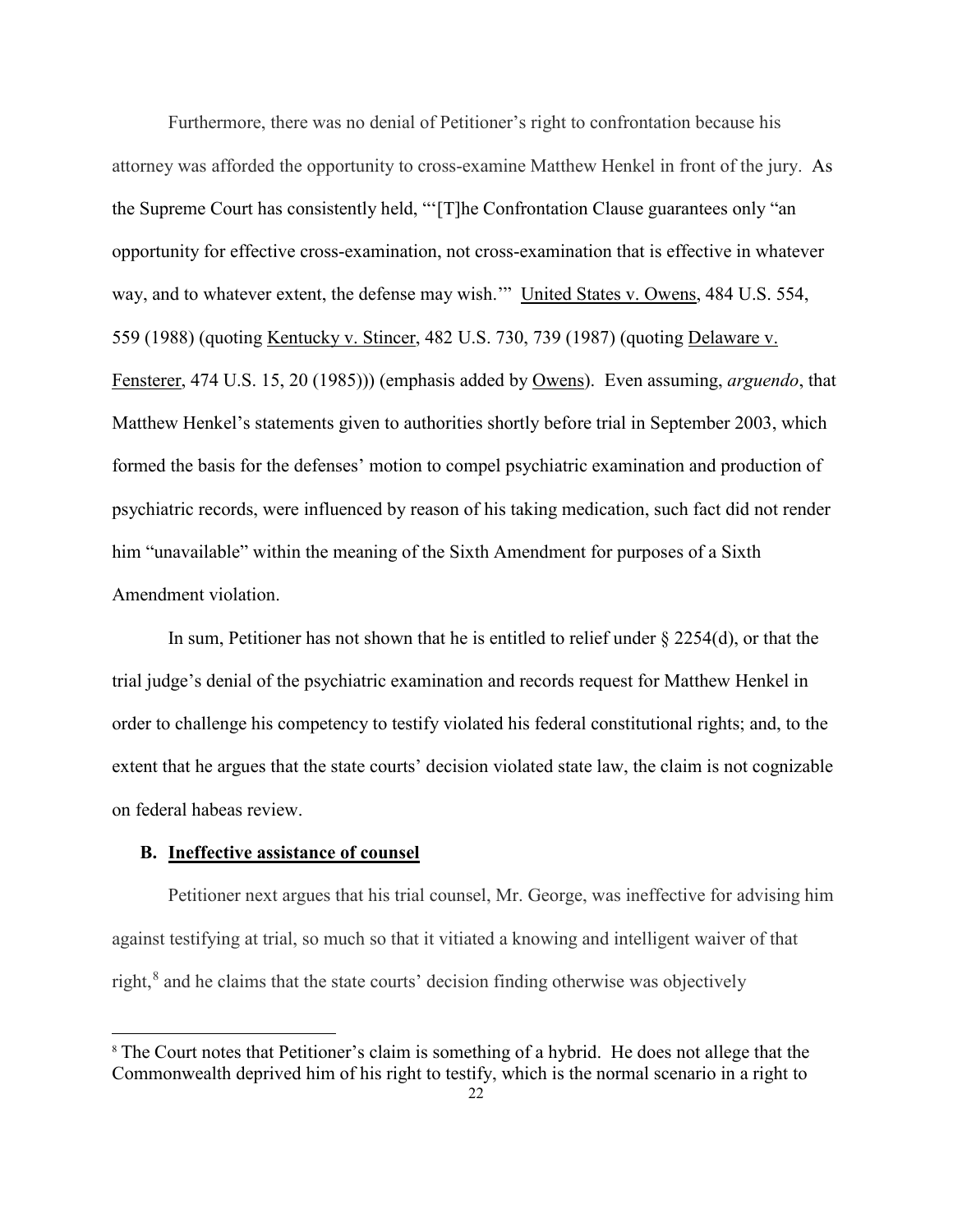Furthermore, there was no denial of Petitioner's right to confrontation because his attorney was afforded the opportunity to cross-examine Matthew Henkel in front of the jury. As the Supreme Court has consistently held, "'[T]he Confrontation Clause guarantees only "an opportunity for effective cross-examination, not cross-examination that is effective in whatever way, and to whatever extent, the defense may wish.'" United States v. Owens, 484 U.S. 554, 559 (1988) (quoting Kentucky v. Stincer, 482 U.S. 730, 739 (1987) (quoting Delaware v. Fensterer, 474 U.S. 15, 20 (1985))) (emphasis added by Owens). Even assuming, *arguendo*, that Matthew Henkel's statements given to authorities shortly before trial in September 2003, which formed the basis for the defenses' motion to compel psychiatric examination and production of psychiatric records, were influenced by reason of his taking medication, such fact did not render him "unavailable" within the meaning of the Sixth Amendment for purposes of a Sixth Amendment violation.

In sum, Petitioner has not shown that he is entitled to relief under § 2254(d), or that the trial judge's denial of the psychiatric examination and records request for Matthew Henkel in order to challenge his competency to testify violated his federal constitutional rights; and, to the extent that he argues that the state courts' decision violated state law, the claim is not cognizable on federal habeas review.

### B. Ineffective assistance of counsel

Petitioner next argues that his trial counsel, Mr. George, was ineffective for advising him against testifying at trial, so much so that it vitiated a knowing and intelligent waiver of that right,[8] and he claims that the state courts' decision finding otherwise was objectively

---

[8] The Court notes that Petitioner's claim is something of a hybrid. He does not allege that the Commonwealth deprived him of his right to testify, which is the normal scenario in a right to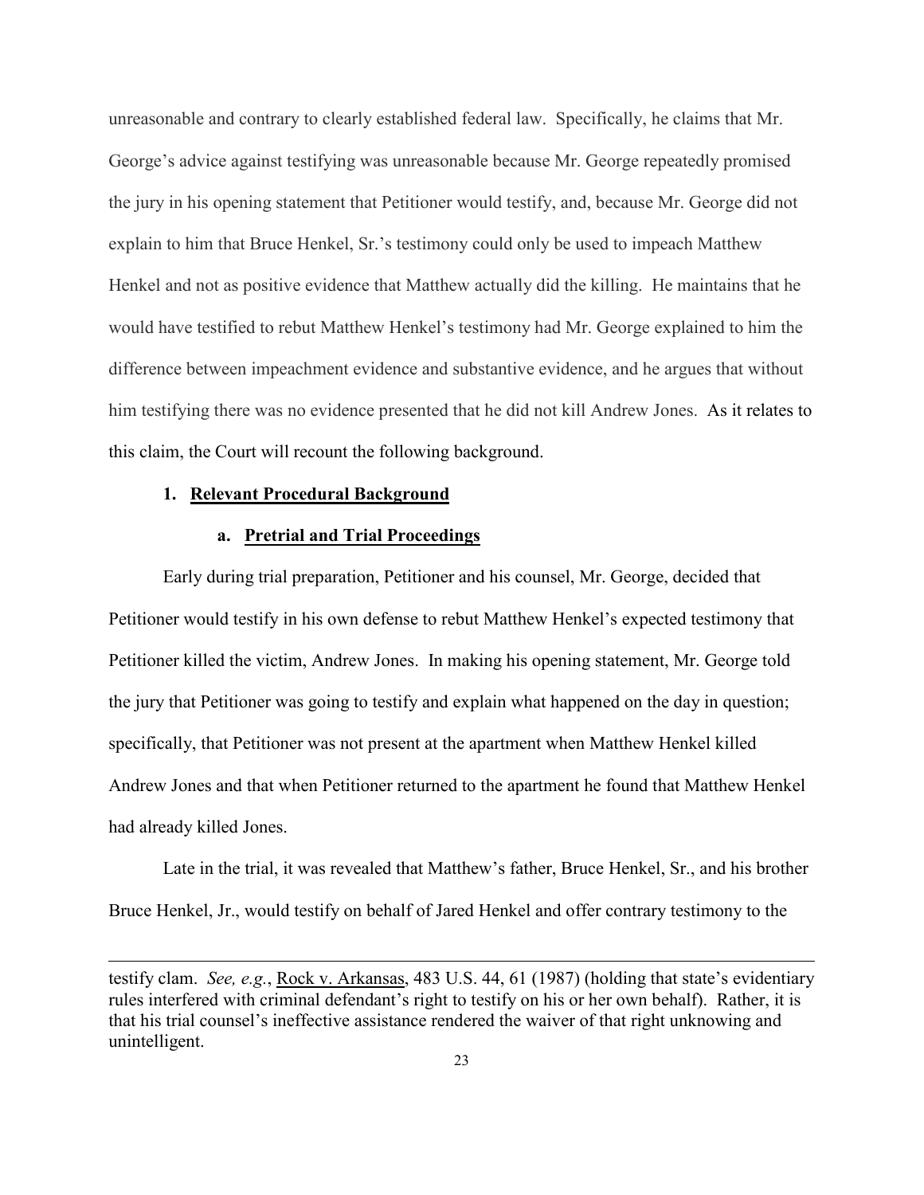unreasonable and contrary to clearly established federal law. Specifically, he claims that Mr. George's advice against testifying was unreasonable because Mr. George repeatedly promised the jury in his opening statement that Petitioner would testify, and, because Mr. George did not explain to him that Bruce Henkel, Sr.'s testimony could only be used to impeach Matthew Henkel and not as positive evidence that Matthew actually did the killing. He maintains that he would have testified to rebut Matthew Henkel's testimony had Mr. George explained to him the difference between impeachment evidence and substantive evidence, and he argues that without him testifying there was no evidence presented that he did not kill Andrew Jones. As it relates to this claim, the Court will recount the following background.

### 1. Relevant Procedural Background

#### a. Pretrial and Trial Proceedings

Early during trial preparation, Petitioner and his counsel, Mr. George, decided that Petitioner would testify in his own defense to rebut Matthew Henkel's expected testimony that Petitioner killed the victim, Andrew Jones. In making his opening statement, Mr. George told the jury that Petitioner was going to testify and explain what happened on the day in question; specifically, that Petitioner was not present at the apartment when Matthew Henkel killed Andrew Jones and that when Petitioner returned to the apartment he found that Matthew Henkel had already killed Jones.

Late in the trial, it was revealed that Matthew's father, Bruce Henkel, Sr., and his brother Bruce Henkel, Jr., would testify on behalf of Jared Henkel and offer contrary testimony to the

---

testify clam. *See, e.g.*, Rock v. Arkansas, 483 U.S. 44, 61 (1987) (holding that state's evidentiary rules interfered with criminal defendant's right to testify on his or her own behalf). Rather, it is that his trial counsel's ineffective assistance rendered the waiver of that right unknowing and unintelligent.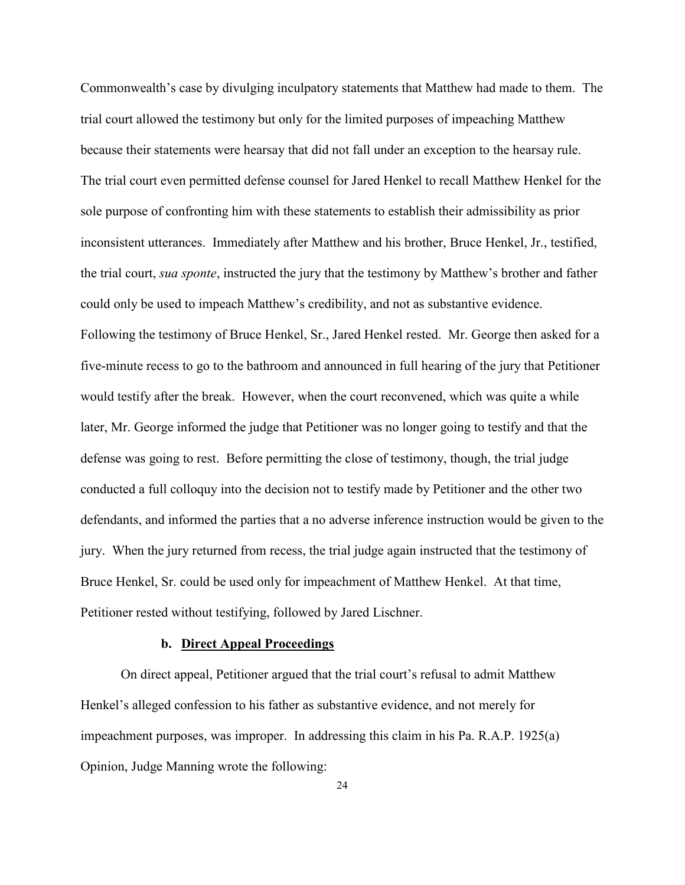Commonwealth's case by divulging inculpatory statements that Matthew had made to them. The trial court allowed the testimony but only for the limited purposes of impeaching Matthew because their statements were hearsay that did not fall under an exception to the hearsay rule. The trial court even permitted defense counsel for Jared Henkel to recall Matthew Henkel for the sole purpose of confronting him with these statements to establish their admissibility as prior inconsistent utterances. Immediately after Matthew and his brother, Bruce Henkel, Jr., testified, the trial court, *sua sponte*, instructed the jury that the testimony by Matthew's brother and father could only be used to impeach Matthew's credibility, and not as substantive evidence. Following the testimony of Bruce Henkel, Sr., Jared Henkel rested. Mr. George then asked for a five-minute recess to go to the bathroom and announced in full hearing of the jury that Petitioner would testify after the break. However, when the court reconvened, which was quite a while later, Mr. George informed the judge that Petitioner was no longer going to testify and that the defense was going to rest. Before permitting the close of testimony, though, the trial judge conducted a full colloquy into the decision not to testify made by Petitioner and the other two defendants, and informed the parties that a no adverse inference instruction would be given to the jury. When the jury returned from recess, the trial judge again instructed that the testimony of Bruce Henkel, Sr. could be used only for impeachment of Matthew Henkel. At that time, Petitioner rested without testifying, followed by Jared Lischner.

#### b. Direct Appeal Proceedings

On direct appeal, Petitioner argued that the trial court's refusal to admit Matthew Henkel's alleged confession to his father as substantive evidence, and not merely for impeachment purposes, was improper. In addressing this claim in his Pa. R.A.P. 1925(a) Opinion, Judge Manning wrote the following: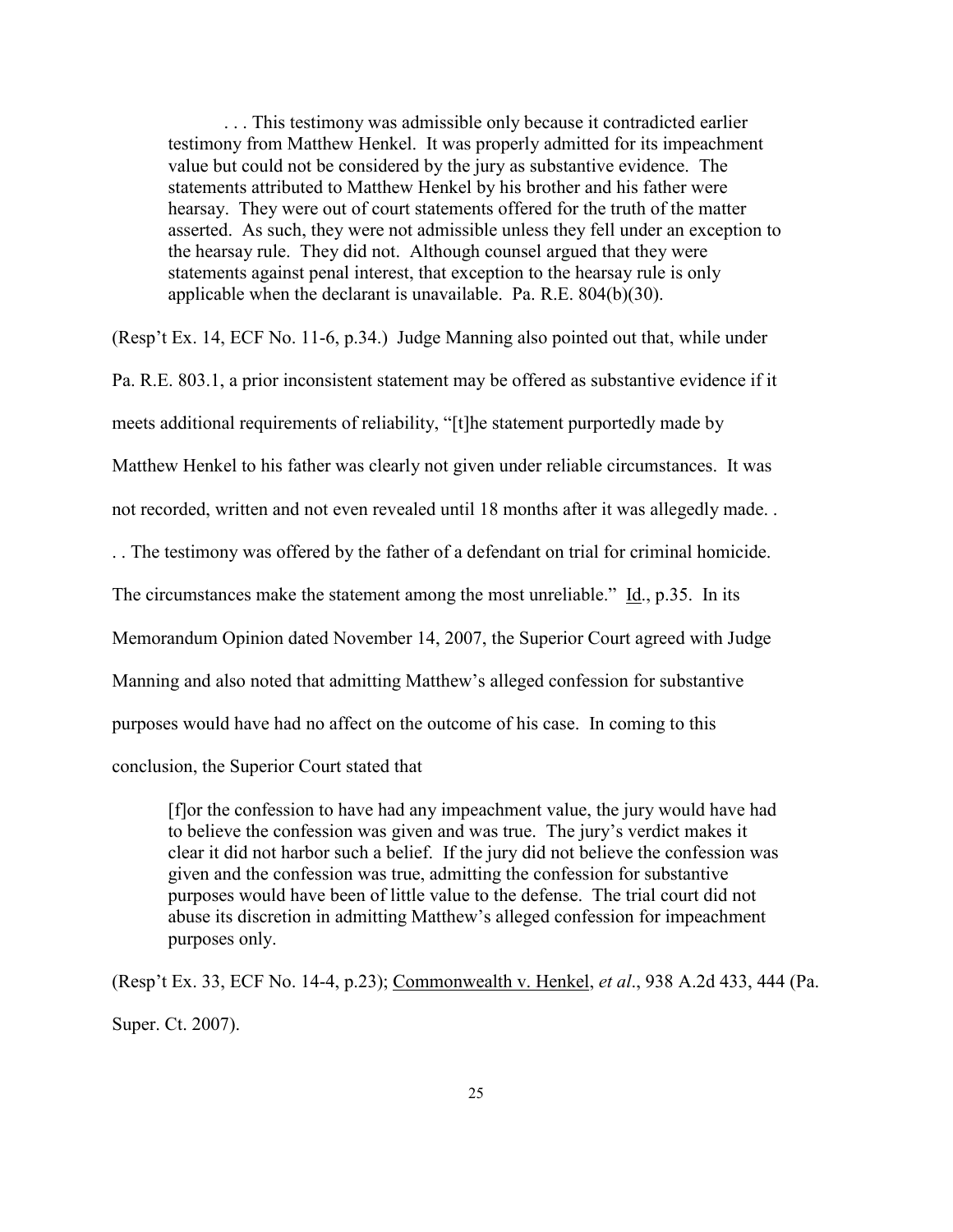> . . . This testimony was admissible only because it contradicted earlier testimony from Matthew Henkel. It was properly admitted for its impeachment value but could not be considered by the jury as substantive evidence. The statements attributed to Matthew Henkel by his brother and his father were hearsay. They were out of court statements offered for the truth of the matter asserted. As such, they were not admissible unless they fell under an exception to the hearsay rule. They did not. Although counsel argued that they were statements against penal interest, that exception to the hearsay rule is only applicable when the declarant is unavailable. Pa. R.E. 804(b)(30).

(Resp't Ex. 14, ECF No. 11-6, p.34.) Judge Manning also pointed out that, while under Pa. R.E. 803.1, a prior inconsistent statement may be offered as substantive evidence if it meets additional requirements of reliability, "[t]he statement purportedly made by Matthew Henkel to his father was clearly not given under reliable circumstances. It was not recorded, written and not even revealed until 18 months after it was allegedly made. . . . The testimony was offered by the father of a defendant on trial for criminal homicide. The circumstances make the statement among the most unreliable." Id., p.35. In its Memorandum Opinion dated November 14, 2007, the Superior Court agreed with Judge Manning and also noted that admitting Matthew's alleged confession for substantive purposes would have had no affect on the outcome of his case. In coming to this conclusion, the Superior Court stated that

> [f]or the confession to have had any impeachment value, the jury would have had to believe the confession was given and was true. The jury's verdict makes it clear it did not harbor such a belief. If the jury did not believe the confession was given and the confession was true, admitting the confession for substantive purposes would have been of little value to the defense. The trial court did not abuse its discretion in admitting Matthew's alleged confession for impeachment purposes only.

(Resp't Ex. 33, ECF No. 14-4, p.23); Commonwealth v. Henkel, *et al*., 938 A.2d 433, 444 (Pa. Super. Ct. 2007).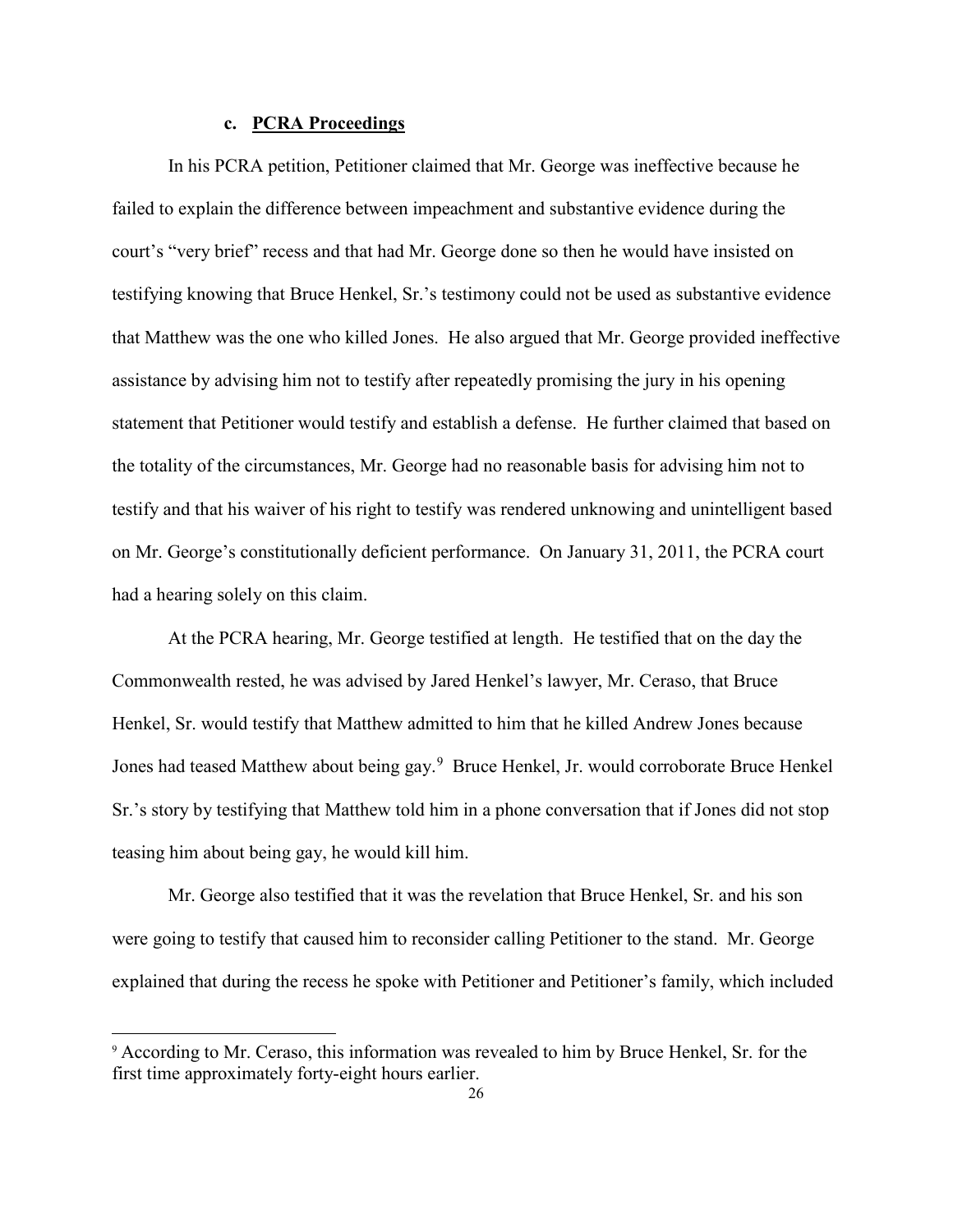### c. PCRA Proceedings

In his PCRA petition, Petitioner claimed that Mr. George was ineffective because he failed to explain the difference between impeachment and substantive evidence during the court's "very brief" recess and that had Mr. George done so then he would have insisted on testifying knowing that Bruce Henkel, Sr.'s testimony could not be used as substantive evidence that Matthew was the one who killed Jones. He also argued that Mr. George provided ineffective assistance by advising him not to testify after repeatedly promising the jury in his opening statement that Petitioner would testify and establish a defense. He further claimed that based on the totality of the circumstances, Mr. George had no reasonable basis for advising him not to testify and that his waiver of his right to testify was rendered unknowing and unintelligent based on Mr. George's constitutionally deficient performance. On January 31, 2011, the PCRA court had a hearing solely on this claim.

At the PCRA hearing, Mr. George testified at length. He testified that on the day the Commonwealth rested, he was advised by Jared Henkel's lawyer, Mr. Ceraso, that Bruce Henkel, Sr. would testify that Matthew admitted to him that he killed Andrew Jones because Jones had teased Matthew about being gay.[9] Bruce Henkel, Jr. would corroborate Bruce Henkel Sr.'s story by testifying that Matthew told him in a phone conversation that if Jones did not stop teasing him about being gay, he would kill him.

Mr. George also testified that it was the revelation that Bruce Henkel, Sr. and his son were going to testify that caused him to reconsider calling Petitioner to the stand. Mr. George explained that during the recess he spoke with Petitioner and Petitioner's family, which included

[9] According to Mr. Ceraso, this information was revealed to him by Bruce Henkel, Sr. for the first time approximately forty-eight hours earlier.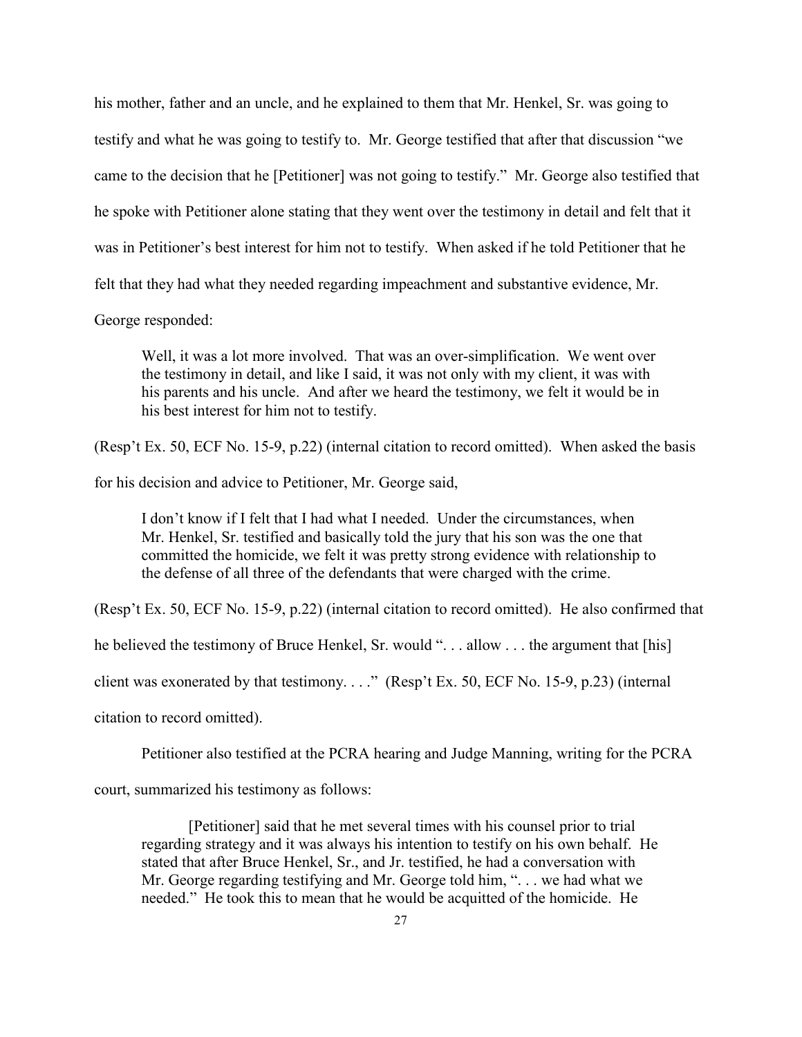his mother, father and an uncle, and he explained to them that Mr. Henkel, Sr. was going to testify and what he was going to testify to. Mr. George testified that after that discussion "we came to the decision that he [Petitioner] was not going to testify." Mr. George also testified that he spoke with Petitioner alone stating that they went over the testimony in detail and felt that it was in Petitioner's best interest for him not to testify. When asked if he told Petitioner that he felt that they had what they needed regarding impeachment and substantive evidence, Mr. George responded:

> Well, it was a lot more involved. That was an over-simplification. We went over the testimony in detail, and like I said, it was not only with my client, it was with his parents and his uncle. And after we heard the testimony, we felt it would be in his best interest for him not to testify.

(Resp't Ex. 50, ECF No. 15-9, p.22) (internal citation to record omitted). When asked the basis for his decision and advice to Petitioner, Mr. George said,

> I don't know if I felt that I had what I needed. Under the circumstances, when Mr. Henkel, Sr. testified and basically told the jury that his son was the one that committed the homicide, we felt it was pretty strong evidence with relationship to the defense of all three of the defendants that were charged with the crime.

(Resp't Ex. 50, ECF No. 15-9, p.22) (internal citation to record omitted). He also confirmed that he believed the testimony of Bruce Henkel, Sr. would ". . . allow . . . the argument that [his] client was exonerated by that testimony. . . ." (Resp't Ex. 50, ECF No. 15-9, p.23) (internal citation to record omitted).

Petitioner also testified at the PCRA hearing and Judge Manning, writing for the PCRA court, summarized his testimony as follows:

> [Petitioner] said that he met several times with his counsel prior to trial regarding strategy and it was always his intention to testify on his own behalf. He stated that after Bruce Henkel, Sr., and Jr. testified, he had a conversation with Mr. George regarding testifying and Mr. George told him, ". . . we had what we needed." He took this to mean that he would be acquitted of the homicide. He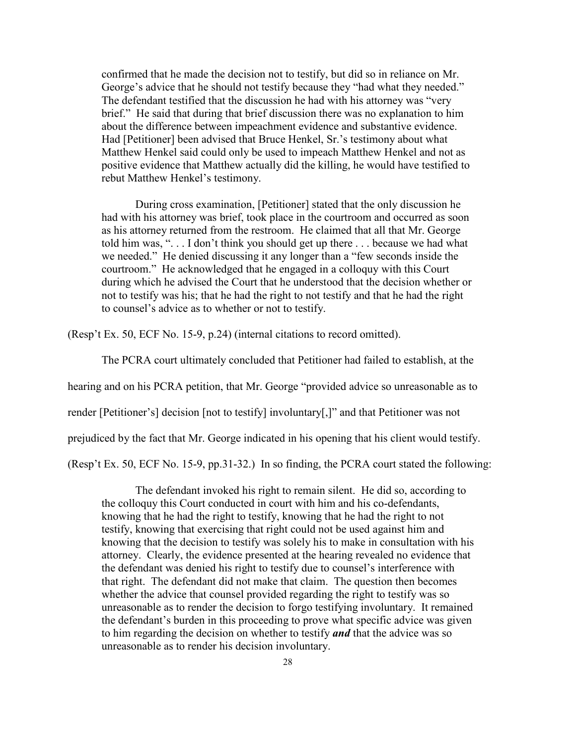> confirmed that he made the decision not to testify, but did so in reliance on Mr. George's advice that he should not testify because they "had what they needed." The defendant testified that the discussion he had with his attorney was "very brief." He said that during that brief discussion there was no explanation to him about the difference between impeachment evidence and substantive evidence. Had [Petitioner] been advised that Bruce Henkel, Sr.'s testimony about what Matthew Henkel said could only be used to impeach Matthew Henkel and not as positive evidence that Matthew actually did the killing, he would have testified to rebut Matthew Henkel's testimony.
>
> During cross examination, [Petitioner] stated that the only discussion he had with his attorney was brief, took place in the courtroom and occurred as soon as his attorney returned from the restroom. He claimed that all that Mr. George told him was, ". . . I don't think you should get up there . . . because we had what we needed." He denied discussing it any longer than a "few seconds inside the courtroom." He acknowledged that he engaged in a colloquy with this Court during which he advised the Court that he understood that the decision whether or not to testify was his; that he had the right to not testify and that he had the right to counsel's advice as to whether or not to testify.

(Resp't Ex. 50, ECF No. 15-9, p.24) (internal citations to record omitted).

The PCRA court ultimately concluded that Petitioner had failed to establish, at the hearing and on his PCRA petition, that Mr. George "provided advice so unreasonable as to render [Petitioner's] decision [not to testify] involuntary[,]" and that Petitioner was not prejudiced by the fact that Mr. George indicated in his opening that his client would testify. (Resp't Ex. 50, ECF No. 15-9, pp.31-32.) In so finding, the PCRA court stated the following:

> The defendant invoked his right to remain silent. He did so, according to the colloquy this Court conducted in court with him and his co-defendants, knowing that he had the right to testify, knowing that he had the right to not testify, knowing that exercising that right could not be used against him and knowing that the decision to testify was solely his to make in consultation with his attorney. Clearly, the evidence presented at the hearing revealed no evidence that the defendant was denied his right to testify due to counsel's interference with that right. The defendant did not make that claim. The question then becomes whether the advice that counsel provided regarding the right to testify was so unreasonable as to render the decision to forgo testifying involuntary. It remained the defendant's burden in this proceeding to prove what specific advice was given to him regarding the decision on whether to testify ***and*** that the advice was so unreasonable as to render his decision involuntary.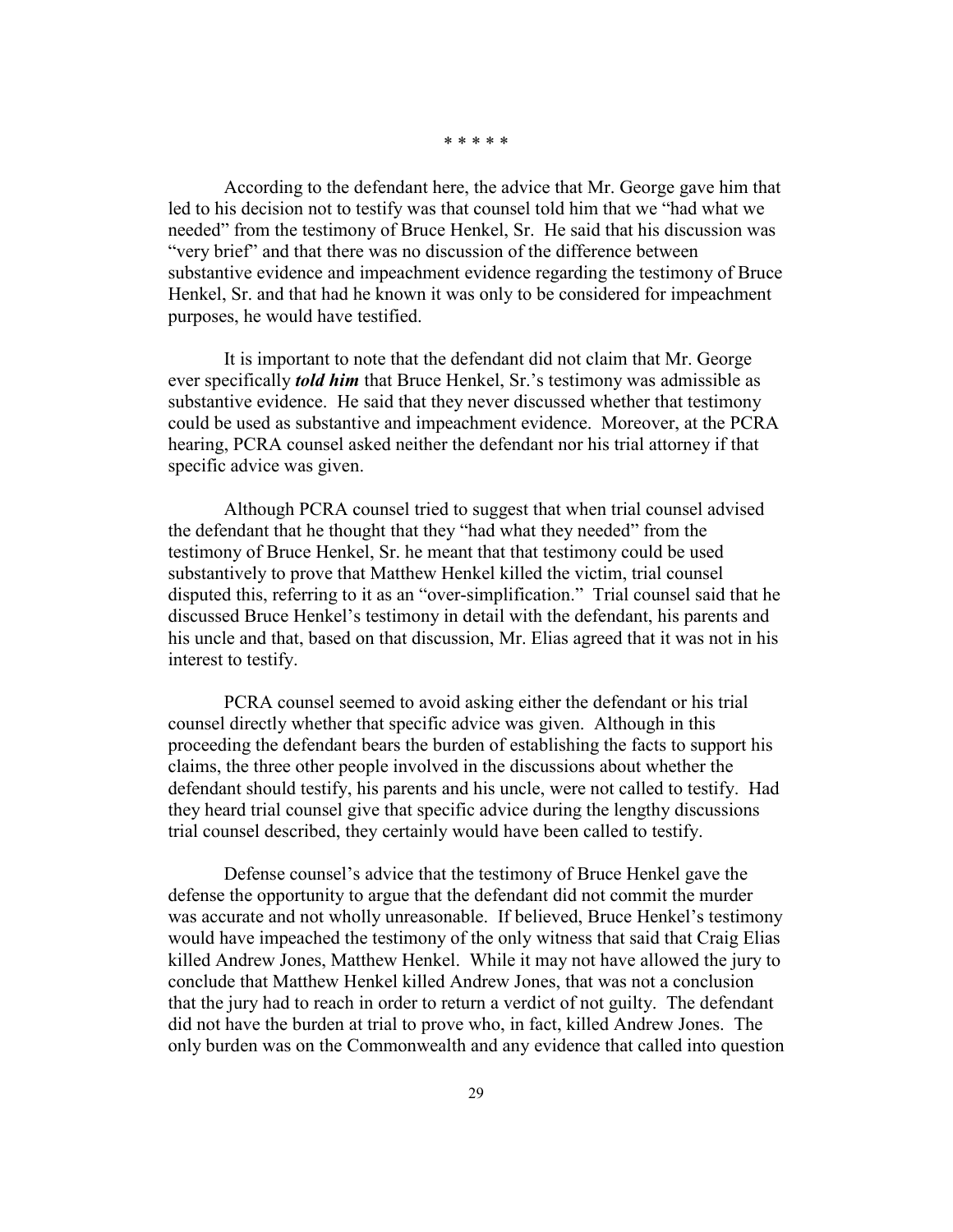\* \* \* \* \*

According to the defendant here, the advice that Mr. George gave him that led to his decision not to testify was that counsel told him that we "had what we needed" from the testimony of Bruce Henkel, Sr. He said that his discussion was "very brief" and that there was no discussion of the difference between substantive evidence and impeachment evidence regarding the testimony of Bruce Henkel, Sr. and that had he known it was only to be considered for impeachment purposes, he would have testified.

It is important to note that the defendant did not claim that Mr. George ever specifically ***told him*** that Bruce Henkel, Sr.'s testimony was admissible as substantive evidence. He said that they never discussed whether that testimony could be used as substantive and impeachment evidence. Moreover, at the PCRA hearing, PCRA counsel asked neither the defendant nor his trial attorney if that specific advice was given.

Although PCRA counsel tried to suggest that when trial counsel advised the defendant that he thought that they "had what they needed" from the testimony of Bruce Henkel, Sr. he meant that that testimony could be used substantively to prove that Matthew Henkel killed the victim, trial counsel disputed this, referring to it as an "over-simplification." Trial counsel said that he discussed Bruce Henkel's testimony in detail with the defendant, his parents and his uncle and that, based on that discussion, Mr. Elias agreed that it was not in his interest to testify.

PCRA counsel seemed to avoid asking either the defendant or his trial counsel directly whether that specific advice was given. Although in this proceeding the defendant bears the burden of establishing the facts to support his claims, the three other people involved in the discussions about whether the defendant should testify, his parents and his uncle, were not called to testify. Had they heard trial counsel give that specific advice during the lengthy discussions trial counsel described, they certainly would have been called to testify.

Defense counsel's advice that the testimony of Bruce Henkel gave the defense the opportunity to argue that the defendant did not commit the murder was accurate and not wholly unreasonable. If believed, Bruce Henkel's testimony would have impeached the testimony of the only witness that said that Craig Elias killed Andrew Jones, Matthew Henkel. While it may not have allowed the jury to conclude that Matthew Henkel killed Andrew Jones, that was not a conclusion that the jury had to reach in order to return a verdict of not guilty. The defendant did not have the burden at trial to prove who, in fact, killed Andrew Jones. The only burden was on the Commonwealth and any evidence that called into question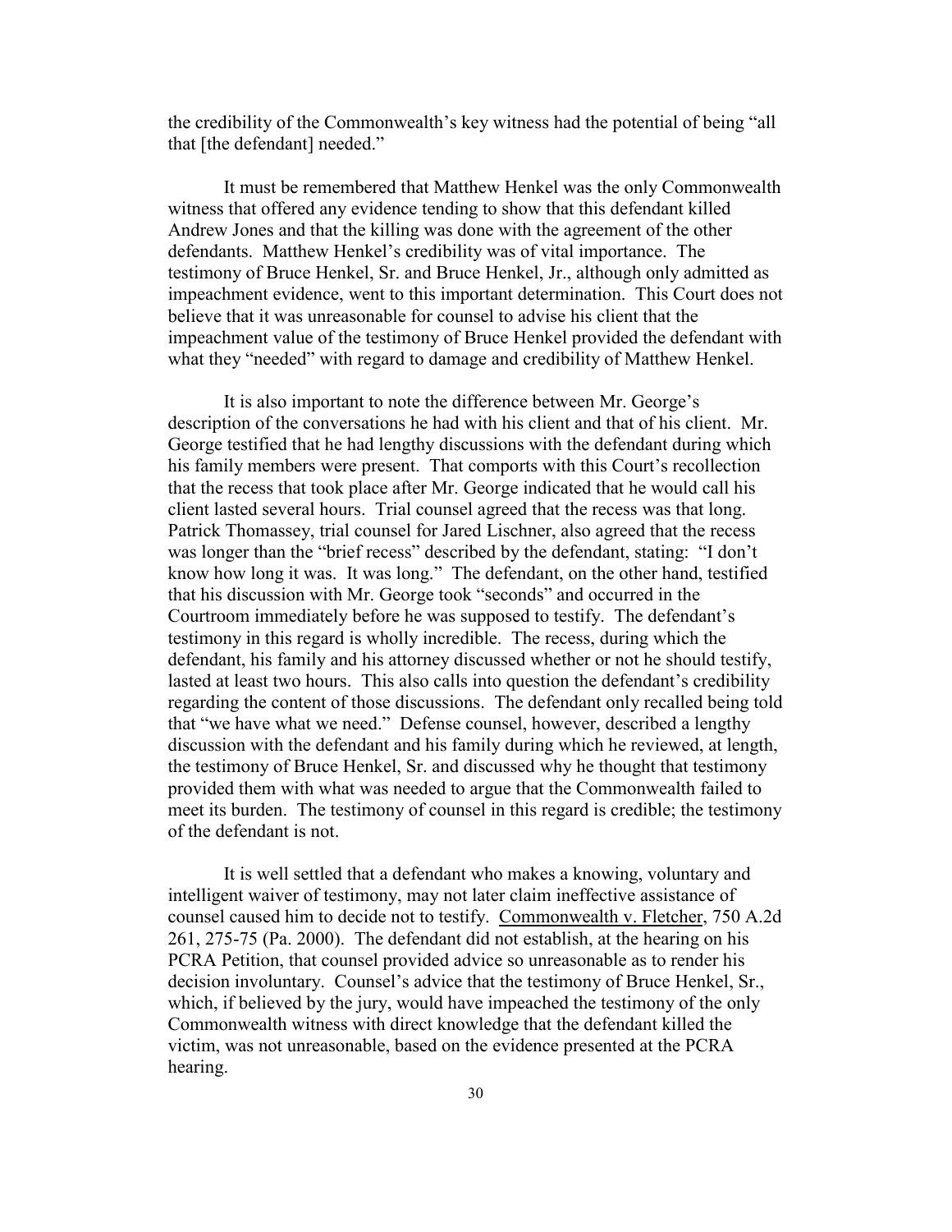the credibility of the Commonwealth's key witness had the potential of being "all that [the defendant] needed."

It must be remembered that Matthew Henkel was the only Commonwealth witness that offered any evidence tending to show that this defendant killed Andrew Jones and that the killing was done with the agreement of the other defendants. Matthew Henkel's credibility was of vital importance. The testimony of Bruce Henkel, Sr. and Bruce Henkel, Jr., although only admitted as impeachment evidence, went to this important determination. This Court does not believe that it was unreasonable for counsel to advise his client that the impeachment value of the testimony of Bruce Henkel provided the defendant with what they "needed" with regard to damage and credibility of Matthew Henkel.

It is also important to note the difference between Mr. George's description of the conversations he had with his client and that of his client. Mr. George testified that he had lengthy discussions with the defendant during which his family members were present. That comports with this Court's recollection that the recess that took place after Mr. George indicated that he would call his client lasted several hours. Trial counsel agreed that the recess was that long. Patrick Thomassey, trial counsel for Jared Lischner, also agreed that the recess was longer than the "brief recess" described by the defendant, stating: "I don't know how long it was. It was long." The defendant, on the other hand, testified that his discussion with Mr. George took "seconds" and occurred in the Courtroom immediately before he was supposed to testify. The defendant's testimony in this regard is wholly incredible. The recess, during which the defendant, his family and his attorney discussed whether or not he should testify, lasted at least two hours. This also calls into question the defendant's credibility regarding the content of those discussions. The defendant only recalled being told that "we have what we need." Defense counsel, however, described a lengthy discussion with the defendant and his family during which he reviewed, at length, the testimony of Bruce Henkel, Sr. and discussed why he thought that testimony provided them with what was needed to argue that the Commonwealth failed to meet its burden. The testimony of counsel in this regard is credible; the testimony of the defendant is not.

It is well settled that a defendant who makes a knowing, voluntary and intelligent waiver of testimony, may not later claim ineffective assistance of counsel caused him to decide not to testify. Commonwealth v. Fletcher, 750 A.2d 261, 275-75 (Pa. 2000). The defendant did not establish, at the hearing on his PCRA Petition, that counsel provided advice so unreasonable as to render his decision involuntary. Counsel's advice that the testimony of Bruce Henkel, Sr., which, if believed by the jury, would have impeached the testimony of the only Commonwealth witness with direct knowledge that the defendant killed the victim, was not unreasonable, based on the evidence presented at the PCRA hearing.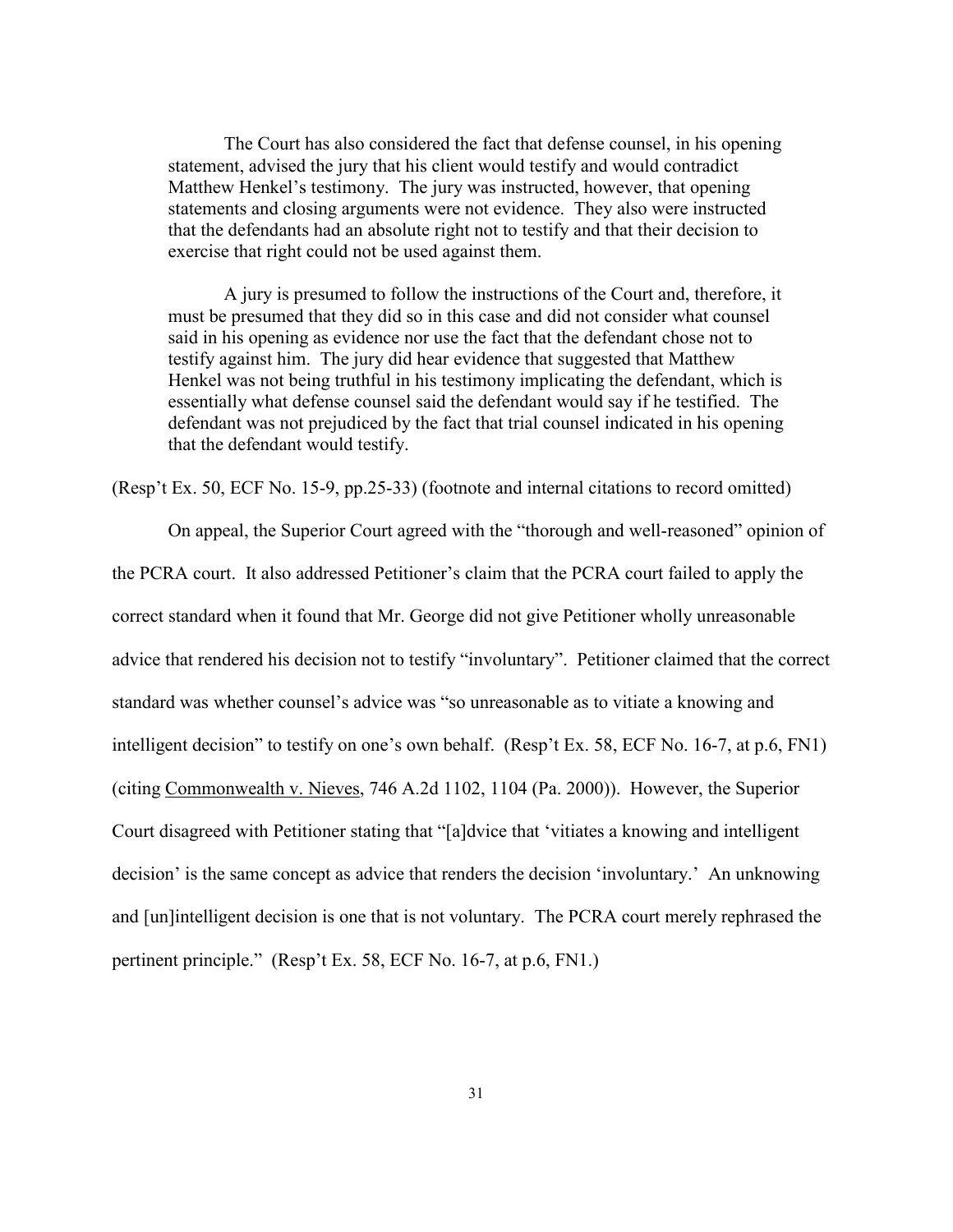> The Court has also considered the fact that defense counsel, in his opening statement, advised the jury that his client would testify and would contradict Matthew Henkel's testimony. The jury was instructed, however, that opening statements and closing arguments were not evidence. They also were instructed that the defendants had an absolute right not to testify and that their decision to exercise that right could not be used against them.
>
> A jury is presumed to follow the instructions of the Court and, therefore, it must be presumed that they did so in this case and did not consider what counsel said in his opening as evidence nor use the fact that the defendant chose not to testify against him. The jury did hear evidence that suggested that Matthew Henkel was not being truthful in his testimony implicating the defendant, which is essentially what defense counsel said the defendant would say if he testified. The defendant was not prejudiced by the fact that trial counsel indicated in his opening that the defendant would testify.

(Resp't Ex. 50, ECF No. 15-9, pp.25-33) (footnote and internal citations to record omitted)

On appeal, the Superior Court agreed with the "thorough and well-reasoned" opinion of the PCRA court. It also addressed Petitioner's claim that the PCRA court failed to apply the correct standard when it found that Mr. George did not give Petitioner wholly unreasonable advice that rendered his decision not to testify "involuntary". Petitioner claimed that the correct standard was whether counsel's advice was "so unreasonable as to vitiate a knowing and intelligent decision" to testify on one's own behalf. (Resp't Ex. 58, ECF No. 16-7, at p.6, FN1) (citing Commonwealth v. Nieves, 746 A.2d 1102, 1104 (Pa. 2000)). However, the Superior Court disagreed with Petitioner stating that "[a]dvice that 'vitiates a knowing and intelligent decision' is the same concept as advice that renders the decision 'involuntary.' An unknowing and [un]intelligent decision is one that is not voluntary. The PCRA court merely rephrased the pertinent principle." (Resp't Ex. 58, ECF No. 16-7, at p.6, FN1.)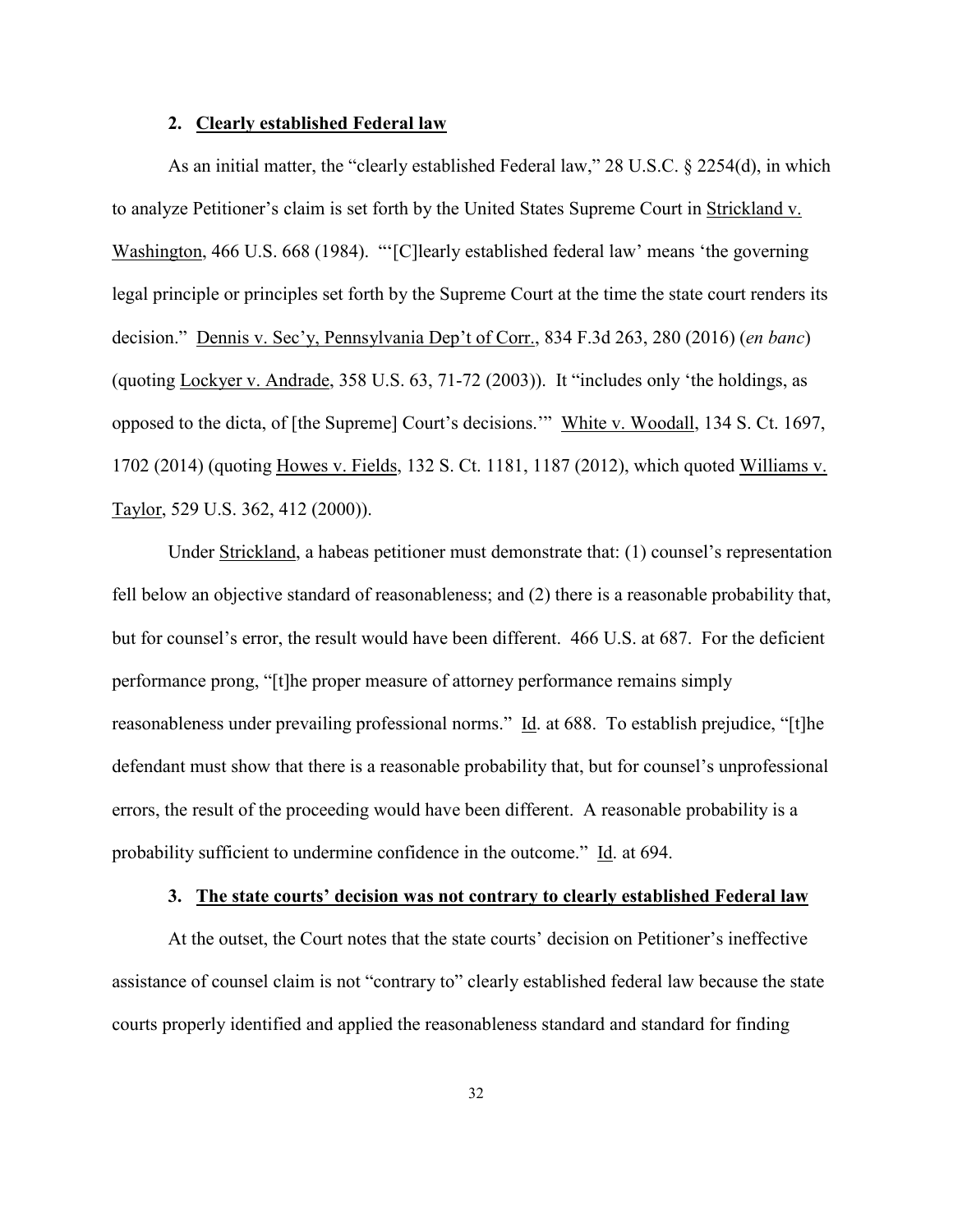### 2. <u>Clearly established Federal law</u>

As an initial matter, the "clearly established Federal law," 28 U.S.C. § 2254(d), in which to analyze Petitioner's claim is set forth by the United States Supreme Court in <u>Strickland v. Washington</u>, 466 U.S. 668 (1984). "'[C]learly established federal law' means 'the governing legal principle or principles set forth by the Supreme Court at the time the state court renders its decision." <u>Dennis v. Sec'y, Pennsylvania Dep't of Corr.</u>, 834 F.3d 263, 280 (2016) (*en banc*) (quoting <u>Lockyer v. Andrade</u>, 358 U.S. 63, 71-72 (2003)). It "includes only 'the holdings, as opposed to the dicta, of [the Supreme] Court's decisions.'" <u>White v. Woodall</u>, 134 S. Ct. 1697, 1702 (2014) (quoting <u>Howes v. Fields</u>, 132 S. Ct. 1181, 1187 (2012), which quoted <u>Williams v. Taylor</u>, 529 U.S. 362, 412 (2000)).

Under <u>Strickland</u>, a habeas petitioner must demonstrate that: (1) counsel's representation fell below an objective standard of reasonableness; and (2) there is a reasonable probability that, but for counsel's error, the result would have been different. 466 U.S. at 687. For the deficient performance prong, "[t]he proper measure of attorney performance remains simply reasonableness under prevailing professional norms." <u>Id</u>. at 688. To establish prejudice, "[t]he defendant must show that there is a reasonable probability that, but for counsel's unprofessional errors, the result of the proceeding would have been different. A reasonable probability is a probability sufficient to undermine confidence in the outcome." <u>Id</u>. at 694.

### 3. <u>The state courts' decision was not contrary to clearly established Federal law</u>

At the outset, the Court notes that the state courts' decision on Petitioner's ineffective assistance of counsel claim is not "contrary to" clearly established federal law because the state courts properly identified and applied the reasonableness standard and standard for finding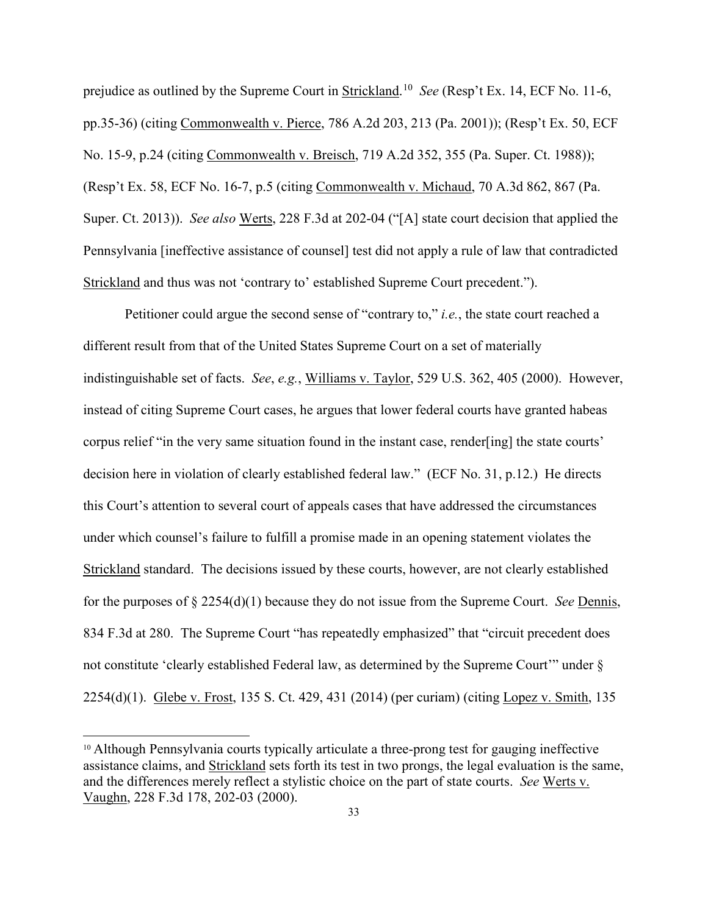prejudice as outlined by the Supreme Court in Strickland.[10] *See* (Resp't Ex. 14, ECF No. 11-6, pp.35-36) (citing Commonwealth v. Pierce, 786 A.2d 203, 213 (Pa. 2001)); (Resp't Ex. 50, ECF No. 15-9, p.24 (citing Commonwealth v. Breisch, 719 A.2d 352, 355 (Pa. Super. Ct. 1988)); (Resp't Ex. 58, ECF No. 16-7, p.5 (citing Commonwealth v. Michaud, 70 A.3d 862, 867 (Pa. Super. Ct. 2013)). *See also* Werts, 228 F.3d at 202-04 ("[A] state court decision that applied the Pennsylvania [ineffective assistance of counsel] test did not apply a rule of law that contradicted Strickland and thus was not 'contrary to' established Supreme Court precedent.").

Petitioner could argue the second sense of "contrary to," *i.e.*, the state court reached a different result from that of the United States Supreme Court on a set of materially indistinguishable set of facts. *See*, *e.g.*, Williams v. Taylor, 529 U.S. 362, 405 (2000). However, instead of citing Supreme Court cases, he argues that lower federal courts have granted habeas corpus relief "in the very same situation found in the instant case, render[ing] the state courts' decision here in violation of clearly established federal law." (ECF No. 31, p.12.) He directs this Court's attention to several court of appeals cases that have addressed the circumstances under which counsel's failure to fulfill a promise made in an opening statement violates the Strickland standard. The decisions issued by these courts, however, are not clearly established for the purposes of § 2254(d)(1) because they do not issue from the Supreme Court. *See* Dennis, 834 F.3d at 280. The Supreme Court "has repeatedly emphasized" that "circuit precedent does not constitute 'clearly established Federal law, as determined by the Supreme Court'" under § 2254(d)(1). Glebe v. Frost, 135 S. Ct. 429, 431 (2014) (per curiam) (citing Lopez v. Smith, 135

[10] Although Pennsylvania courts typically articulate a three-prong test for gauging ineffective assistance claims, and Strickland sets forth its test in two prongs, the legal evaluation is the same, and the differences merely reflect a stylistic choice on the part of state courts. *See* Werts v. Vaughn, 228 F.3d 178, 202-03 (2000).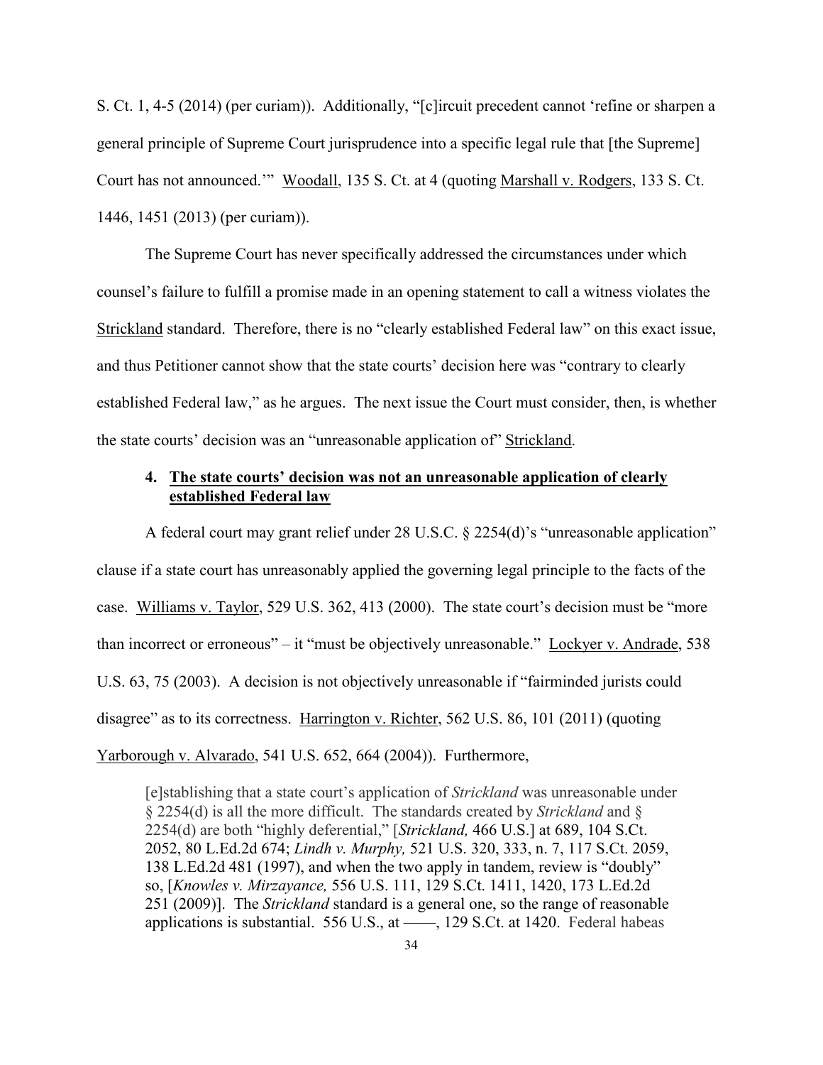S. Ct. 1, 4-5 (2014) (per curiam)). Additionally, "[c]ircuit precedent cannot 'refine or sharpen a general principle of Supreme Court jurisprudence into a specific legal rule that [the Supreme] Court has not announced.'" Woodall, 135 S. Ct. at 4 (quoting Marshall v. Rodgers, 133 S. Ct. 1446, 1451 (2013) (per curiam)).

The Supreme Court has never specifically addressed the circumstances under which counsel's failure to fulfill a promise made in an opening statement to call a witness violates the Strickland standard. Therefore, there is no "clearly established Federal law" on this exact issue, and thus Petitioner cannot show that the state courts' decision here was "contrary to clearly established Federal law," as he argues. The next issue the Court must consider, then, is whether the state courts' decision was an "unreasonable application of" Strickland.

### 4. The state courts' decision was not an unreasonable application of clearly established Federal law

A federal court may grant relief under 28 U.S.C. § 2254(d)'s "unreasonable application" clause if a state court has unreasonably applied the governing legal principle to the facts of the case. Williams v. Taylor, 529 U.S. 362, 413 (2000). The state court's decision must be "more than incorrect or erroneous" – it "must be objectively unreasonable." Lockyer v. Andrade, 538 U.S. 63, 75 (2003). A decision is not objectively unreasonable if "fairminded jurists could disagree" as to its correctness. Harrington v. Richter, 562 U.S. 86, 101 (2011) (quoting Yarborough v. Alvarado, 541 U.S. 652, 664 (2004)). Furthermore,

> [e]stablishing that a state court's application of *Strickland* was unreasonable under § 2254(d) is all the more difficult. The standards created by *Strickland* and § 2254(d) are both "highly deferential," [*Strickland,* 466 U.S.] at 689, 104 S.Ct. 2052, 80 L.Ed.2d 674; *Lindh v. Murphy,* 521 U.S. 320, 333, n. 7, 117 S.Ct. 2059, 138 L.Ed.2d 481 (1997), and when the two apply in tandem, review is "doubly" so, [*Knowles v. Mirzayance,* 556 U.S. 111, 129 S.Ct. 1411, 1420, 173 L.Ed.2d 251 (2009)]. The *Strickland* standard is a general one, so the range of reasonable applications is substantial. 556 U.S., at ——, 129 S.Ct. at 1420. Federal habeas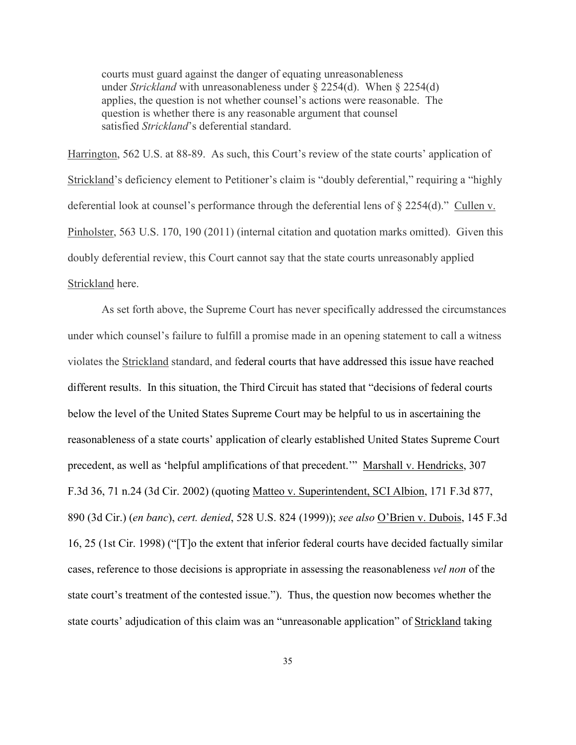> courts must guard against the danger of equating unreasonableness under *Strickland* with unreasonableness under § 2254(d). When § 2254(d) applies, the question is not whether counsel's actions were reasonable. The question is whether there is any reasonable argument that counsel satisfied *Strickland*'s deferential standard.

Harrington, 562 U.S. at 88-89. As such, this Court's review of the state courts' application of Strickland's deficiency element to Petitioner's claim is "doubly deferential," requiring a "highly deferential look at counsel's performance through the deferential lens of § 2254(d)." Cullen v. Pinholster, 563 U.S. 170, 190 (2011) (internal citation and quotation marks omitted). Given this doubly deferential review, this Court cannot say that the state courts unreasonably applied Strickland here.

As set forth above, the Supreme Court has never specifically addressed the circumstances under which counsel's failure to fulfill a promise made in an opening statement to call a witness violates the Strickland standard, and federal courts that have addressed this issue have reached different results. In this situation, the Third Circuit has stated that "decisions of federal courts below the level of the United States Supreme Court may be helpful to us in ascertaining the reasonableness of a state courts' application of clearly established United States Supreme Court precedent, as well as 'helpful amplifications of that precedent.'" Marshall v. Hendricks, 307 F.3d 36, 71 n.24 (3d Cir. 2002) (quoting Matteo v. Superintendent, SCI Albion, 171 F.3d 877, 890 (3d Cir.) (*en banc*), *cert. denied*, 528 U.S. 824 (1999)); *see also* O'Brien v. Dubois, 145 F.3d 16, 25 (1st Cir. 1998) ("[T]o the extent that inferior federal courts have decided factually similar cases, reference to those decisions is appropriate in assessing the reasonableness *vel non* of the state court's treatment of the contested issue."). Thus, the question now becomes whether the state courts' adjudication of this claim was an "unreasonable application" of Strickland taking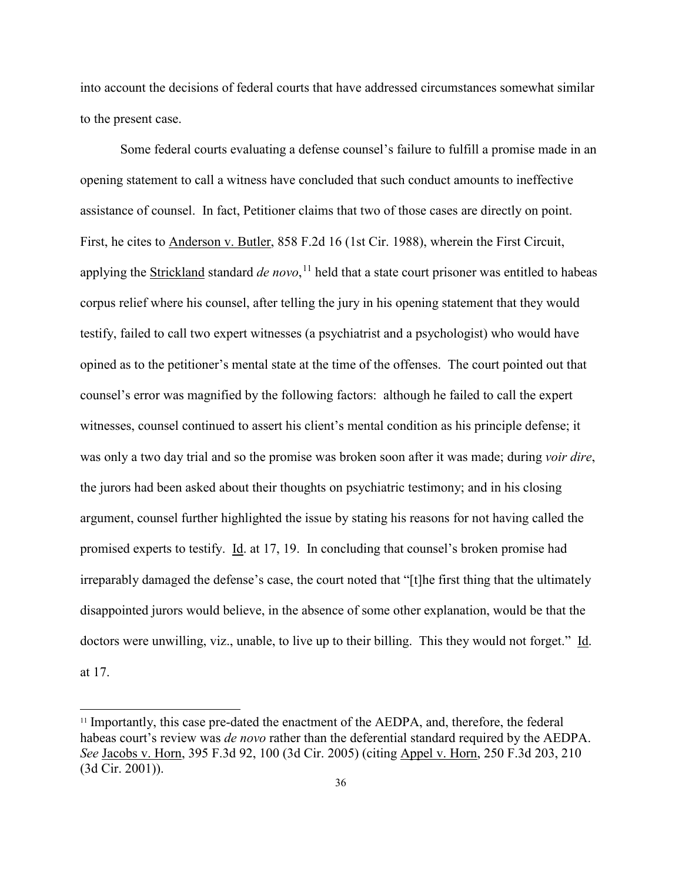into account the decisions of federal courts that have addressed circumstances somewhat similar to the present case.

Some federal courts evaluating a defense counsel's failure to fulfill a promise made in an opening statement to call a witness have concluded that such conduct amounts to ineffective assistance of counsel. In fact, Petitioner claims that two of those cases are directly on point. First, he cites to Anderson v. Butler, 858 F.2d 16 (1st Cir. 1988), wherein the First Circuit, applying the Strickland standard *de novo*,[11] held that a state court prisoner was entitled to habeas corpus relief where his counsel, after telling the jury in his opening statement that they would testify, failed to call two expert witnesses (a psychiatrist and a psychologist) who would have opined as to the petitioner's mental state at the time of the offenses. The court pointed out that counsel's error was magnified by the following factors: although he failed to call the expert witnesses, counsel continued to assert his client's mental condition as his principle defense; it was only a two day trial and so the promise was broken soon after it was made; during *voir dire*, the jurors had been asked about their thoughts on psychiatric testimony; and in his closing argument, counsel further highlighted the issue by stating his reasons for not having called the promised experts to testify. Id. at 17, 19. In concluding that counsel's broken promise had irreparably damaged the defense's case, the court noted that "[t]he first thing that the ultimately disappointed jurors would believe, in the absence of some other explanation, would be that the doctors were unwilling, viz., unable, to live up to their billing. This they would not forget." Id. at 17.

---

[11] Importantly, this case pre-dated the enactment of the AEDPA, and, therefore, the federal habeas court's review was *de novo* rather than the deferential standard required by the AEDPA. *See* Jacobs v. Horn, 395 F.3d 92, 100 (3d Cir. 2005) (citing Appel v. Horn, 250 F.3d 203, 210 (3d Cir. 2001)).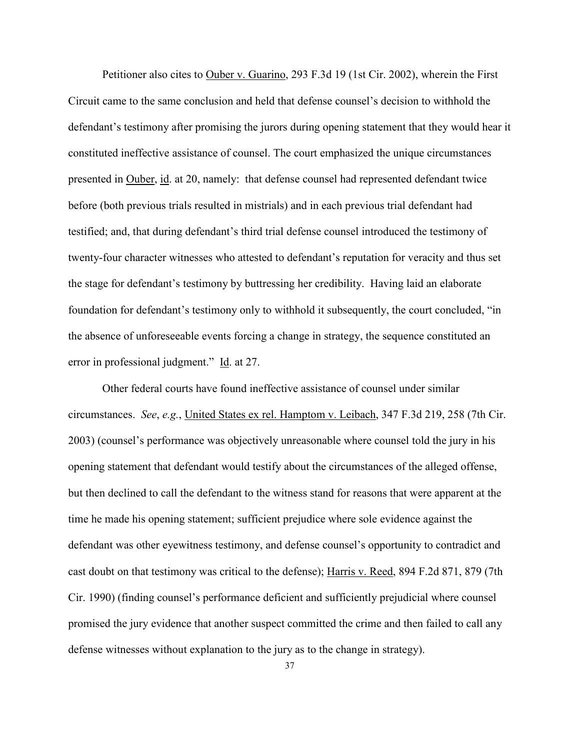Petitioner also cites to Ouber v. Guarino, 293 F.3d 19 (1st Cir. 2002), wherein the First Circuit came to the same conclusion and held that defense counsel's decision to withhold the defendant's testimony after promising the jurors during opening statement that they would hear it constituted ineffective assistance of counsel. The court emphasized the unique circumstances presented in Ouber, id. at 20, namely: that defense counsel had represented defendant twice before (both previous trials resulted in mistrials) and in each previous trial defendant had testified; and, that during defendant's third trial defense counsel introduced the testimony of twenty-four character witnesses who attested to defendant's reputation for veracity and thus set the stage for defendant's testimony by buttressing her credibility. Having laid an elaborate foundation for defendant's testimony only to withhold it subsequently, the court concluded, "in the absence of unforeseeable events forcing a change in strategy, the sequence constituted an error in professional judgment." Id. at 27.

Other federal courts have found ineffective assistance of counsel under similar circumstances. *See*, *e.g.*, United States ex rel. Hamptom v. Leibach, 347 F.3d 219, 258 (7th Cir. 2003) (counsel's performance was objectively unreasonable where counsel told the jury in his opening statement that defendant would testify about the circumstances of the alleged offense, but then declined to call the defendant to the witness stand for reasons that were apparent at the time he made his opening statement; sufficient prejudice where sole evidence against the defendant was other eyewitness testimony, and defense counsel's opportunity to contradict and cast doubt on that testimony was critical to the defense); Harris v. Reed, 894 F.2d 871, 879 (7th Cir. 1990) (finding counsel's performance deficient and sufficiently prejudicial where counsel promised the jury evidence that another suspect committed the crime and then failed to call any defense witnesses without explanation to the jury as to the change in strategy).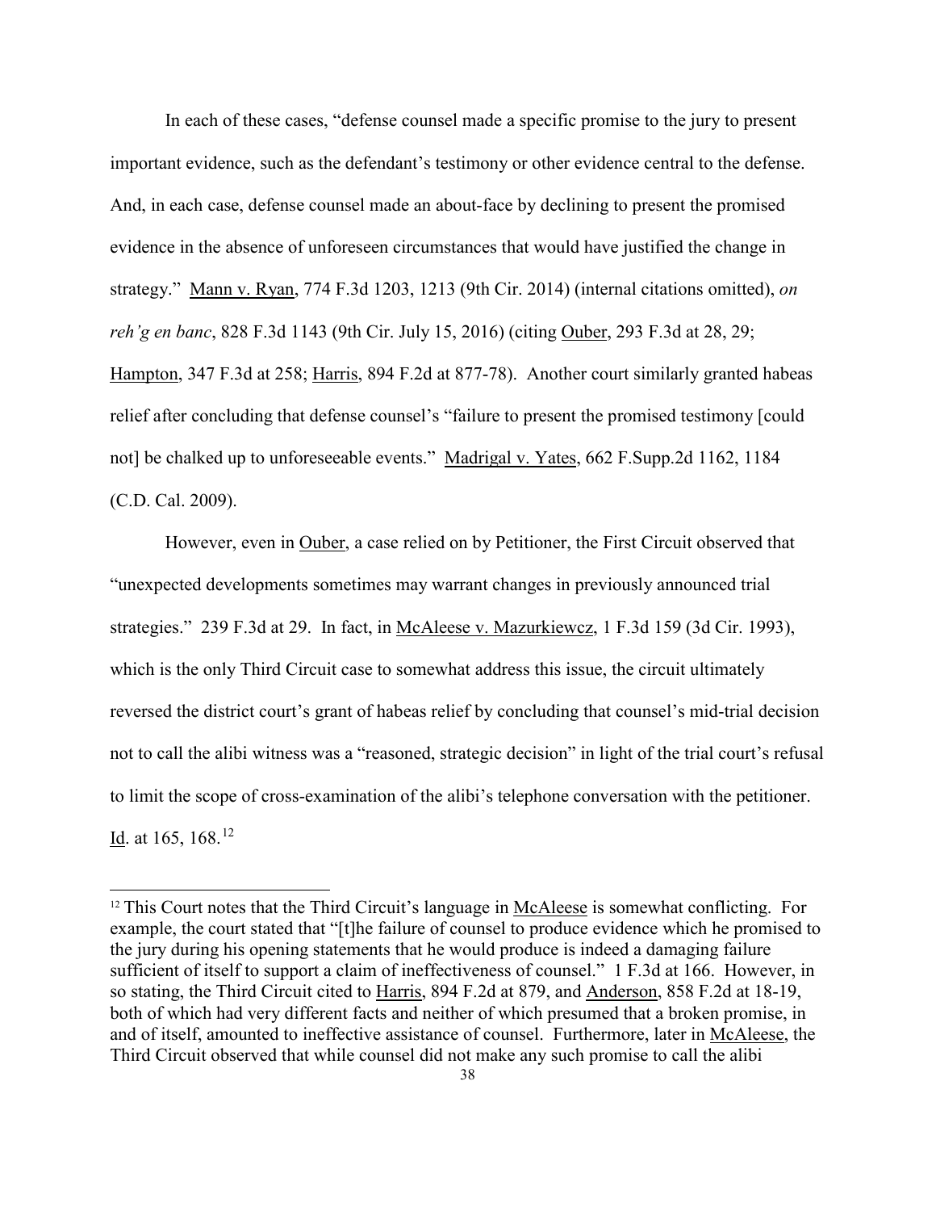In each of these cases, "defense counsel made a specific promise to the jury to present important evidence, such as the defendant's testimony or other evidence central to the defense. And, in each case, defense counsel made an about-face by declining to present the promised evidence in the absence of unforeseen circumstances that would have justified the change in strategy." Mann v. Ryan, 774 F.3d 1203, 1213 (9th Cir. 2014) (internal citations omitted), *on reh'g en banc*, 828 F.3d 1143 (9th Cir. July 15, 2016) (citing Ouber, 293 F.3d at 28, 29; Hampton, 347 F.3d at 258; Harris, 894 F.2d at 877-78). Another court similarly granted habeas relief after concluding that defense counsel's "failure to present the promised testimony [could not] be chalked up to unforeseeable events." Madrigal v. Yates, 662 F.Supp.2d 1162, 1184 (C.D. Cal. 2009).

However, even in Ouber, a case relied on by Petitioner, the First Circuit observed that "unexpected developments sometimes may warrant changes in previously announced trial strategies." 239 F.3d at 29. In fact, in McAleese v. Mazurkiewcz, 1 F.3d 159 (3d Cir. 1993), which is the only Third Circuit case to somewhat address this issue, the circuit ultimately reversed the district court's grant of habeas relief by concluding that counsel's mid-trial decision not to call the alibi witness was a "reasoned, strategic decision" in light of the trial court's refusal to limit the scope of cross-examination of the alibi's telephone conversation with the petitioner. Id. at 165, 168.[12]

---

[12] This Court notes that the Third Circuit's language in McAleese is somewhat conflicting. For example, the court stated that "[t]he failure of counsel to produce evidence which he promised to the jury during his opening statements that he would produce is indeed a damaging failure sufficient of itself to support a claim of ineffectiveness of counsel." 1 F.3d at 166. However, in so stating, the Third Circuit cited to Harris, 894 F.2d at 879, and Anderson, 858 F.2d at 18-19, both of which had very different facts and neither of which presumed that a broken promise, in and of itself, amounted to ineffective assistance of counsel. Furthermore, later in McAleese, the Third Circuit observed that while counsel did not make any such promise to call the alibi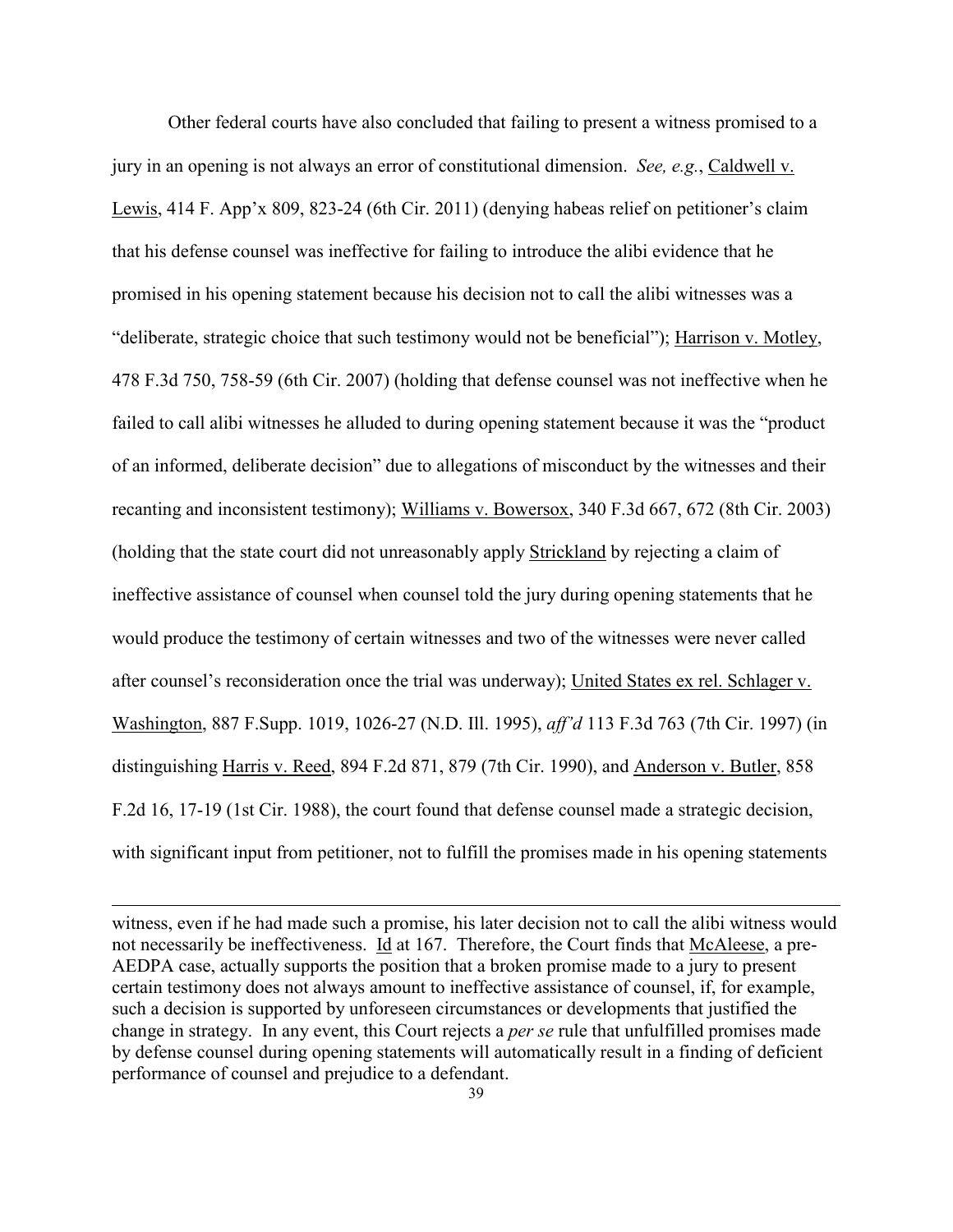Other federal courts have also concluded that failing to present a witness promised to a jury in an opening is not always an error of constitutional dimension. *See, e.g.*, Caldwell v. Lewis, 414 F. App'x 809, 823-24 (6th Cir. 2011) (denying habeas relief on petitioner's claim that his defense counsel was ineffective for failing to introduce the alibi evidence that he promised in his opening statement because his decision not to call the alibi witnesses was a "deliberate, strategic choice that such testimony would not be beneficial"); Harrison v. Motley, 478 F.3d 750, 758-59 (6th Cir. 2007) (holding that defense counsel was not ineffective when he failed to call alibi witnesses he alluded to during opening statement because it was the "product of an informed, deliberate decision" due to allegations of misconduct by the witnesses and their recanting and inconsistent testimony); Williams v. Bowersox, 340 F.3d 667, 672 (8th Cir. 2003) (holding that the state court did not unreasonably apply Strickland by rejecting a claim of ineffective assistance of counsel when counsel told the jury during opening statements that he would produce the testimony of certain witnesses and two of the witnesses were never called after counsel's reconsideration once the trial was underway); United States ex rel. Schlager v. Washington, 887 F.Supp. 1019, 1026-27 (N.D. Ill. 1995), *aff'd* 113 F.3d 763 (7th Cir. 1997) (in distinguishing Harris v. Reed, 894 F.2d 871, 879 (7th Cir. 1990), and Anderson v. Butler, 858 F.2d 16, 17-19 (1st Cir. 1988), the court found that defense counsel made a strategic decision, with significant input from petitioner, not to fulfill the promises made in his opening statements

---

witness, even if he had made such a promise, his later decision not to call the alibi witness would not necessarily be ineffectiveness. Id at 167. Therefore, the Court finds that McAleese, a pre-AEDPA case, actually supports the position that a broken promise made to a jury to present certain testimony does not always amount to ineffective assistance of counsel, if, for example, such a decision is supported by unforeseen circumstances or developments that justified the change in strategy. In any event, this Court rejects a *per se* rule that unfulfilled promises made by defense counsel during opening statements will automatically result in a finding of deficient performance of counsel and prejudice to a defendant.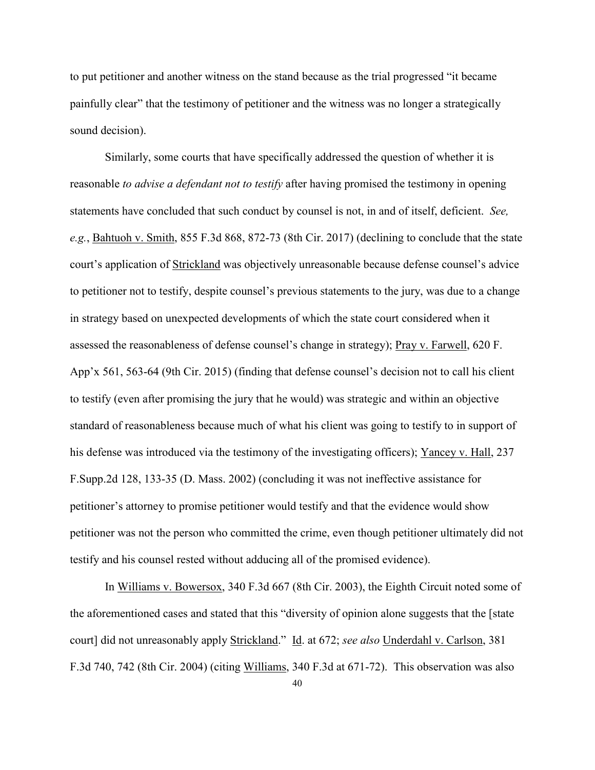to put petitioner and another witness on the stand because as the trial progressed "it became painfully clear" that the testimony of petitioner and the witness was no longer a strategically sound decision).

Similarly, some courts that have specifically addressed the question of whether it is reasonable *to advise a defendant not to testify* after having promised the testimony in opening statements have concluded that such conduct by counsel is not, in and of itself, deficient. *See, e.g.*, Bahtuoh v. Smith, 855 F.3d 868, 872-73 (8th Cir. 2017) (declining to conclude that the state court's application of Strickland was objectively unreasonable because defense counsel's advice to petitioner not to testify, despite counsel's previous statements to the jury, was due to a change in strategy based on unexpected developments of which the state court considered when it assessed the reasonableness of defense counsel's change in strategy); Pray v. Farwell, 620 F. App'x 561, 563-64 (9th Cir. 2015) (finding that defense counsel's decision not to call his client to testify (even after promising the jury that he would) was strategic and within an objective standard of reasonableness because much of what his client was going to testify to in support of his defense was introduced via the testimony of the investigating officers); Yancey v. Hall, 237 F.Supp.2d 128, 133-35 (D. Mass. 2002) (concluding it was not ineffective assistance for petitioner's attorney to promise petitioner would testify and that the evidence would show petitioner was not the person who committed the crime, even though petitioner ultimately did not testify and his counsel rested without adducing all of the promised evidence).

In Williams v. Bowersox, 340 F.3d 667 (8th Cir. 2003), the Eighth Circuit noted some of the aforementioned cases and stated that this "diversity of opinion alone suggests that the [state court] did not unreasonably apply Strickland." Id. at 672; *see also* Underdahl v. Carlson, 381 F.3d 740, 742 (8th Cir. 2004) (citing Williams, 340 F.3d at 671-72). This observation was also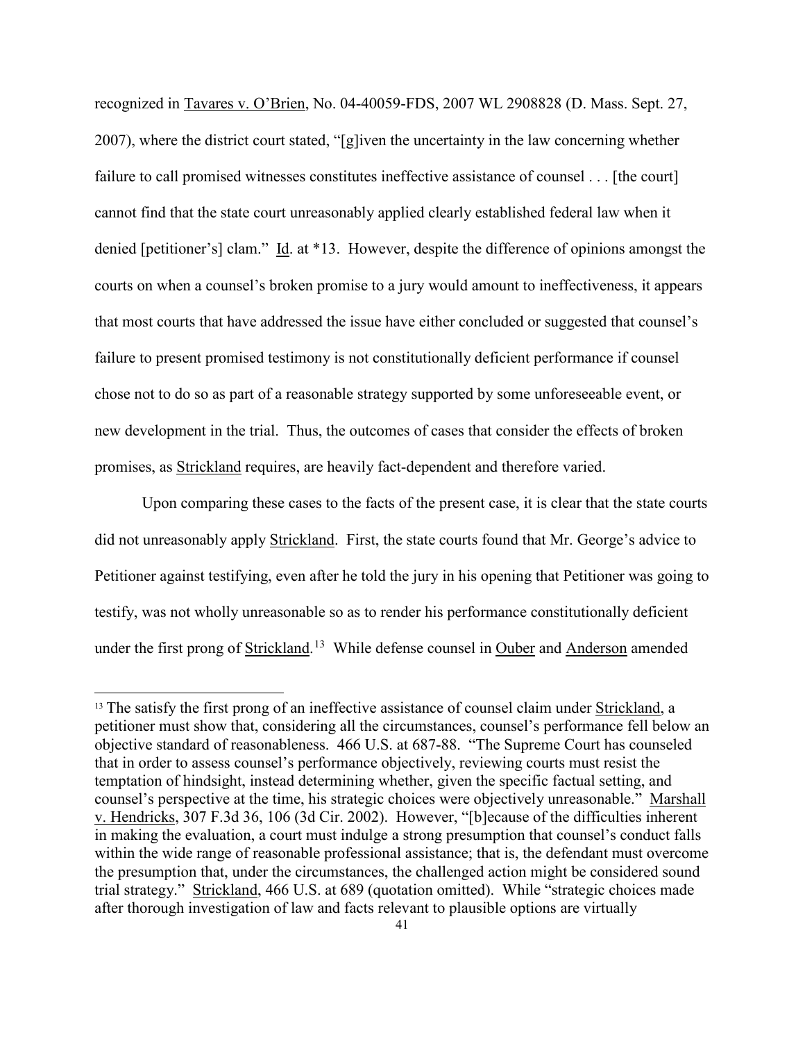recognized in Tavares v. O'Brien, No. 04-40059-FDS, 2007 WL 2908828 (D. Mass. Sept. 27, 2007), where the district court stated, "[g]iven the uncertainty in the law concerning whether failure to call promised witnesses constitutes ineffective assistance of counsel . . . [the court] cannot find that the state court unreasonably applied clearly established federal law when it denied [petitioner's] clam." Id. at *13. However, despite the difference of opinions amongst the courts on when a counsel's broken promise to a jury would amount to ineffectiveness, it appears that most courts that have addressed the issue have either concluded or suggested that counsel's failure to present promised testimony is not constitutionally deficient performance if counsel chose not to do so as part of a reasonable strategy supported by some unforeseeable event, or new development in the trial. Thus, the outcomes of cases that consider the effects of broken promises, as Strickland requires, are heavily fact-dependent and therefore varied.

Upon comparing these cases to the facts of the present case, it is clear that the state courts did not unreasonably apply Strickland. First, the state courts found that Mr. George's advice to Petitioner against testifying, even after he told the jury in his opening that Petitioner was going to testify, was not wholly unreasonable so as to render his performance constitutionally deficient under the first prong of Strickland.[13] While defense counsel in Ouber and Anderson amended

---

[13] The satisfy the first prong of an ineffective assistance of counsel claim under Strickland, a petitioner must show that, considering all the circumstances, counsel's performance fell below an objective standard of reasonableness. 466 U.S. at 687-88. "The Supreme Court has counseled that in order to assess counsel's performance objectively, reviewing courts must resist the temptation of hindsight, instead determining whether, given the specific factual setting, and counsel's perspective at the time, his strategic choices were objectively unreasonable." Marshall v. Hendricks, 307 F.3d 36, 106 (3d Cir. 2002). However, "[b]ecause of the difficulties inherent in making the evaluation, a court must indulge a strong presumption that counsel's conduct falls within the wide range of reasonable professional assistance; that is, the defendant must overcome the presumption that, under the circumstances, the challenged action might be considered sound trial strategy." Strickland, 466 U.S. at 689 (quotation omitted). While "strategic choices made after thorough investigation of law and facts relevant to plausible options are virtually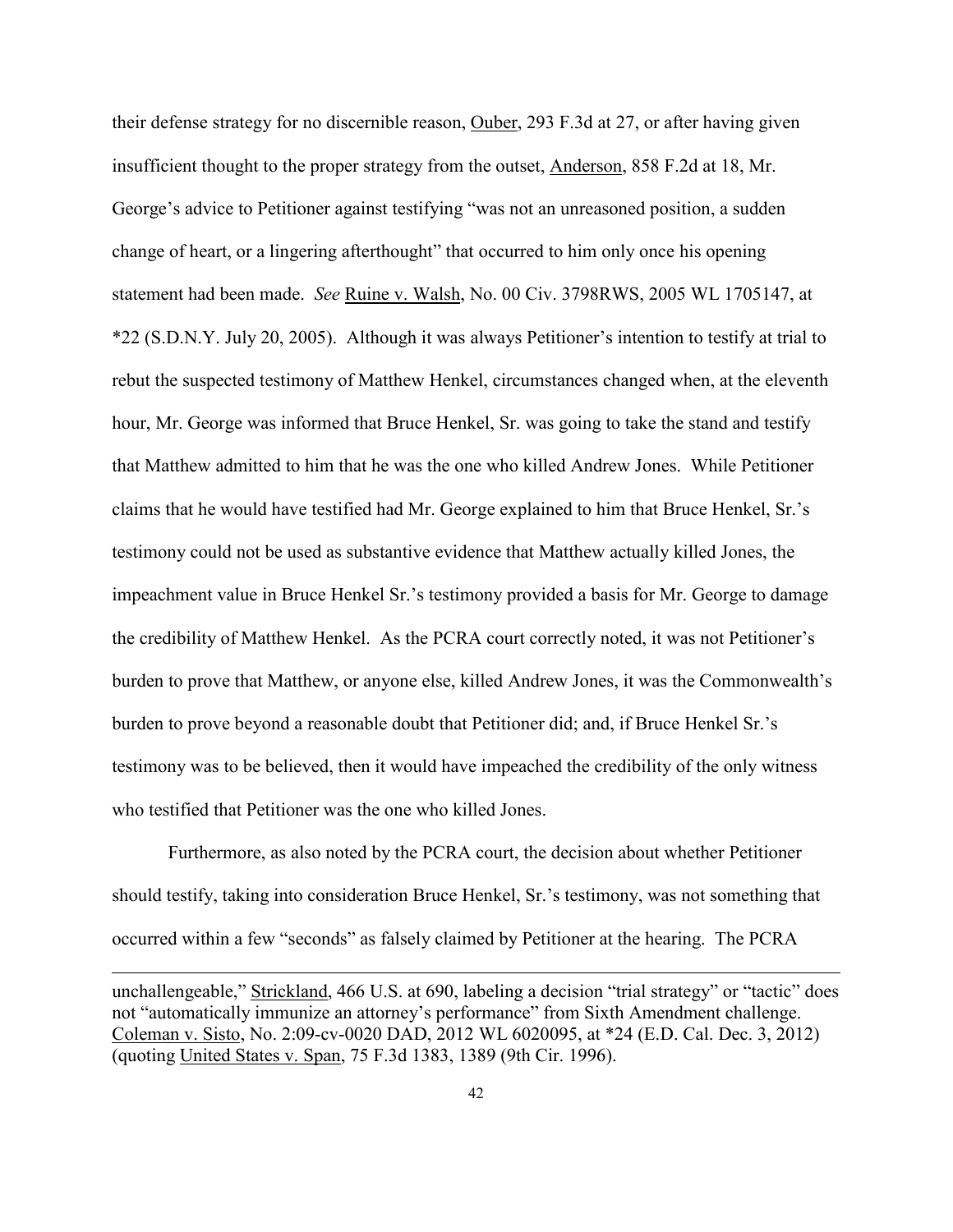their defense strategy for no discernible reason, Ouber, 293 F.3d at 27, or after having given insufficient thought to the proper strategy from the outset, Anderson, 858 F.2d at 18, Mr. George's advice to Petitioner against testifying "was not an unreasoned position, a sudden change of heart, or a lingering afterthought" that occurred to him only once his opening statement had been made. *See* Ruine v. Walsh, No. 00 Civ. 3798RWS, 2005 WL 1705147, at *22 (S.D.N.Y. July 20, 2005). Although it was always Petitioner's intention to testify at trial to rebut the suspected testimony of Matthew Henkel, circumstances changed when, at the eleventh hour, Mr. George was informed that Bruce Henkel, Sr. was going to take the stand and testify that Matthew admitted to him that he was the one who killed Andrew Jones. While Petitioner claims that he would have testified had Mr. George explained to him that Bruce Henkel, Sr.'s testimony could not be used as substantive evidence that Matthew actually killed Jones, the impeachment value in Bruce Henkel Sr.'s testimony provided a basis for Mr. George to damage the credibility of Matthew Henkel. As the PCRA court correctly noted, it was not Petitioner's burden to prove that Matthew, or anyone else, killed Andrew Jones, it was the Commonwealth's burden to prove beyond a reasonable doubt that Petitioner did; and, if Bruce Henkel Sr.'s testimony was to be believed, then it would have impeached the credibility of the only witness who testified that Petitioner was the one who killed Jones.

Furthermore, as also noted by the PCRA court, the decision about whether Petitioner should testify, taking into consideration Bruce Henkel, Sr.'s testimony, was not something that occurred within a few "seconds" as falsely claimed by Petitioner at the hearing. The PCRA

---

unchallengeable," Strickland, 466 U.S. at 690, labeling a decision "trial strategy" or "tactic" does not "automatically immunize an attorney's performance" from Sixth Amendment challenge. Coleman v. Sisto, No. 2:09-cv-0020 DAD, 2012 WL 6020095, at *24 (E.D. Cal. Dec. 3, 2012) (quoting United States v. Span, 75 F.3d 1383, 1389 (9th Cir. 1996).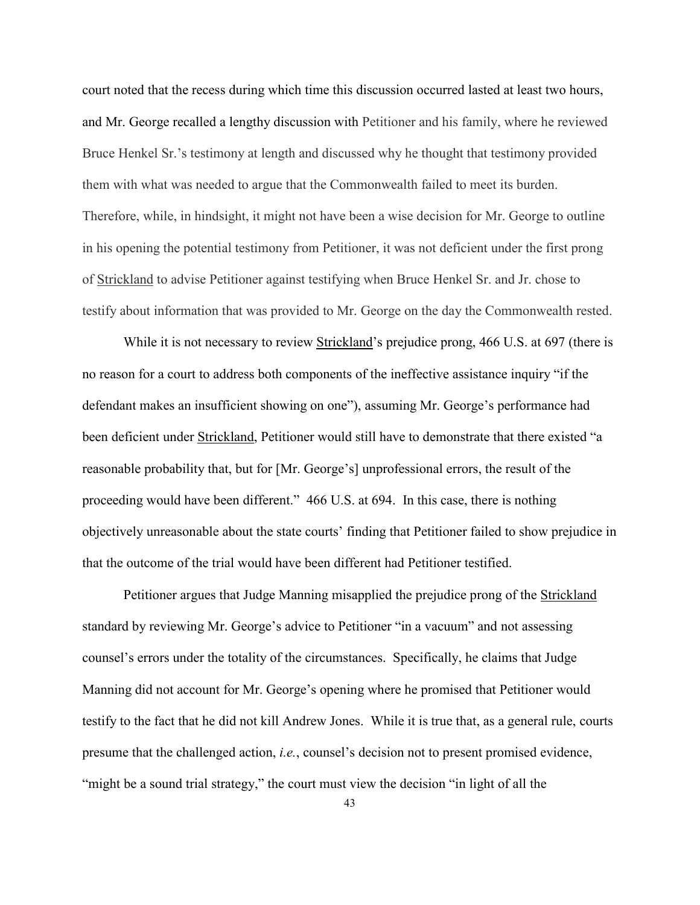court noted that the recess during which time this discussion occurred lasted at least two hours, and Mr. George recalled a lengthy discussion with Petitioner and his family, where he reviewed Bruce Henkel Sr.'s testimony at length and discussed why he thought that testimony provided them with what was needed to argue that the Commonwealth failed to meet its burden. Therefore, while, in hindsight, it might not have been a wise decision for Mr. George to outline in his opening the potential testimony from Petitioner, it was not deficient under the first prong of Strickland to advise Petitioner against testifying when Bruce Henkel Sr. and Jr. chose to testify about information that was provided to Mr. George on the day the Commonwealth rested.

While it is not necessary to review Strickland's prejudice prong, 466 U.S. at 697 (there is no reason for a court to address both components of the ineffective assistance inquiry "if the defendant makes an insufficient showing on one"), assuming Mr. George's performance had been deficient under Strickland, Petitioner would still have to demonstrate that there existed "a reasonable probability that, but for [Mr. George's] unprofessional errors, the result of the proceeding would have been different." 466 U.S. at 694. In this case, there is nothing objectively unreasonable about the state courts' finding that Petitioner failed to show prejudice in that the outcome of the trial would have been different had Petitioner testified.

Petitioner argues that Judge Manning misapplied the prejudice prong of the Strickland standard by reviewing Mr. George's advice to Petitioner "in a vacuum" and not assessing counsel's errors under the totality of the circumstances. Specifically, he claims that Judge Manning did not account for Mr. George's opening where he promised that Petitioner would testify to the fact that he did not kill Andrew Jones. While it is true that, as a general rule, courts presume that the challenged action, *i.e.*, counsel's decision not to present promised evidence, "might be a sound trial strategy," the court must view the decision "in light of all the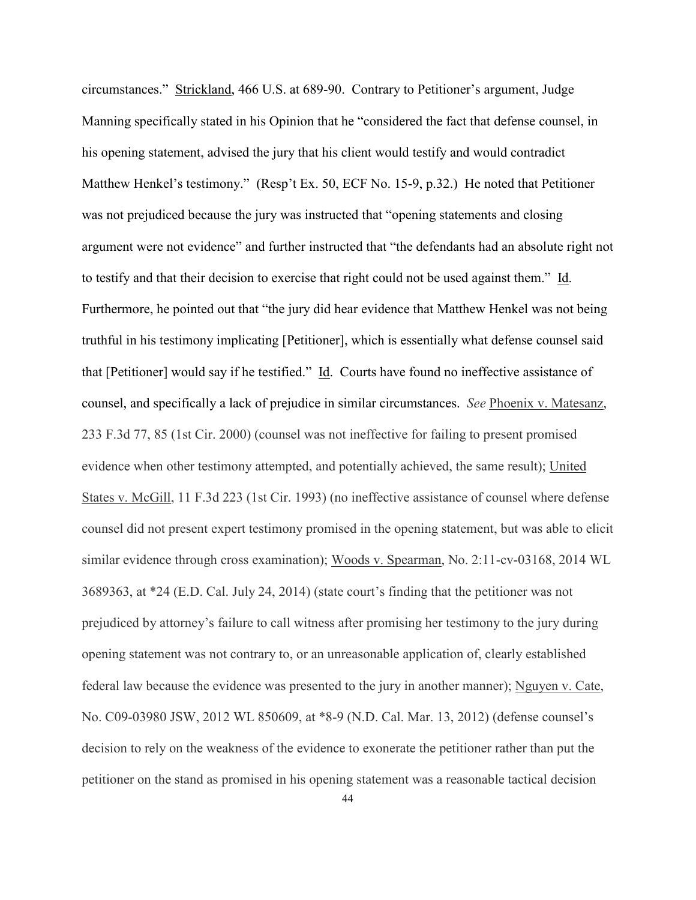circumstances." Strickland, 466 U.S. at 689-90. Contrary to Petitioner's argument, Judge Manning specifically stated in his Opinion that he "considered the fact that defense counsel, in his opening statement, advised the jury that his client would testify and would contradict Matthew Henkel's testimony." (Resp't Ex. 50, ECF No. 15-9, p.32.) He noted that Petitioner was not prejudiced because the jury was instructed that "opening statements and closing argument were not evidence" and further instructed that "the defendants had an absolute right not to testify and that their decision to exercise that right could not be used against them." Id. Furthermore, he pointed out that "the jury did hear evidence that Matthew Henkel was not being truthful in his testimony implicating [Petitioner], which is essentially what defense counsel said that [Petitioner] would say if he testified." Id. Courts have found no ineffective assistance of counsel, and specifically a lack of prejudice in similar circumstances. *See* Phoenix v. Matesanz, 233 F.3d 77, 85 (1st Cir. 2000) (counsel was not ineffective for failing to present promised evidence when other testimony attempted, and potentially achieved, the same result); United States v. McGill, 11 F.3d 223 (1st Cir. 1993) (no ineffective assistance of counsel where defense counsel did not present expert testimony promised in the opening statement, but was able to elicit similar evidence through cross examination); Woods v. Spearman, No. 2:11-cv-03168, 2014 WL 3689363, at *24 (E.D. Cal. July 24, 2014) (state court's finding that the petitioner was not prejudiced by attorney's failure to call witness after promising her testimony to the jury during opening statement was not contrary to, or an unreasonable application of, clearly established federal law because the evidence was presented to the jury in another manner); Nguyen v. Cate, No. C09-03980 JSW, 2012 WL 850609, at *8-9 (N.D. Cal. Mar. 13, 2012) (defense counsel's decision to rely on the weakness of the evidence to exonerate the petitioner rather than put the petitioner on the stand as promised in his opening statement was a reasonable tactical decision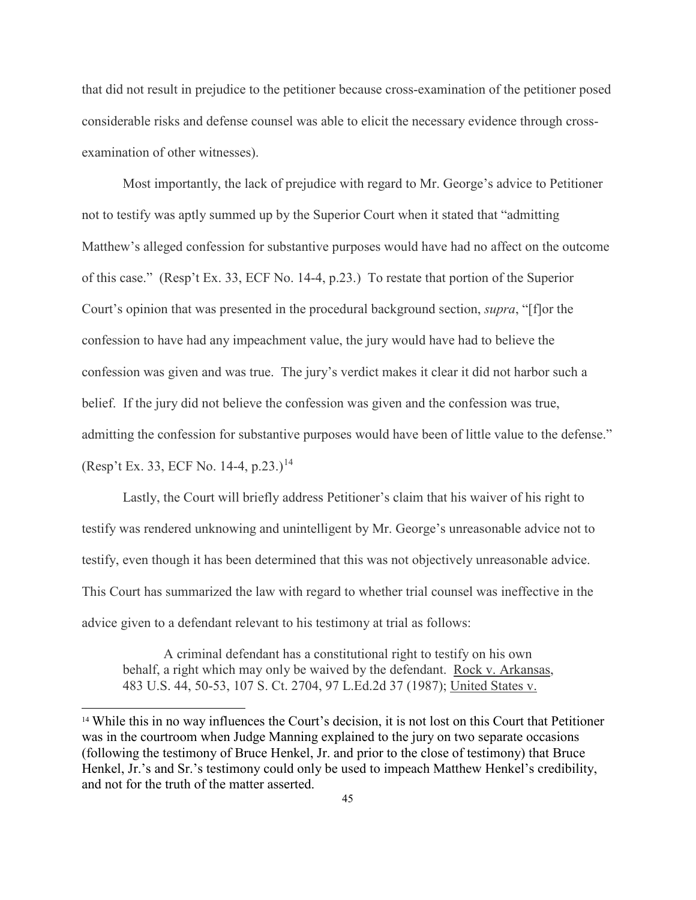that did not result in prejudice to the petitioner because cross-examination of the petitioner posed considerable risks and defense counsel was able to elicit the necessary evidence through cross-examination of other witnesses).

Most importantly, the lack of prejudice with regard to Mr. George's advice to Petitioner not to testify was aptly summed up by the Superior Court when it stated that "admitting Matthew's alleged confession for substantive purposes would have had no affect on the outcome of this case." (Resp't Ex. 33, ECF No. 14-4, p.23.) To restate that portion of the Superior Court's opinion that was presented in the procedural background section, *supra*, "[f]or the confession to have had any impeachment value, the jury would have had to believe the confession was given and was true. The jury's verdict makes it clear it did not harbor such a belief. If the jury did not believe the confession was given and the confession was true, admitting the confession for substantive purposes would have been of little value to the defense." (Resp't Ex. 33, ECF No. 14-4, p.23.)[14]

Lastly, the Court will briefly address Petitioner's claim that his waiver of his right to testify was rendered unknowing and unintelligent by Mr. George's unreasonable advice not to testify, even though it has been determined that this was not objectively unreasonable advice. This Court has summarized the law with regard to whether trial counsel was ineffective in the advice given to a defendant relevant to his testimony at trial as follows:

> A criminal defendant has a constitutional right to testify on his own behalf, a right which may only be waived by the defendant. Rock v. Arkansas, 483 U.S. 44, 50-53, 107 S. Ct. 2704, 97 L.Ed.2d 37 (1987); United States v.

[14] While this in no way influences the Court's decision, it is not lost on this Court that Petitioner was in the courtroom when Judge Manning explained to the jury on two separate occasions (following the testimony of Bruce Henkel, Jr. and prior to the close of testimony) that Bruce Henkel, Jr.'s and Sr.'s testimony could only be used to impeach Matthew Henkel's credibility, and not for the truth of the matter asserted.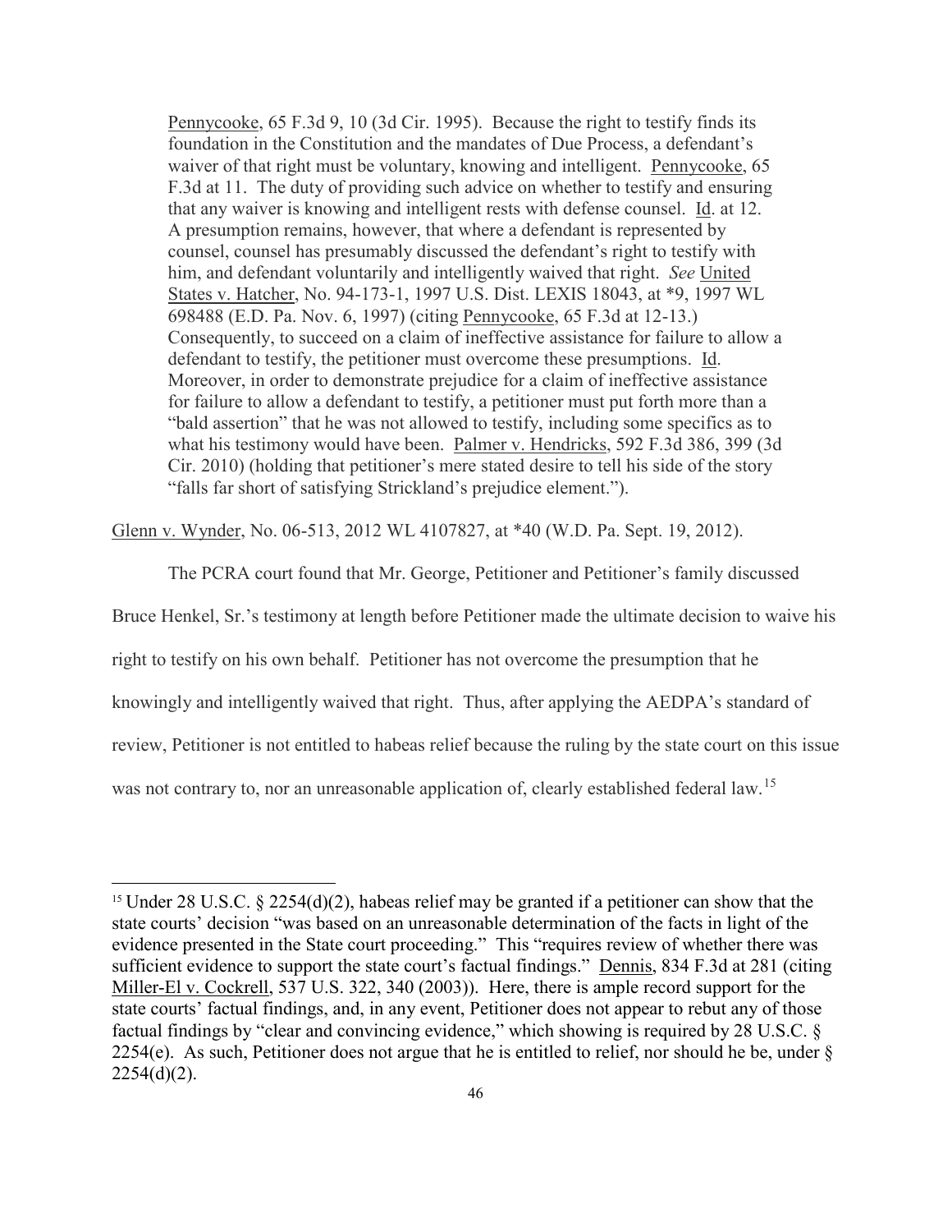> Pennycooke, 65 F.3d 9, 10 (3d Cir. 1995). Because the right to testify finds its foundation in the Constitution and the mandates of Due Process, a defendant's waiver of that right must be voluntary, knowing and intelligent. Pennycooke, 65 F.3d at 11. The duty of providing such advice on whether to testify and ensuring that any waiver is knowing and intelligent rests with defense counsel. Id. at 12. A presumption remains, however, that where a defendant is represented by counsel, counsel has presumably discussed the defendant's right to testify with him, and defendant voluntarily and intelligently waived that right. *See* United States v. Hatcher, No. 94-173-1, 1997 U.S. Dist. LEXIS 18043, at *9, 1997 WL 698488 (E.D. Pa. Nov. 6, 1997) (citing Pennycooke, 65 F.3d at 12-13.) Consequently, to succeed on a claim of ineffective assistance for failure to allow a defendant to testify, the petitioner must overcome these presumptions. Id. Moreover, in order to demonstrate prejudice for a claim of ineffective assistance for failure to allow a defendant to testify, a petitioner must put forth more than a "bald assertion" that he was not allowed to testify, including some specifics as to what his testimony would have been. Palmer v. Hendricks, 592 F.3d 386, 399 (3d Cir. 2010) (holding that petitioner's mere stated desire to tell his side of the story "falls far short of satisfying Strickland's prejudice element.").

Glenn v. Wynder, No. 06-513, 2012 WL 4107827, at *40 (W.D. Pa. Sept. 19, 2012).

The PCRA court found that Mr. George, Petitioner and Petitioner's family discussed Bruce Henkel, Sr.'s testimony at length before Petitioner made the ultimate decision to waive his right to testify on his own behalf. Petitioner has not overcome the presumption that he knowingly and intelligently waived that right. Thus, after applying the AEDPA's standard of review, Petitioner is not entitled to habeas relief because the ruling by the state court on this issue was not contrary to, nor an unreasonable application of, clearly established federal law.[15]

---

[15] Under 28 U.S.C. § 2254(d)(2), habeas relief may be granted if a petitioner can show that the state courts' decision "was based on an unreasonable determination of the facts in light of the evidence presented in the State court proceeding." This "requires review of whether there was sufficient evidence to support the state court's factual findings." Dennis, 834 F.3d at 281 (citing Miller-El v. Cockrell, 537 U.S. 322, 340 (2003)). Here, there is ample record support for the state courts' factual findings, and, in any event, Petitioner does not appear to rebut any of those factual findings by "clear and convincing evidence," which showing is required by 28 U.S.C. § 2254(e). As such, Petitioner does not argue that he is entitled to relief, nor should he be, under § 2254(d)(2).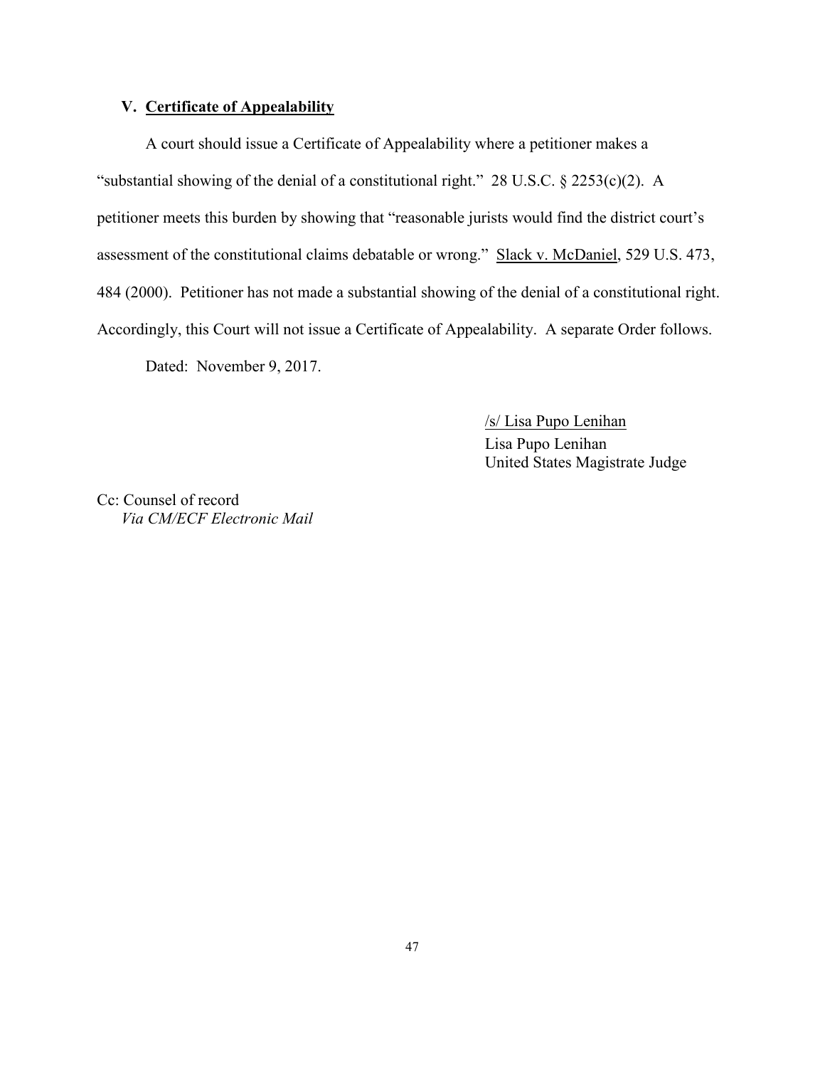## V. Certificate of Appealability

A court should issue a Certificate of Appealability where a petitioner makes a "substantial showing of the denial of a constitutional right." 28 U.S.C. § 2253(c)(2). A petitioner meets this burden by showing that "reasonable jurists would find the district court's assessment of the constitutional claims debatable or wrong." Slack v. McDaniel, 529 U.S. 473, 484 (2000). Petitioner has not made a substantial showing of the denial of a constitutional right. Accordingly, this Court will not issue a Certificate of Appealability. A separate Order follows.

Dated: November 9, 2017.

/s/ Lisa Pupo Lenihan
Lisa Pupo Lenihan
United States Magistrate Judge

Cc: Counsel of record
*Via CM/ECF Electronic Mail*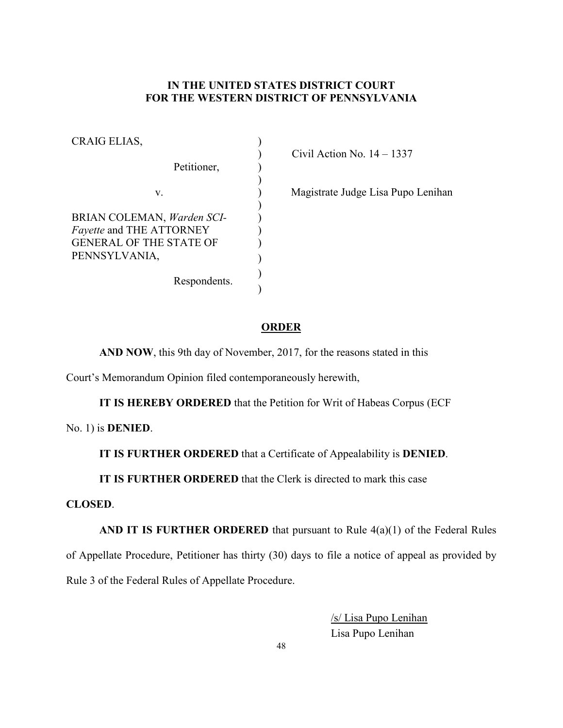**IN THE UNITED STATES DISTRICT COURT**
**FOR THE WESTERN DISTRICT OF PENNSYLVANIA**

| | | |
|---|---|---|
| CRAIG ELIAS, | ) | |
| | ) | Civil Action No. 14 – 1337 |
| Petitioner, | ) | |
| | ) | |
| v. | ) | Magistrate Judge Lisa Pupo Lenihan |
| | ) | |
| BRIAN COLEMAN, *Warden SCI-Fayette* and THE ATTORNEY GENERAL OF THE STATE OF PENNSYLVANIA, | ) | |
| | ) | |
| Respondents. | ) | |

**ORDER**

**AND NOW**, this 9th day of November, 2017, for the reasons stated in this Court's Memorandum Opinion filed contemporaneously herewith,

**IT IS HEREBY ORDERED** that the Petition for Writ of Habeas Corpus (ECF No. 1) is **DENIED**.

**IT IS FURTHER ORDERED** that a Certificate of Appealability is **DENIED**.

**IT IS FURTHER ORDERED** that the Clerk is directed to mark this case **CLOSED**.

**AND IT IS FURTHER ORDERED** that pursuant to Rule 4(a)(1) of the Federal Rules of Appellate Procedure, Petitioner has thirty (30) days to file a notice of appeal as provided by Rule 3 of the Federal Rules of Appellate Procedure.

/s/ Lisa Pupo Lenihan
Lisa Pupo Lenihan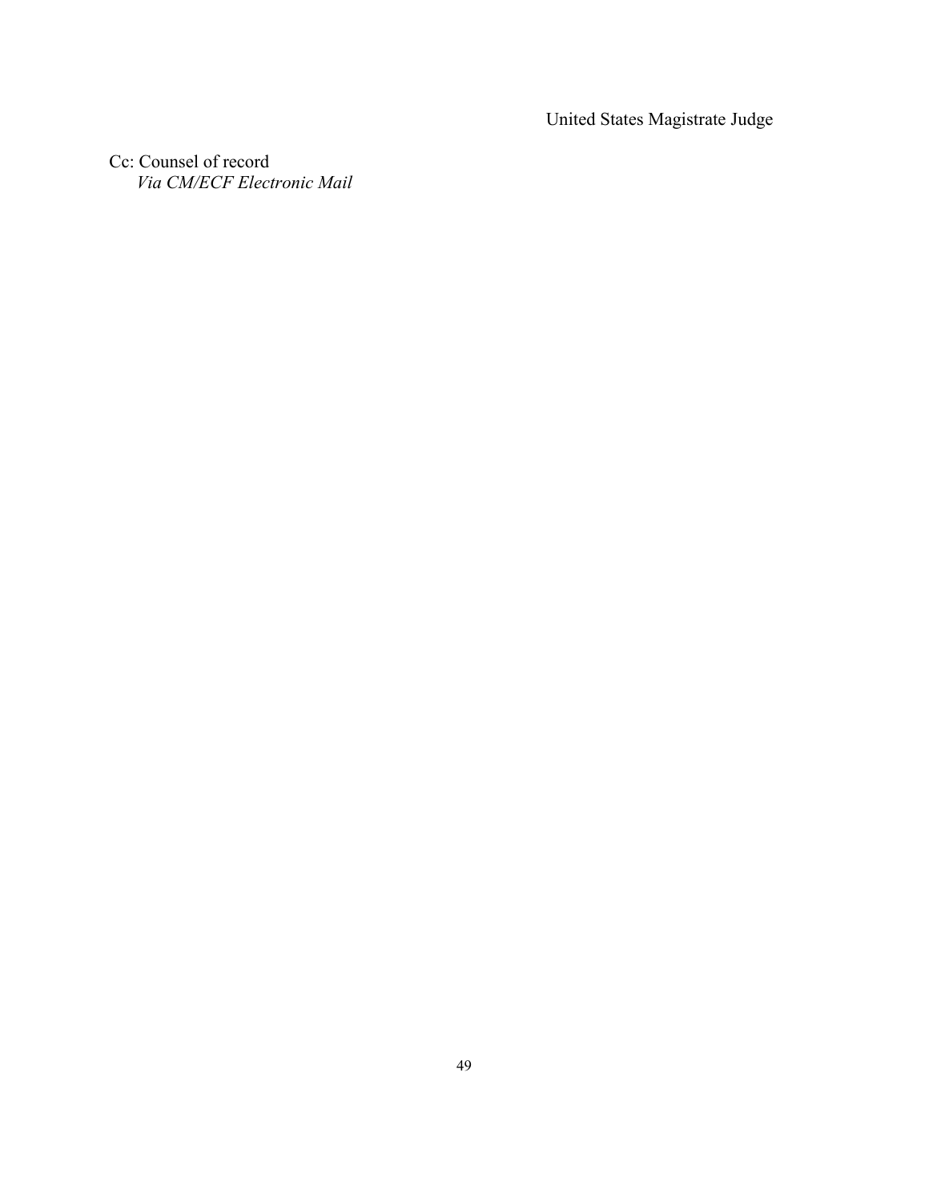United States Magistrate Judge

Cc: Counsel of record
*Via CM/ECF Electronic Mail*